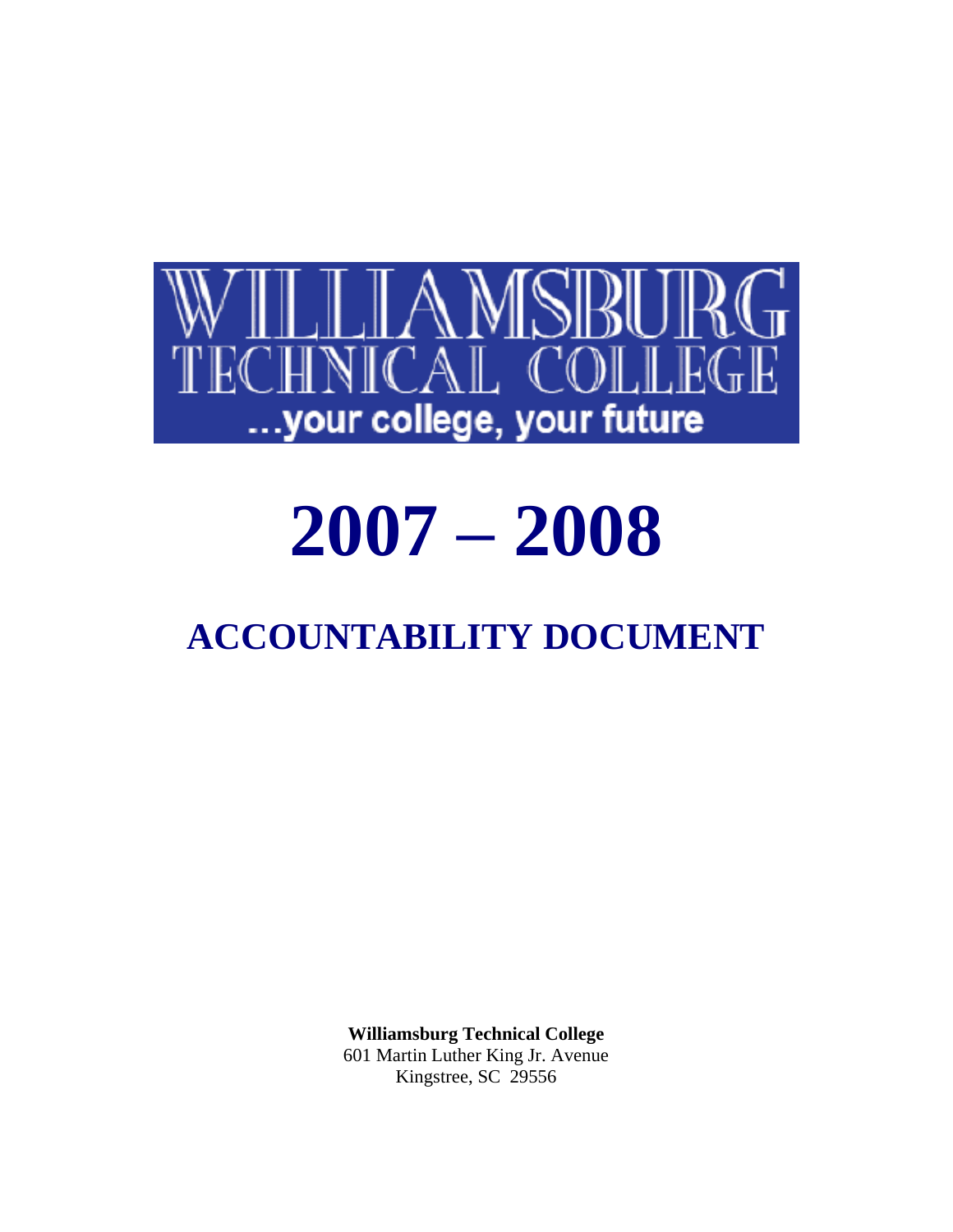# WILLIAMSBURG TECHNICAL COLLEGE

...your college, your future

# 2007 – 2008

## ACCOUNTABILITY DOCUMENT

**Williamsburg Technical College**
601 Martin Luther King Jr. Avenue
Kingstree, SC 29556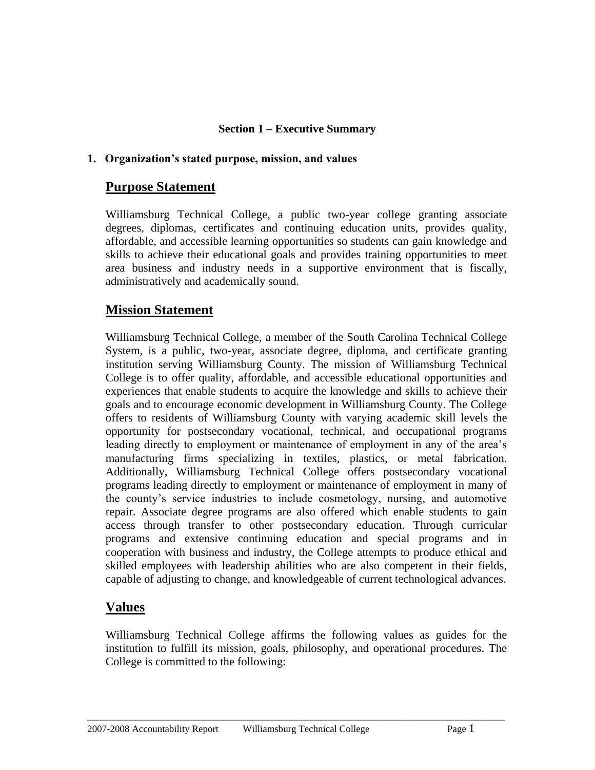## Section 1 – Executive Summary

**1. Organization's stated purpose, mission, and values**

### Purpose Statement

Williamsburg Technical College, a public two-year college granting associate degrees, diplomas, certificates and continuing education units, provides quality, affordable, and accessible learning opportunities so students can gain knowledge and skills to achieve their educational goals and provides training opportunities to meet area business and industry needs in a supportive environment that is fiscally, administratively and academically sound.

### Mission Statement

Williamsburg Technical College, a member of the South Carolina Technical College System, is a public, two-year, associate degree, diploma, and certificate granting institution serving Williamsburg County. The mission of Williamsburg Technical College is to offer quality, affordable, and accessible educational opportunities and experiences that enable students to acquire the knowledge and skills to achieve their goals and to encourage economic development in Williamsburg County. The College offers to residents of Williamsburg County with varying academic skill levels the opportunity for postsecondary vocational, technical, and occupational programs leading directly to employment or maintenance of employment in any of the area's manufacturing firms specializing in textiles, plastics, or metal fabrication. Additionally, Williamsburg Technical College offers postsecondary vocational programs leading directly to employment or maintenance of employment in many of the county's service industries to include cosmetology, nursing, and automotive repair. Associate degree programs are also offered which enable students to gain access through transfer to other postsecondary education. Through curricular programs and extensive continuing education and special programs and in cooperation with business and industry, the College attempts to produce ethical and skilled employees with leadership abilities who are also competent in their fields, capable of adjusting to change, and knowledgeable of current technological advances.

### Values

Williamsburg Technical College affirms the following values as guides for the institution to fulfill its mission, goals, philosophy, and operational procedures. The College is committed to the following: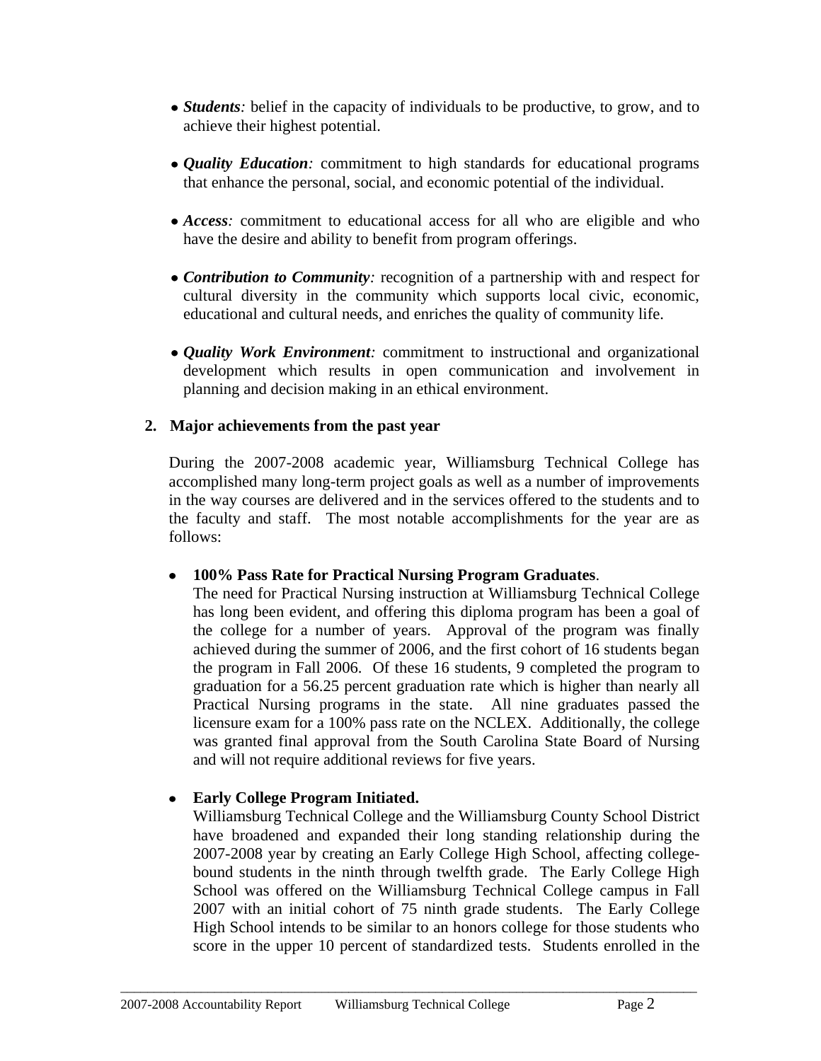- ***Students**:* belief in the capacity of individuals to be productive, to grow, and to achieve their highest potential.

- ***Quality Education**:* commitment to high standards for educational programs that enhance the personal, social, and economic potential of the individual.

- ***Access**:* commitment to educational access for all who are eligible and who have the desire and ability to benefit from program offerings.

- ***Contribution to Community**:* recognition of a partnership with and respect for cultural diversity in the community which supports local civic, economic, educational and cultural needs, and enriches the quality of community life.

- ***Quality Work Environment**:* commitment to instructional and organizational development which results in open communication and involvement in planning and decision making in an ethical environment.

**2. Major achievements from the past year**

During the 2007-2008 academic year, Williamsburg Technical College has accomplished many long-term project goals as well as a number of improvements in the way courses are delivered and in the services offered to the students and to the faculty and staff. The most notable accomplishments for the year are as follows:

- **100% Pass Rate for Practical Nursing Program Graduates**.
  The need for Practical Nursing instruction at Williamsburg Technical College has long been evident, and offering this diploma program has been a goal of the college for a number of years. Approval of the program was finally achieved during the summer of 2006, and the first cohort of 16 students began the program in Fall 2006. Of these 16 students, 9 completed the program to graduation for a 56.25 percent graduation rate which is higher than nearly all Practical Nursing programs in the state. All nine graduates passed the licensure exam for a 100% pass rate on the NCLEX. Additionally, the college was granted final approval from the South Carolina State Board of Nursing and will not require additional reviews for five years.

- **Early College Program Initiated.**
  Williamsburg Technical College and the Williamsburg County School District have broadened and expanded their long standing relationship during the 2007-2008 year by creating an Early College High School, affecting college-bound students in the ninth through twelfth grade. The Early College High School was offered on the Williamsburg Technical College campus in Fall 2007 with an initial cohort of 75 ninth grade students. The Early College High School intends to be similar to an honors college for those students who score in the upper 10 percent of standardized tests. Students enrolled in the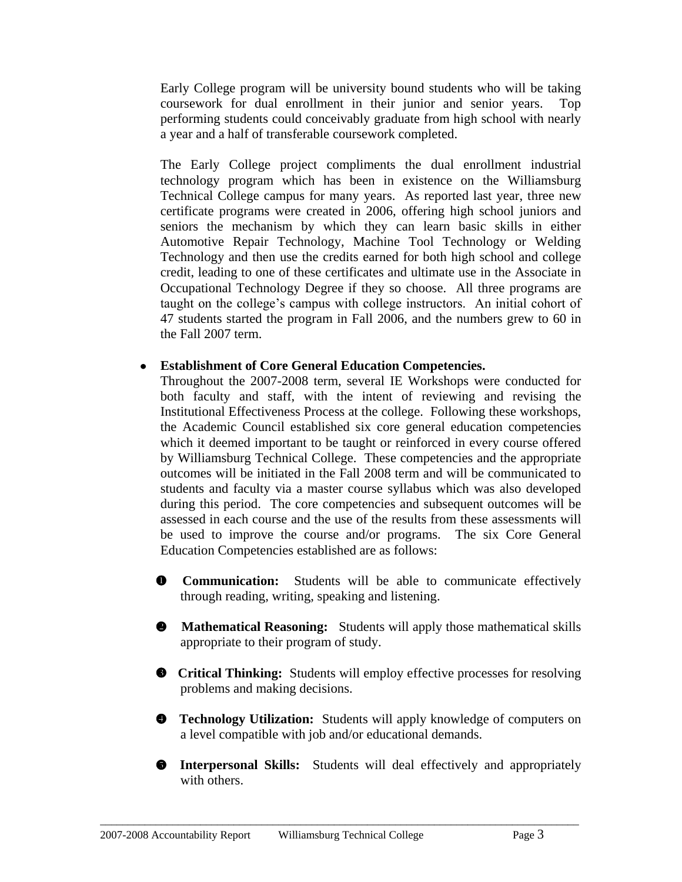Early College program will be university bound students who will be taking coursework for dual enrollment in their junior and senior years. Top performing students could conceivably graduate from high school with nearly a year and a half of transferable coursework completed.

The Early College project compliments the dual enrollment industrial technology program which has been in existence on the Williamsburg Technical College campus for many years. As reported last year, three new certificate programs were created in 2006, offering high school juniors and seniors the mechanism by which they can learn basic skills in either Automotive Repair Technology, Machine Tool Technology or Welding Technology and then use the credits earned for both high school and college credit, leading to one of these certificates and ultimate use in the Associate in Occupational Technology Degree if they so choose. All three programs are taught on the college's campus with college instructors. An initial cohort of 47 students started the program in Fall 2006, and the numbers grew to 60 in the Fall 2007 term.

- **Establishment of Core General Education Competencies.**
  Throughout the 2007-2008 term, several IE Workshops were conducted for both faculty and staff, with the intent of reviewing and revising the Institutional Effectiveness Process at the college. Following these workshops, the Academic Council established six core general education competencies which it deemed important to be taught or reinforced in every course offered by Williamsburg Technical College. These competencies and the appropriate outcomes will be initiated in the Fall 2008 term and will be communicated to students and faculty via a master course syllabus which was also developed during this period. The core competencies and subsequent outcomes will be assessed in each course and the use of the results from these assessments will be used to improve the course and/or programs. The six Core General Education Competencies established are as follows:

  ❶ **Communication:** Students will be able to communicate effectively through reading, writing, speaking and listening.

  ❷ **Mathematical Reasoning:** Students will apply those mathematical skills appropriate to their program of study.

  ❸ **Critical Thinking:** Students will employ effective processes for resolving problems and making decisions.

  ❹ **Technology Utilization:** Students will apply knowledge of computers on a level compatible with job and/or educational demands.

  ❺ **Interpersonal Skills:** Students will deal effectively and appropriately with others.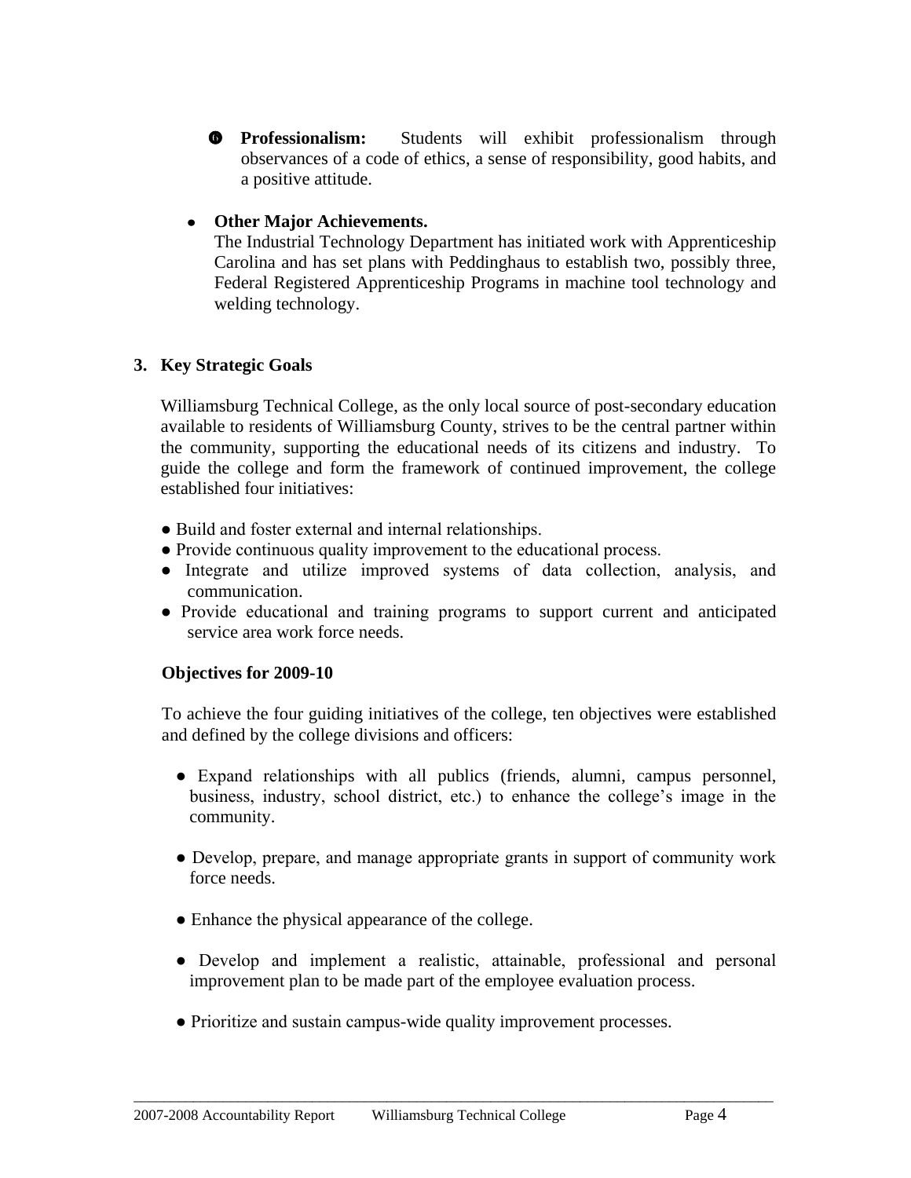- ❻ **Professionalism:** Students will exhibit professionalism through observances of a code of ethics, a sense of responsibility, good habits, and a positive attitude.

- **Other Major Achievements.**
  The Industrial Technology Department has initiated work with Apprenticeship Carolina and has set plans with Peddinghaus to establish two, possibly three, Federal Registered Apprenticeship Programs in machine tool technology and welding technology.

## 3. Key Strategic Goals

Williamsburg Technical College, as the only local source of post-secondary education available to residents of Williamsburg County, strives to be the central partner within the community, supporting the educational needs of its citizens and industry. To guide the college and form the framework of continued improvement, the college established four initiatives:

- Build and foster external and internal relationships.
- Provide continuous quality improvement to the educational process.
- Integrate and utilize improved systems of data collection, analysis, and communication.
- Provide educational and training programs to support current and anticipated service area work force needs.

**Objectives for 2009-10**

To achieve the four guiding initiatives of the college, ten objectives were established and defined by the college divisions and officers:

- Expand relationships with all publics (friends, alumni, campus personnel, business, industry, school district, etc.) to enhance the college's image in the community.

- Develop, prepare, and manage appropriate grants in support of community work force needs.

- Enhance the physical appearance of the college.

- Develop and implement a realistic, attainable, professional and personal improvement plan to be made part of the employee evaluation process.

- Prioritize and sustain campus-wide quality improvement processes.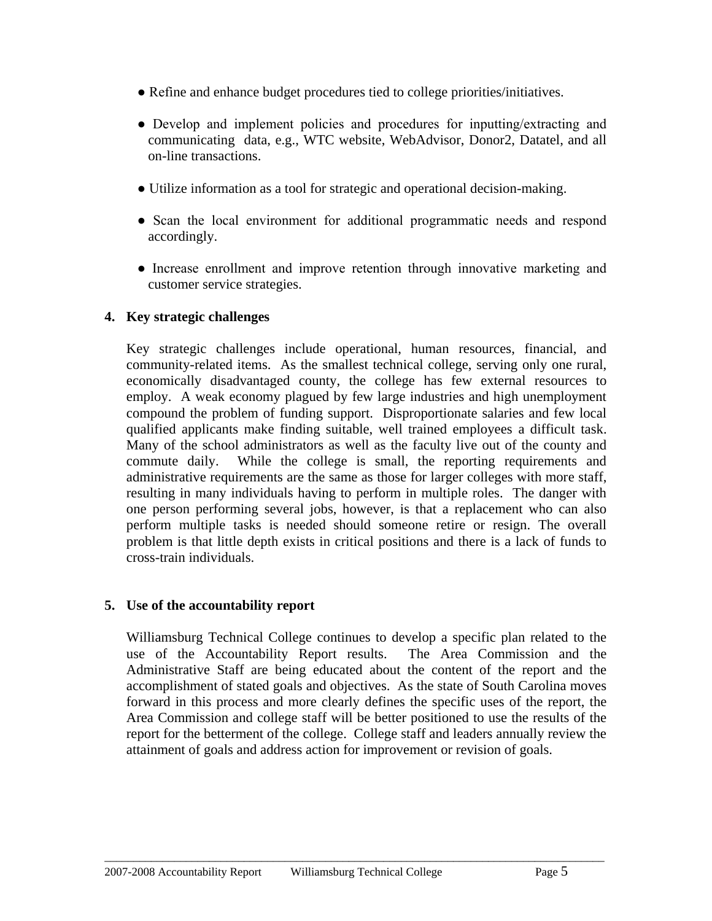- Refine and enhance budget procedures tied to college priorities/initiatives.

- Develop and implement policies and procedures for inputting/extracting and communicating data, e.g., WTC website, WebAdvisor, Donor2, Datatel, and all on-line transactions.

- Utilize information as a tool for strategic and operational decision-making.

- Scan the local environment for additional programmatic needs and respond accordingly.

- Increase enrollment and improve retention through innovative marketing and customer service strategies.

**4. Key strategic challenges**

Key strategic challenges include operational, human resources, financial, and community-related items. As the smallest technical college, serving only one rural, economically disadvantaged county, the college has few external resources to employ. A weak economy plagued by few large industries and high unemployment compound the problem of funding support. Disproportionate salaries and few local qualified applicants make finding suitable, well trained employees a difficult task. Many of the school administrators as well as the faculty live out of the county and commute daily. While the college is small, the reporting requirements and administrative requirements are the same as those for larger colleges with more staff, resulting in many individuals having to perform in multiple roles. The danger with one person performing several jobs, however, is that a replacement who can also perform multiple tasks is needed should someone retire or resign. The overall problem is that little depth exists in critical positions and there is a lack of funds to cross-train individuals.

**5. Use of the accountability report**

Williamsburg Technical College continues to develop a specific plan related to the use of the Accountability Report results. The Area Commission and the Administrative Staff are being educated about the content of the report and the accomplishment of stated goals and objectives. As the state of South Carolina moves forward in this process and more clearly defines the specific uses of the report, the Area Commission and college staff will be better positioned to use the results of the report for the betterment of the college. College staff and leaders annually review the attainment of goals and address action for improvement or revision of goals.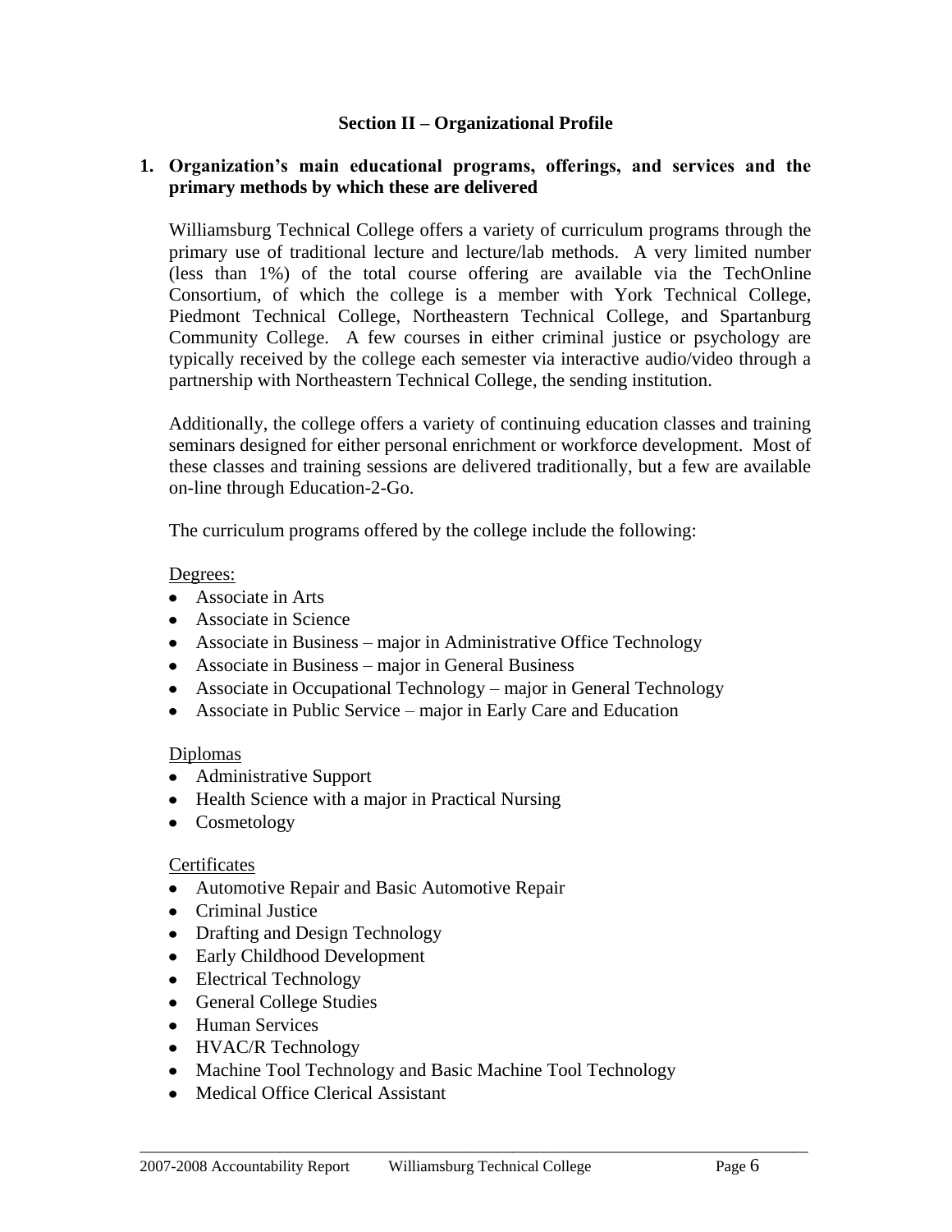## Section II – Organizational Profile

### 1. Organization's main educational programs, offerings, and services and the primary methods by which these are delivered

Williamsburg Technical College offers a variety of curriculum programs through the primary use of traditional lecture and lecture/lab methods. A very limited number (less than 1%) of the total course offering are available via the TechOnline Consortium, of which the college is a member with York Technical College, Piedmont Technical College, Northeastern Technical College, and Spartanburg Community College. A few courses in either criminal justice or psychology are typically received by the college each semester via interactive audio/video through a partnership with Northeastern Technical College, the sending institution.

Additionally, the college offers a variety of continuing education classes and training seminars designed for either personal enrichment or workforce development. Most of these classes and training sessions are delivered traditionally, but a few are available on-line through Education-2-Go.

The curriculum programs offered by the college include the following:

Degrees:

- Associate in Arts
- Associate in Science
- Associate in Business – major in Administrative Office Technology
- Associate in Business – major in General Business
- Associate in Occupational Technology – major in General Technology
- Associate in Public Service – major in Early Care and Education

Diplomas

- Administrative Support
- Health Science with a major in Practical Nursing
- Cosmetology

Certificates

- Automotive Repair and Basic Automotive Repair
- Criminal Justice
- Drafting and Design Technology
- Early Childhood Development
- Electrical Technology
- General College Studies
- Human Services
- HVAC/R Technology
- Machine Tool Technology and Basic Machine Tool Technology
- Medical Office Clerical Assistant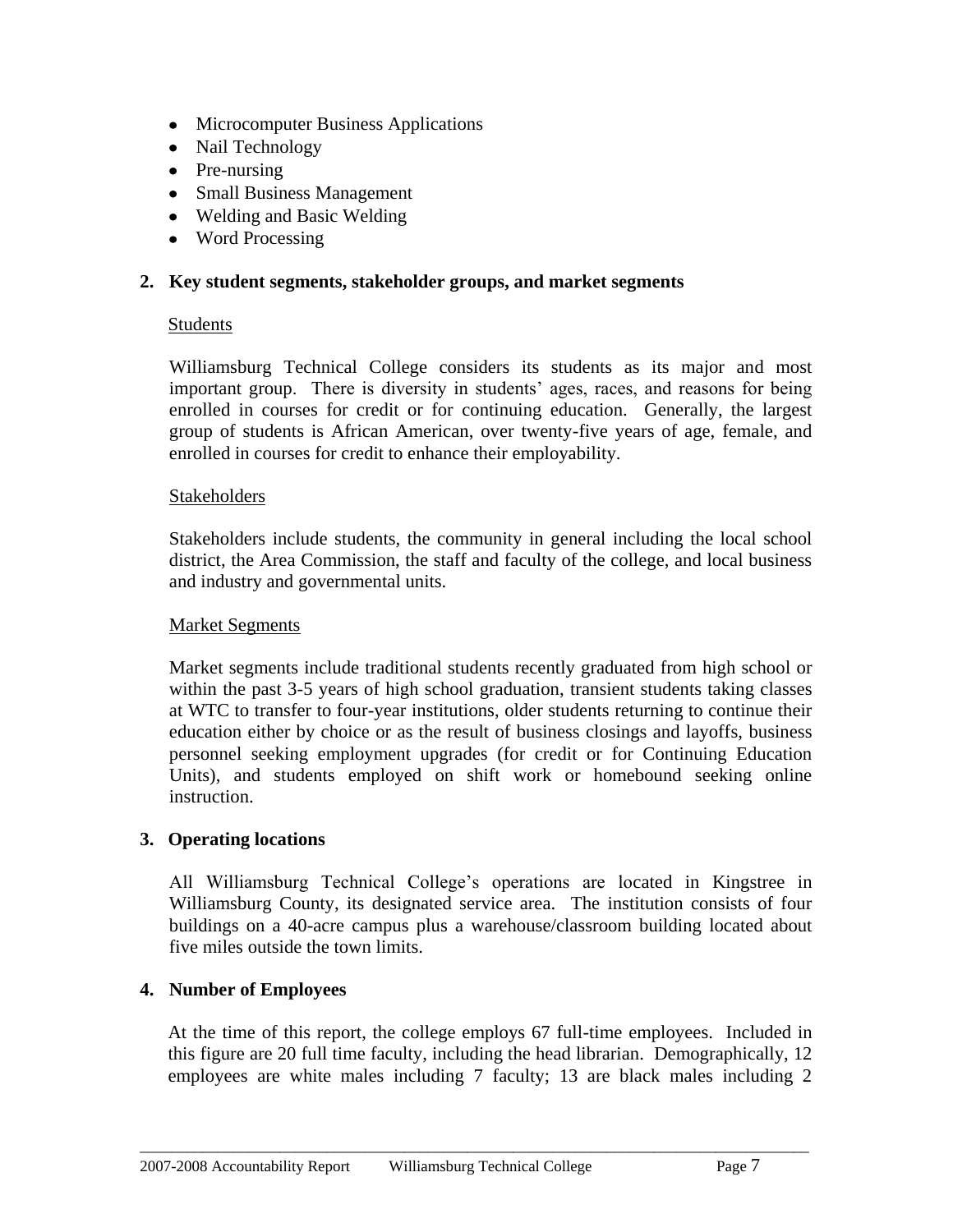- Microcomputer Business Applications
- Nail Technology
- Pre-nursing
- Small Business Management
- Welding and Basic Welding
- Word Processing

**2. Key student segments, stakeholder groups, and market segments**

Students

Williamsburg Technical College considers its students as its major and most important group. There is diversity in students' ages, races, and reasons for being enrolled in courses for credit or for continuing education. Generally, the largest group of students is African American, over twenty-five years of age, female, and enrolled in courses for credit to enhance their employability.

Stakeholders

Stakeholders include students, the community in general including the local school district, the Area Commission, the staff and faculty of the college, and local business and industry and governmental units.

Market Segments

Market segments include traditional students recently graduated from high school or within the past 3-5 years of high school graduation, transient students taking classes at WTC to transfer to four-year institutions, older students returning to continue their education either by choice or as the result of business closings and layoffs, business personnel seeking employment upgrades (for credit or for Continuing Education Units), and students employed on shift work or homebound seeking online instruction.

**3. Operating locations**

All Williamsburg Technical College's operations are located in Kingstree in Williamsburg County, its designated service area. The institution consists of four buildings on a 40-acre campus plus a warehouse/classroom building located about five miles outside the town limits.

**4. Number of Employees**

At the time of this report, the college employs 67 full-time employees. Included in this figure are 20 full time faculty, including the head librarian. Demographically, 12 employees are white males including 7 faculty; 13 are black males including 2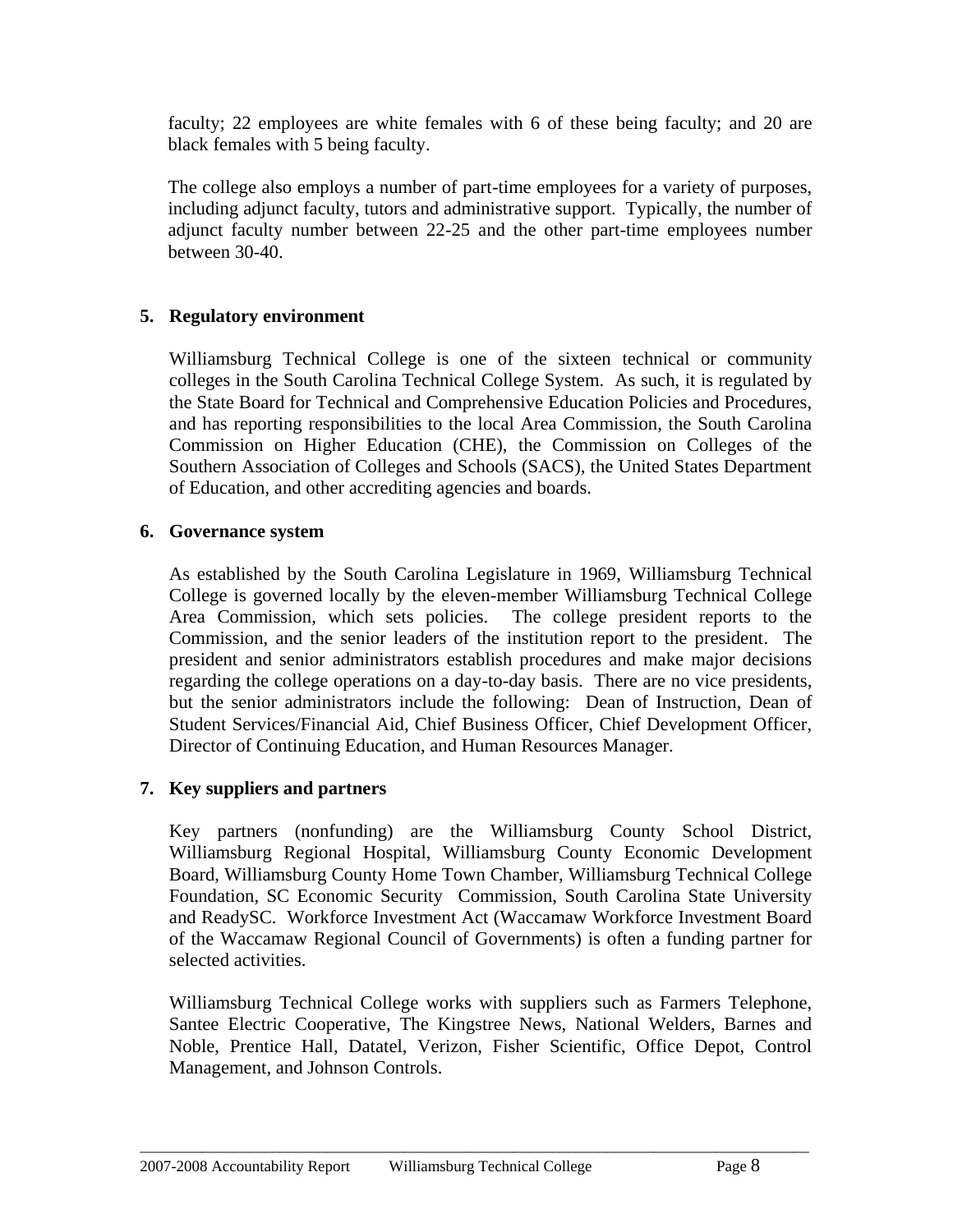faculty; 22 employees are white females with 6 of these being faculty; and 20 are black females with 5 being faculty.

The college also employs a number of part-time employees for a variety of purposes, including adjunct faculty, tutors and administrative support. Typically, the number of adjunct faculty number between 22-25 and the other part-time employees number between 30-40.

**5. Regulatory environment**

Williamsburg Technical College is one of the sixteen technical or community colleges in the South Carolina Technical College System. As such, it is regulated by the State Board for Technical and Comprehensive Education Policies and Procedures, and has reporting responsibilities to the local Area Commission, the South Carolina Commission on Higher Education (CHE), the Commission on Colleges of the Southern Association of Colleges and Schools (SACS), the United States Department of Education, and other accrediting agencies and boards.

**6. Governance system**

As established by the South Carolina Legislature in 1969, Williamsburg Technical College is governed locally by the eleven-member Williamsburg Technical College Area Commission, which sets policies. The college president reports to the Commission, and the senior leaders of the institution report to the president. The president and senior administrators establish procedures and make major decisions regarding the college operations on a day-to-day basis. There are no vice presidents, but the senior administrators include the following: Dean of Instruction, Dean of Student Services/Financial Aid, Chief Business Officer, Chief Development Officer, Director of Continuing Education, and Human Resources Manager.

**7. Key suppliers and partners**

Key partners (nonfunding) are the Williamsburg County School District, Williamsburg Regional Hospital, Williamsburg County Economic Development Board, Williamsburg County Home Town Chamber, Williamsburg Technical College Foundation, SC Economic Security Commission, South Carolina State University and ReadySC. Workforce Investment Act (Waccamaw Workforce Investment Board of the Waccamaw Regional Council of Governments) is often a funding partner for selected activities.

Williamsburg Technical College works with suppliers such as Farmers Telephone, Santee Electric Cooperative, The Kingstree News, National Welders, Barnes and Noble, Prentice Hall, Datatel, Verizon, Fisher Scientific, Office Depot, Control Management, and Johnson Controls.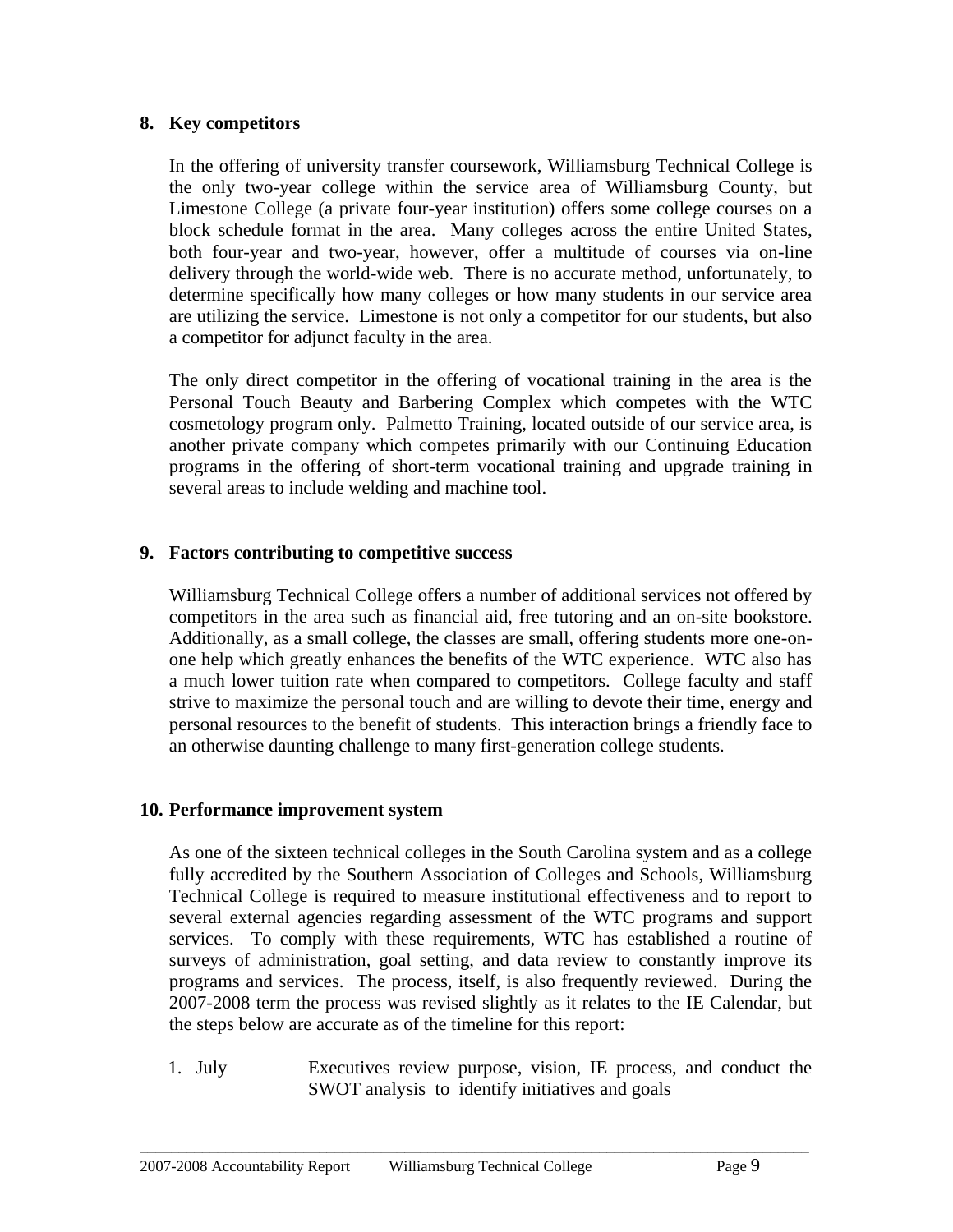## 8. Key competitors

In the offering of university transfer coursework, Williamsburg Technical College is the only two-year college within the service area of Williamsburg County, but Limestone College (a private four-year institution) offers some college courses on a block schedule format in the area. Many colleges across the entire United States, both four-year and two-year, however, offer a multitude of courses via on-line delivery through the world-wide web. There is no accurate method, unfortunately, to determine specifically how many colleges or how many students in our service area are utilizing the service. Limestone is not only a competitor for our students, but also a competitor for adjunct faculty in the area.

The only direct competitor in the offering of vocational training in the area is the Personal Touch Beauty and Barbering Complex which competes with the WTC cosmetology program only. Palmetto Training, located outside of our service area, is another private company which competes primarily with our Continuing Education programs in the offering of short-term vocational training and upgrade training in several areas to include welding and machine tool.

## 9. Factors contributing to competitive success

Williamsburg Technical College offers a number of additional services not offered by competitors in the area such as financial aid, free tutoring and an on-site bookstore. Additionally, as a small college, the classes are small, offering students more one-on-one help which greatly enhances the benefits of the WTC experience. WTC also has a much lower tuition rate when compared to competitors. College faculty and staff strive to maximize the personal touch and are willing to devote their time, energy and personal resources to the benefit of students. This interaction brings a friendly face to an otherwise daunting challenge to many first-generation college students.

## 10. Performance improvement system

As one of the sixteen technical colleges in the South Carolina system and as a college fully accredited by the Southern Association of Colleges and Schools, Williamsburg Technical College is required to measure institutional effectiveness and to report to several external agencies regarding assessment of the WTC programs and support services. To comply with these requirements, WTC has established a routine of surveys of administration, goal setting, and data review to constantly improve its programs and services. The process, itself, is also frequently reviewed. During the 2007-2008 term the process was revised slightly as it relates to the IE Calendar, but the steps below are accurate as of the timeline for this report:

1. July — Executives review purpose, vision, IE process, and conduct the SWOT analysis to identify initiatives and goals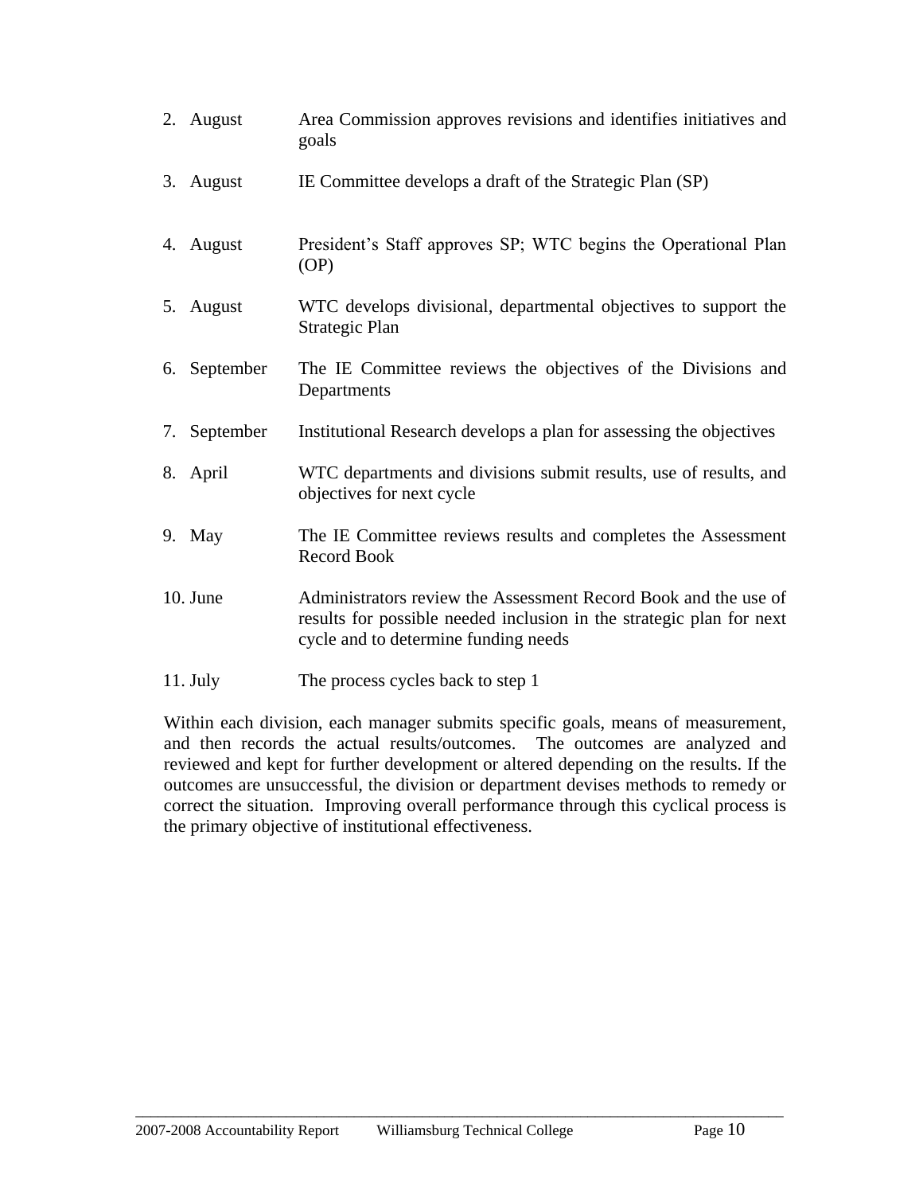2. August — Area Commission approves revisions and identifies initiatives and goals

3. August — IE Committee develops a draft of the Strategic Plan (SP)

4. August — President's Staff approves SP; WTC begins the Operational Plan (OP)

5. August — WTC develops divisional, departmental objectives to support the Strategic Plan

6. September — The IE Committee reviews the objectives of the Divisions and Departments

7. September — Institutional Research develops a plan for assessing the objectives

8. April — WTC departments and divisions submit results, use of results, and objectives for next cycle

9. May — The IE Committee reviews results and completes the Assessment Record Book

10. June — Administrators review the Assessment Record Book and the use of results for possible needed inclusion in the strategic plan for next cycle and to determine funding needs

11. July — The process cycles back to step 1

Within each division, each manager submits specific goals, means of measurement, and then records the actual results/outcomes. The outcomes are analyzed and reviewed and kept for further development or altered depending on the results. If the outcomes are unsuccessful, the division or department devises methods to remedy or correct the situation. Improving overall performance through this cyclical process is the primary objective of institutional effectiveness.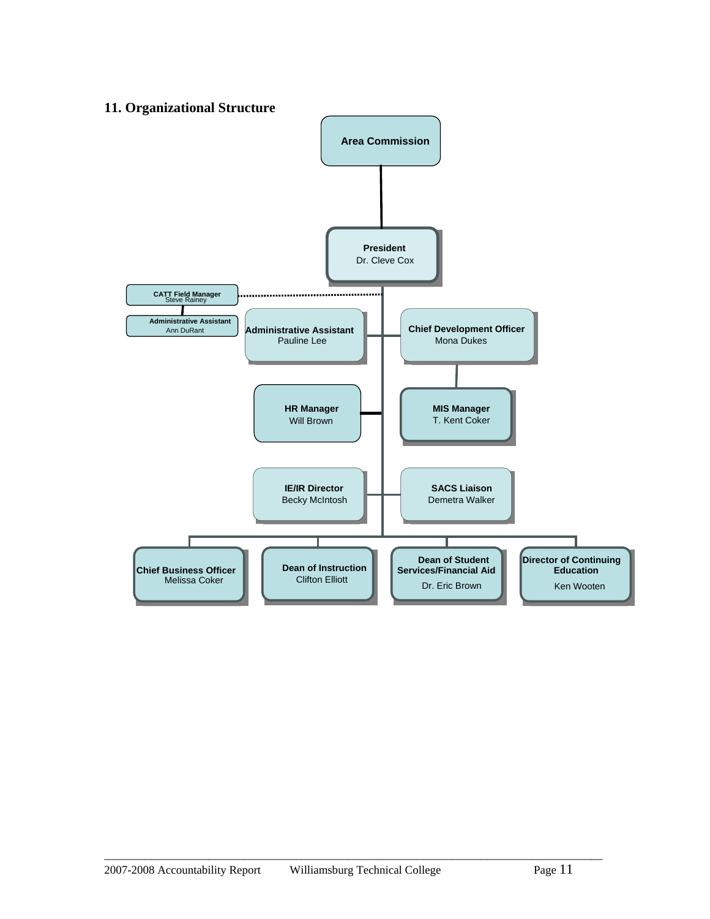## 11. Organizational Structure

- **Area Commission**
  - **President** – Dr. Cleve Cox
    - **CATT Field Manager** – Steve Rainey (dotted line)
      - **Administrative Assistant** – Ann DuRant
    - **Administrative Assistant** – Pauline Lee
    - **Chief Development Officer** – Mona Dukes
      - **MIS Manager** – T. Kent Coker
    - **HR Manager** – Will Brown
    - **IE/IR Director** – Becky McIntosh
    - **SACS Liaison** – Demetra Walker
    - **Chief Business Officer** – Melissa Coker
    - **Dean of Instruction** – Clifton Elliott
    - **Dean of Student Services/Financial Aid** – Dr. Eric Brown
    - **Director of Continuing Education** – Ken Wooten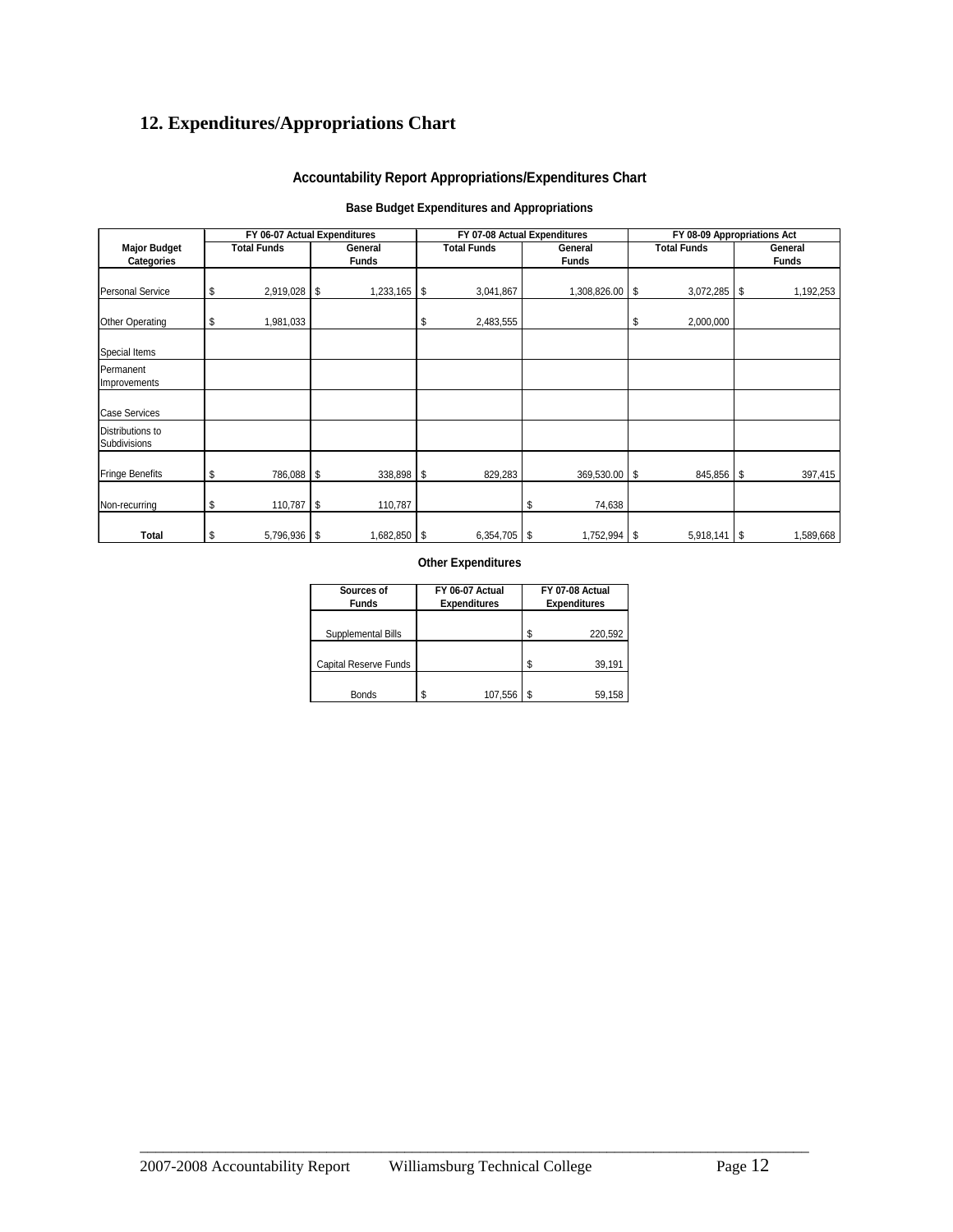## 12. Expenditures/Appropriations Chart

### Accountability Report Appropriations/Expenditures Chart

#### Base Budget Expenditures and Appropriations

| Major Budget Categories | FY 06-07 Actual Expenditures | | FY 07-08 Actual Expenditures | | FY 08-09 Appropriations Act | |
|---|---|---|---|---|---|---|
| | Total Funds | General Funds | Total Funds | General Funds | Total Funds | General Funds |
| Personal Service | $ 2,919,028 | $ 1,233,165 | $ 3,041,867 | 1,308,826.00 | $ 3,072,285 | $ 1,192,253 |
| Other Operating | $ 1,981,033 | | $ 2,483,555 | | $ 2,000,000 | |
| Special Items | | | | | | |
| Permanent Improvements | | | | | | |
| Case Services | | | | | | |
| Distributions to Subdivisions | | | | | | |
| Fringe Benefits | $ 786,088 | $ 338,898 | $ 829,283 | 369,530.00 | $ 845,856 | $ 397,415 |
| Non-recurring | $ 110,787 | $ 110,787 | | $ 74,638 | | |
| **Total** | $ 5,796,936 | $ 1,682,850 | $ 6,354,705 | $ 1,752,994 | $ 5,918,141 | $ 1,589,668 |

#### Other Expenditures

| Sources of Funds | FY 06-07 Actual Expenditures | FY 07-08 Actual Expenditures |
|---|---|---|
| Supplemental Bills | | $ 220,592 |
| Capital Reserve Funds | | $ 39,191 |
| Bonds | $ 107,556 | $ 59,158 |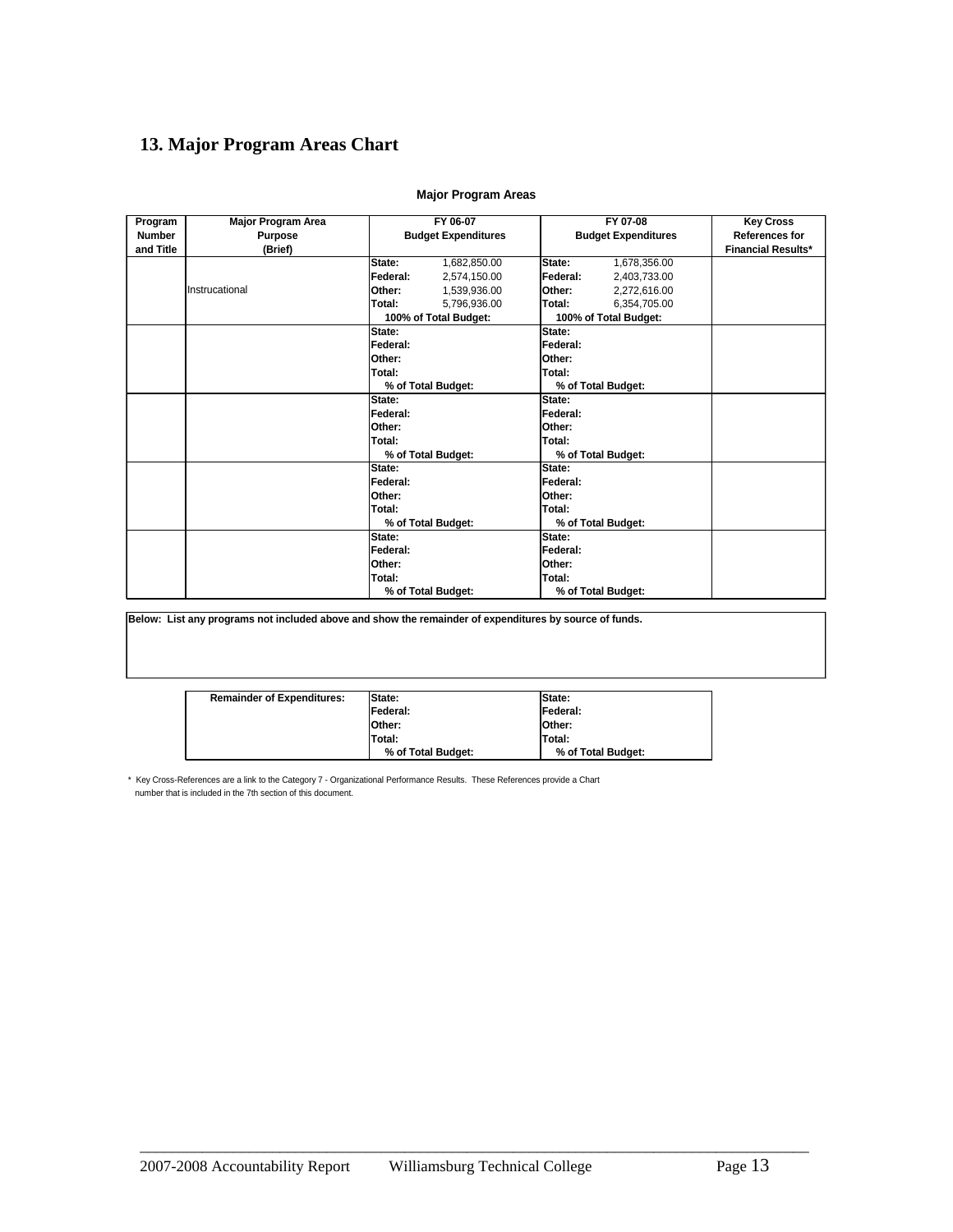## 13. Major Program Areas Chart

**Major Program Areas**

| Program Number and Title | Major Program Area Purpose (Brief) | FY 06-07 Budget Expenditures | FY 07-08 Budget Expenditures | Key Cross References for Financial Results* |
|---|---|---|---|---|
| | Instrucational | **State:** 1,682,850.00<br>**Federal:** 2,574,150.00<br>**Other:** 1,539,936.00<br>**Total:** 5,796,936.00<br>**100% of Total Budget:** | **State:** 1,678,356.00<br>**Federal:** 2,403,733.00<br>**Other:** 2,272,616.00<br>**Total:** 6,354,705.00<br>**100% of Total Budget:** | |
| | | **State:**<br>**Federal:**<br>**Other:**<br>**Total:**<br>**% of Total Budget:** | **State:**<br>**Federal:**<br>**Other:**<br>**Total:**<br>**% of Total Budget:** | |
| | | **State:**<br>**Federal:**<br>**Other:**<br>**Total:**<br>**% of Total Budget:** | **State:**<br>**Federal:**<br>**Other:**<br>**Total:**<br>**% of Total Budget:** | |
| | | **State:**<br>**Federal:**<br>**Other:**<br>**Total:**<br>**% of Total Budget:** | **State:**<br>**Federal:**<br>**Other:**<br>**Total:**<br>**% of Total Budget:** | |
| | | **State:**<br>**Federal:**<br>**Other:**<br>**Total:**<br>**% of Total Budget:** | **State:**<br>**Federal:**<br>**Other:**<br>**Total:**<br>**% of Total Budget:** | |

**Below: List any programs not included above and show the remainder of expenditures by source of funds.**

| Remainder of Expenditures: | | |
|---|---|---|
| | **State:**<br>**Federal:**<br>**Other:**<br>**Total:**<br>**% of Total Budget:** | **State:**<br>**Federal:**<br>**Other:**<br>**Total:**<br>**% of Total Budget:** |

\* Key Cross-References are a link to the Category 7 - Organizational Performance Results. These References provide a Chart number that is included in the 7th section of this document.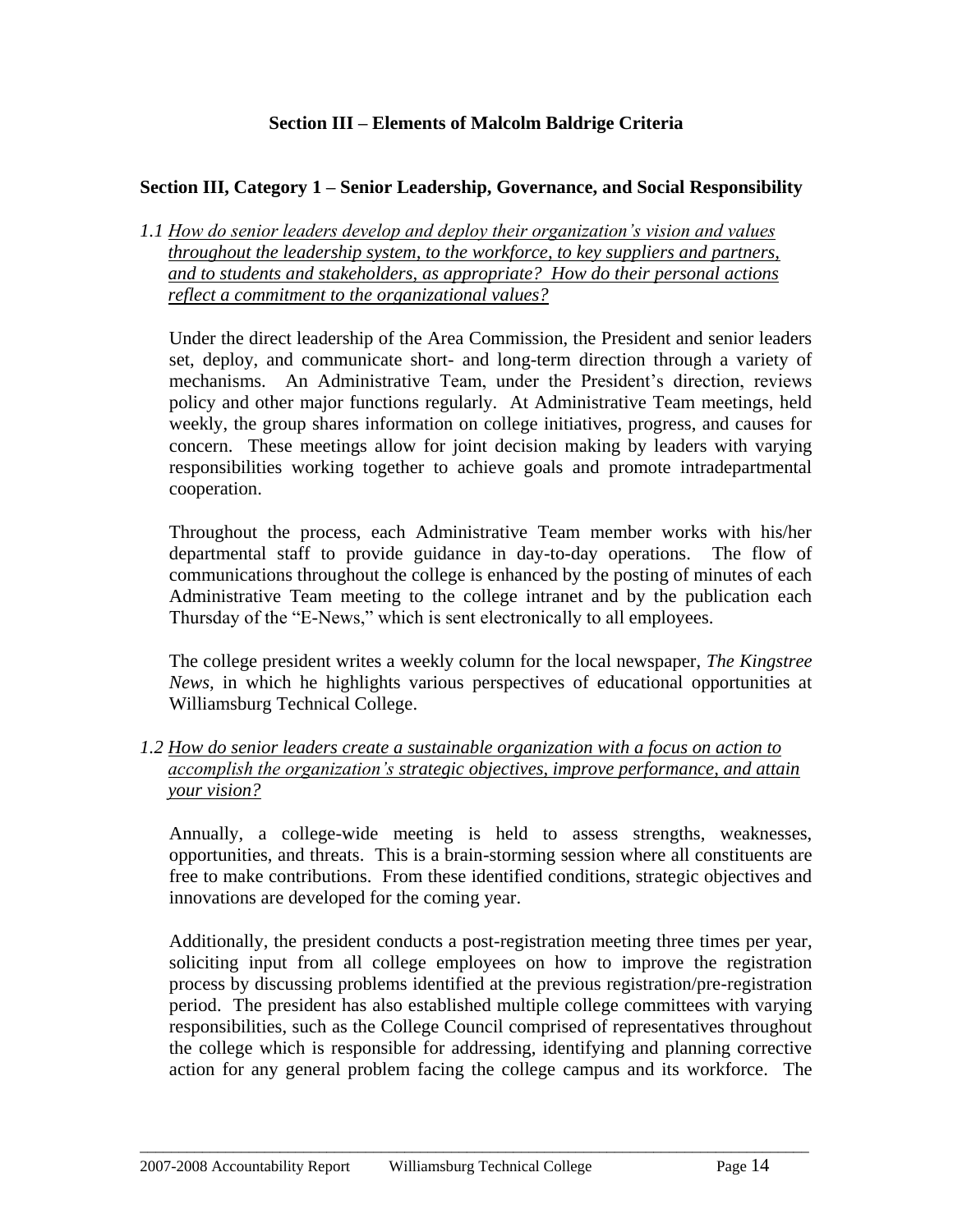## Section III – Elements of Malcolm Baldrige Criteria

### Section III, Category 1 – Senior Leadership, Governance, and Social Responsibility

*1.1 How do senior leaders develop and deploy their organization's vision and values throughout the leadership system, to the workforce, to key suppliers and partners, and to students and stakeholders, as appropriate? How do their personal actions reflect a commitment to the organizational values?*

Under the direct leadership of the Area Commission, the President and senior leaders set, deploy, and communicate short- and long-term direction through a variety of mechanisms. An Administrative Team, under the President's direction, reviews policy and other major functions regularly. At Administrative Team meetings, held weekly, the group shares information on college initiatives, progress, and causes for concern. These meetings allow for joint decision making by leaders with varying responsibilities working together to achieve goals and promote intradepartmental cooperation.

Throughout the process, each Administrative Team member works with his/her departmental staff to provide guidance in day-to-day operations. The flow of communications throughout the college is enhanced by the posting of minutes of each Administrative Team meeting to the college intranet and by the publication each Thursday of the "E-News," which is sent electronically to all employees.

The college president writes a weekly column for the local newspaper, *The Kingstree News,* in which he highlights various perspectives of educational opportunities at Williamsburg Technical College.

*1.2 How do senior leaders create a sustainable organization with a focus on action to accomplish the organization's strategic objectives, improve performance, and attain your vision?*

Annually, a college-wide meeting is held to assess strengths, weaknesses, opportunities, and threats. This is a brain-storming session where all constituents are free to make contributions. From these identified conditions, strategic objectives and innovations are developed for the coming year.

Additionally, the president conducts a post-registration meeting three times per year, soliciting input from all college employees on how to improve the registration process by discussing problems identified at the previous registration/pre-registration period. The president has also established multiple college committees with varying responsibilities, such as the College Council comprised of representatives throughout the college which is responsible for addressing, identifying and planning corrective action for any general problem facing the college campus and its workforce. The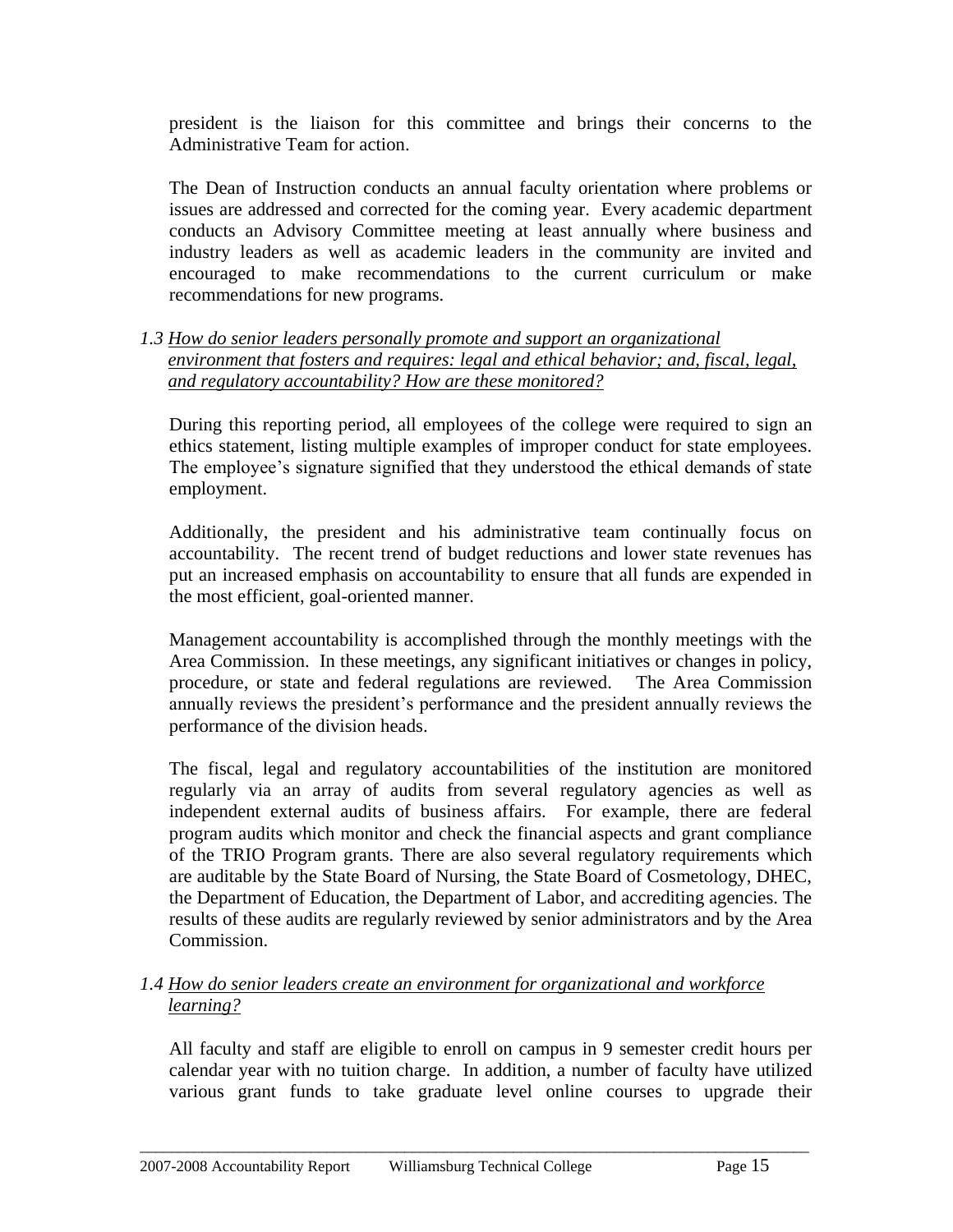president is the liaison for this committee and brings their concerns to the Administrative Team for action.

The Dean of Instruction conducts an annual faculty orientation where problems or issues are addressed and corrected for the coming year. Every academic department conducts an Advisory Committee meeting at least annually where business and industry leaders as well as academic leaders in the community are invited and encouraged to make recommendations to the current curriculum or make recommendations for new programs.

*1.3 How do senior leaders personally promote and support an organizational environment that fosters and requires: legal and ethical behavior; and, fiscal, legal, and regulatory accountability? How are these monitored?*

During this reporting period, all employees of the college were required to sign an ethics statement, listing multiple examples of improper conduct for state employees. The employee's signature signified that they understood the ethical demands of state employment.

Additionally, the president and his administrative team continually focus on accountability. The recent trend of budget reductions and lower state revenues has put an increased emphasis on accountability to ensure that all funds are expended in the most efficient, goal-oriented manner.

Management accountability is accomplished through the monthly meetings with the Area Commission. In these meetings, any significant initiatives or changes in policy, procedure, or state and federal regulations are reviewed. The Area Commission annually reviews the president's performance and the president annually reviews the performance of the division heads.

The fiscal, legal and regulatory accountabilities of the institution are monitored regularly via an array of audits from several regulatory agencies as well as independent external audits of business affairs. For example, there are federal program audits which monitor and check the financial aspects and grant compliance of the TRIO Program grants. There are also several regulatory requirements which are auditable by the State Board of Nursing, the State Board of Cosmetology, DHEC, the Department of Education, the Department of Labor, and accrediting agencies. The results of these audits are regularly reviewed by senior administrators and by the Area Commission.

*1.4 How do senior leaders create an environment for organizational and workforce learning?*

All faculty and staff are eligible to enroll on campus in 9 semester credit hours per calendar year with no tuition charge. In addition, a number of faculty have utilized various grant funds to take graduate level online courses to upgrade their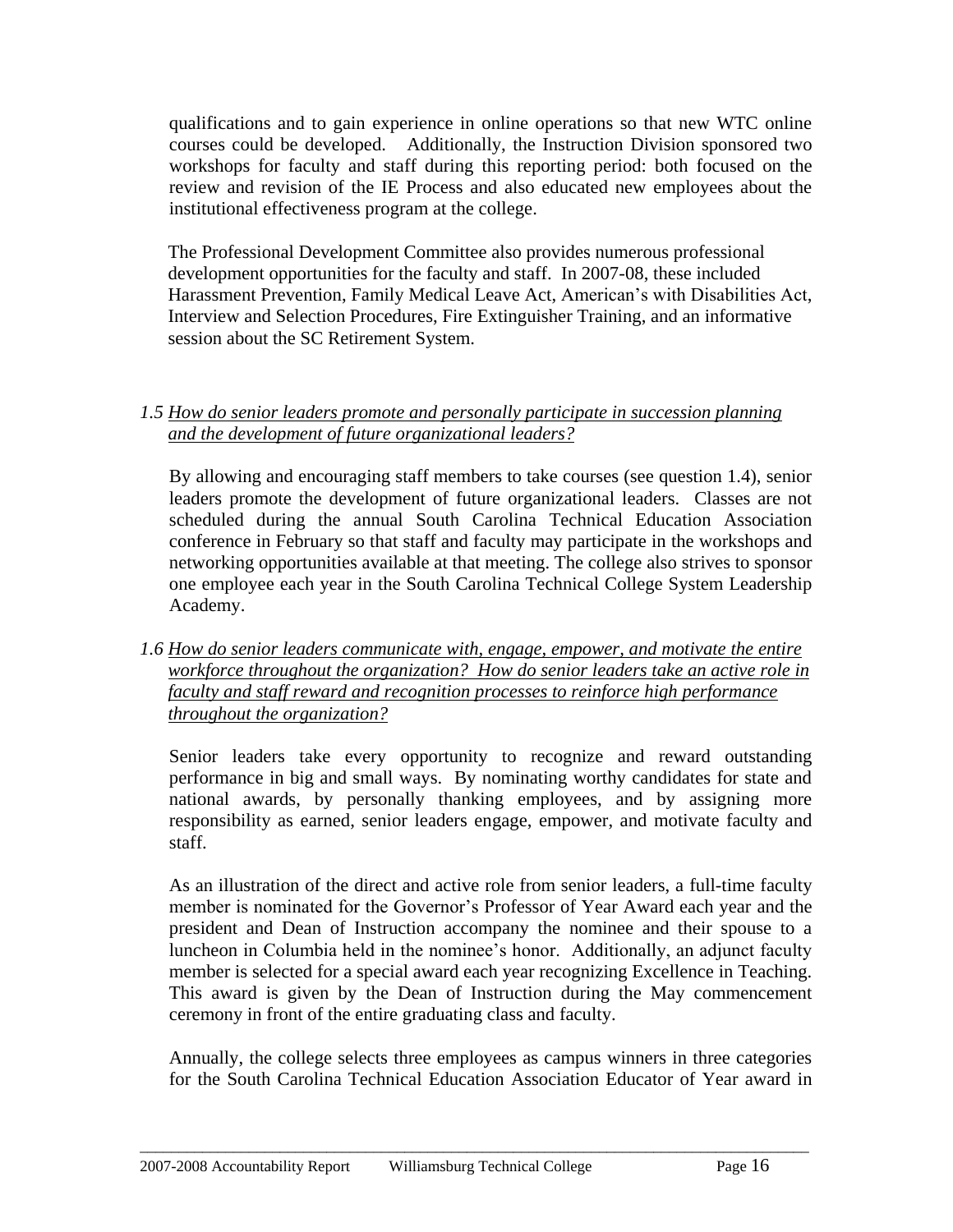qualifications and to gain experience in online operations so that new WTC online courses could be developed. Additionally, the Instruction Division sponsored two workshops for faculty and staff during this reporting period: both focused on the review and revision of the IE Process and also educated new employees about the institutional effectiveness program at the college.

The Professional Development Committee also provides numerous professional development opportunities for the faculty and staff. In 2007-08, these included Harassment Prevention, Family Medical Leave Act, American's with Disabilities Act, Interview and Selection Procedures, Fire Extinguisher Training, and an informative session about the SC Retirement System.

*1.5 How do senior leaders promote and personally participate in succession planning and the development of future organizational leaders?*

By allowing and encouraging staff members to take courses (see question 1.4), senior leaders promote the development of future organizational leaders. Classes are not scheduled during the annual South Carolina Technical Education Association conference in February so that staff and faculty may participate in the workshops and networking opportunities available at that meeting. The college also strives to sponsor one employee each year in the South Carolina Technical College System Leadership Academy.

*1.6 How do senior leaders communicate with, engage, empower, and motivate the entire workforce throughout the organization? How do senior leaders take an active role in faculty and staff reward and recognition processes to reinforce high performance throughout the organization?*

Senior leaders take every opportunity to recognize and reward outstanding performance in big and small ways. By nominating worthy candidates for state and national awards, by personally thanking employees, and by assigning more responsibility as earned, senior leaders engage, empower, and motivate faculty and staff.

As an illustration of the direct and active role from senior leaders, a full-time faculty member is nominated for the Governor's Professor of Year Award each year and the president and Dean of Instruction accompany the nominee and their spouse to a luncheon in Columbia held in the nominee's honor. Additionally, an adjunct faculty member is selected for a special award each year recognizing Excellence in Teaching. This award is given by the Dean of Instruction during the May commencement ceremony in front of the entire graduating class and faculty.

Annually, the college selects three employees as campus winners in three categories for the South Carolina Technical Education Association Educator of Year award in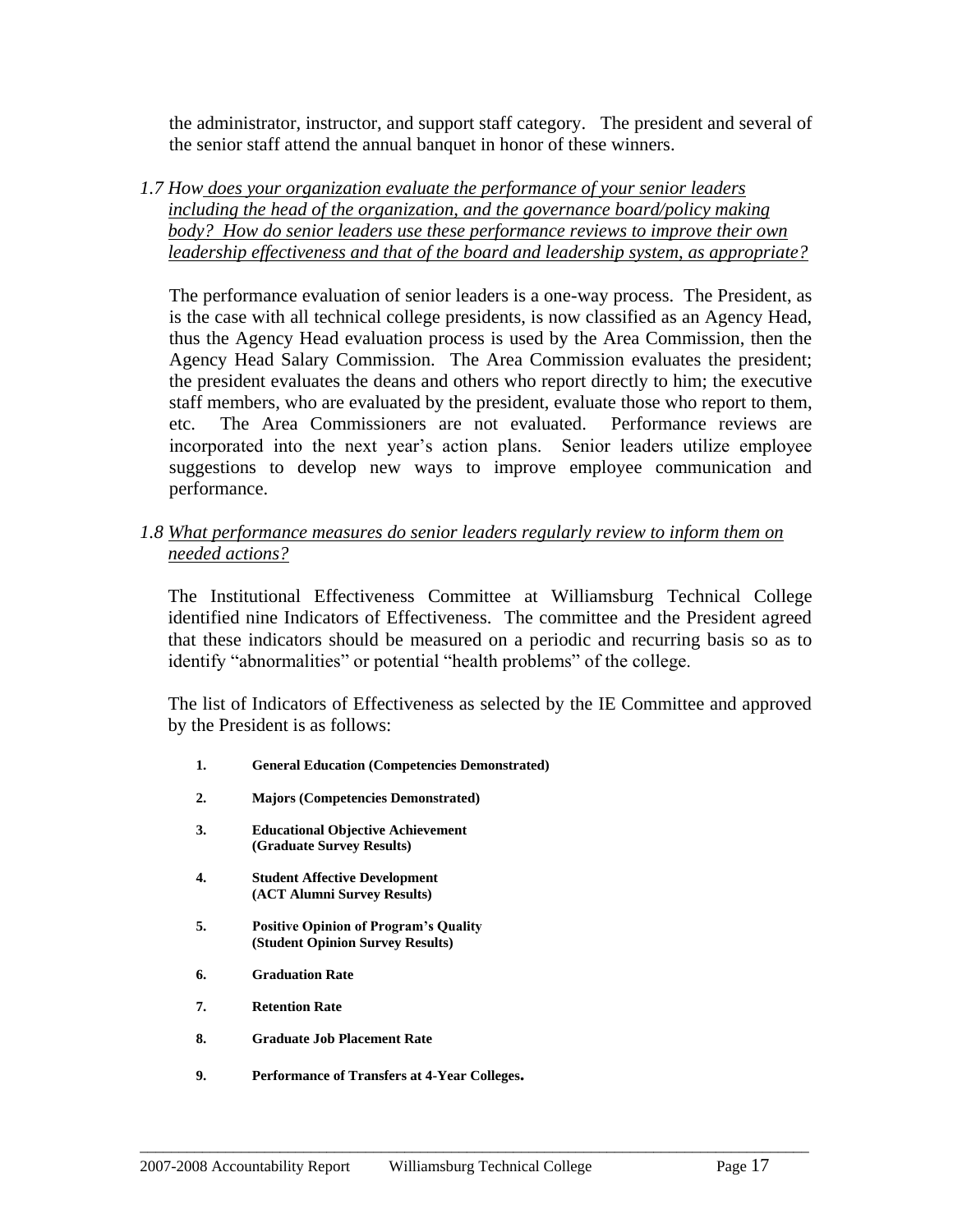the administrator, instructor, and support staff category. The president and several of the senior staff attend the annual banquet in honor of these winners.

*1.7 How does your organization evaluate the performance of your senior leaders including the head of the organization, and the governance board/policy making body? How do senior leaders use these performance reviews to improve their own leadership effectiveness and that of the board and leadership system, as appropriate?*

The performance evaluation of senior leaders is a one-way process. The President, as is the case with all technical college presidents, is now classified as an Agency Head, thus the Agency Head evaluation process is used by the Area Commission, then the Agency Head Salary Commission. The Area Commission evaluates the president; the president evaluates the deans and others who report directly to him; the executive staff members, who are evaluated by the president, evaluate those who report to them, etc. The Area Commissioners are not evaluated. Performance reviews are incorporated into the next year's action plans. Senior leaders utilize employee suggestions to develop new ways to improve employee communication and performance.

*1.8 What performance measures do senior leaders regularly review to inform them on needed actions?*

The Institutional Effectiveness Committee at Williamsburg Technical College identified nine Indicators of Effectiveness. The committee and the President agreed that these indicators should be measured on a periodic and recurring basis so as to identify "abnormalities" or potential "health problems" of the college.

The list of Indicators of Effectiveness as selected by the IE Committee and approved by the President is as follows:

1. **General Education (Competencies Demonstrated)**
2. **Majors (Competencies Demonstrated)**
3. **Educational Objective Achievement (Graduate Survey Results)**
4. **Student Affective Development (ACT Alumni Survey Results)**
5. **Positive Opinion of Program's Quality (Student Opinion Survey Results)**
6. **Graduation Rate**
7. **Retention Rate**
8. **Graduate Job Placement Rate**
9. **Performance of Transfers at 4-Year Colleges.**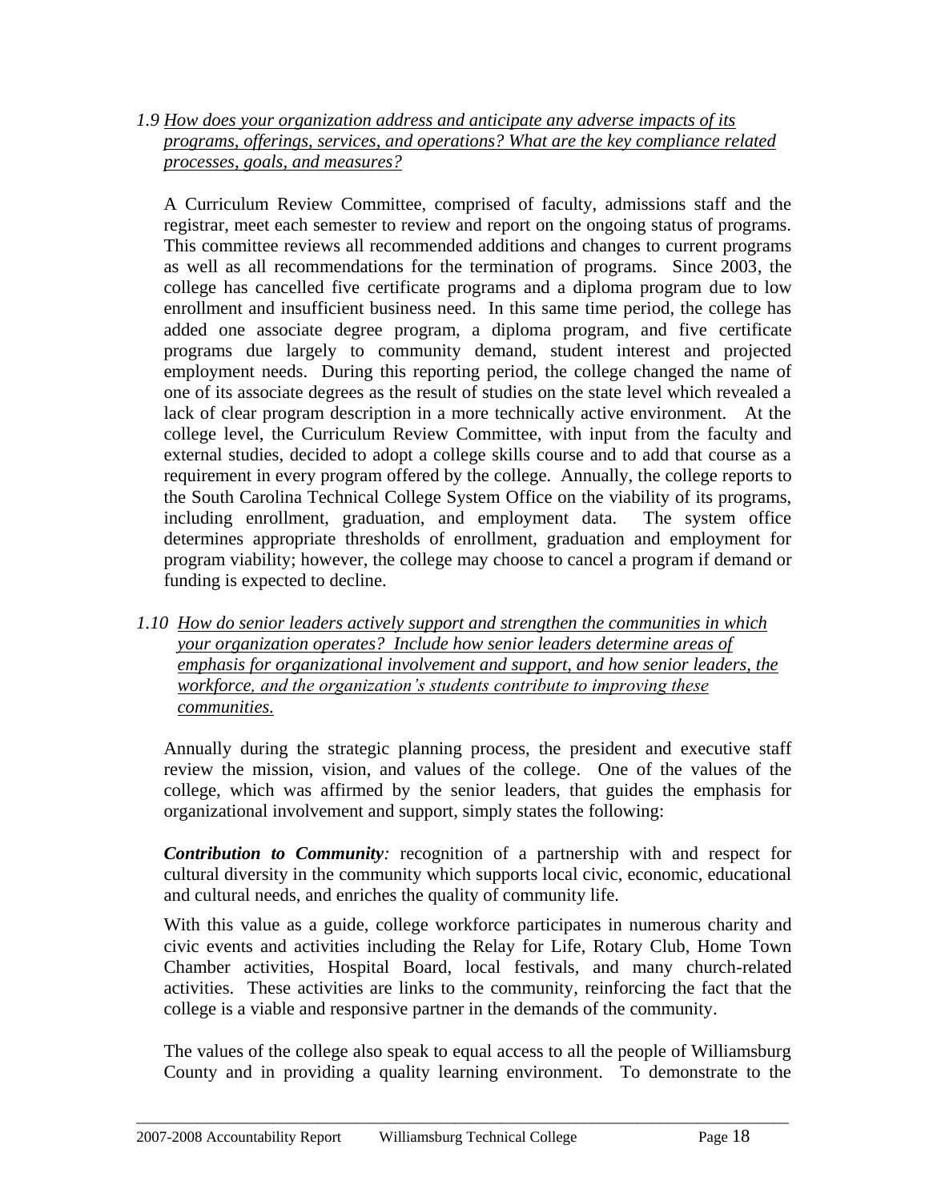*1.9 How does your organization address and anticipate any adverse impacts of its programs, offerings, services, and operations? What are the key compliance related processes, goals, and measures?*

A Curriculum Review Committee, comprised of faculty, admissions staff and the registrar, meet each semester to review and report on the ongoing status of programs. This committee reviews all recommended additions and changes to current programs as well as all recommendations for the termination of programs. Since 2003, the college has cancelled five certificate programs and a diploma program due to low enrollment and insufficient business need. In this same time period, the college has added one associate degree program, a diploma program, and five certificate programs due largely to community demand, student interest and projected employment needs. During this reporting period, the college changed the name of one of its associate degrees as the result of studies on the state level which revealed a lack of clear program description in a more technically active environment. At the college level, the Curriculum Review Committee, with input from the faculty and external studies, decided to adopt a college skills course and to add that course as a requirement in every program offered by the college. Annually, the college reports to the South Carolina Technical College System Office on the viability of its programs, including enrollment, graduation, and employment data. The system office determines appropriate thresholds of enrollment, graduation and employment for program viability; however, the college may choose to cancel a program if demand or funding is expected to decline.

*1.10 How do senior leaders actively support and strengthen the communities in which your organization operates? Include how senior leaders determine areas of emphasis for organizational involvement and support, and how senior leaders, the workforce, and the organization's students contribute to improving these communities.*

Annually during the strategic planning process, the president and executive staff review the mission, vision, and values of the college. One of the values of the college, which was affirmed by the senior leaders, that guides the emphasis for organizational involvement and support, simply states the following:

***Contribution to Community****:* recognition of a partnership with and respect for cultural diversity in the community which supports local civic, economic, educational and cultural needs, and enriches the quality of community life.

With this value as a guide, college workforce participates in numerous charity and civic events and activities including the Relay for Life, Rotary Club, Home Town Chamber activities, Hospital Board, local festivals, and many church-related activities. These activities are links to the community, reinforcing the fact that the college is a viable and responsive partner in the demands of the community.

The values of the college also speak to equal access to all the people of Williamsburg County and in providing a quality learning environment. To demonstrate to the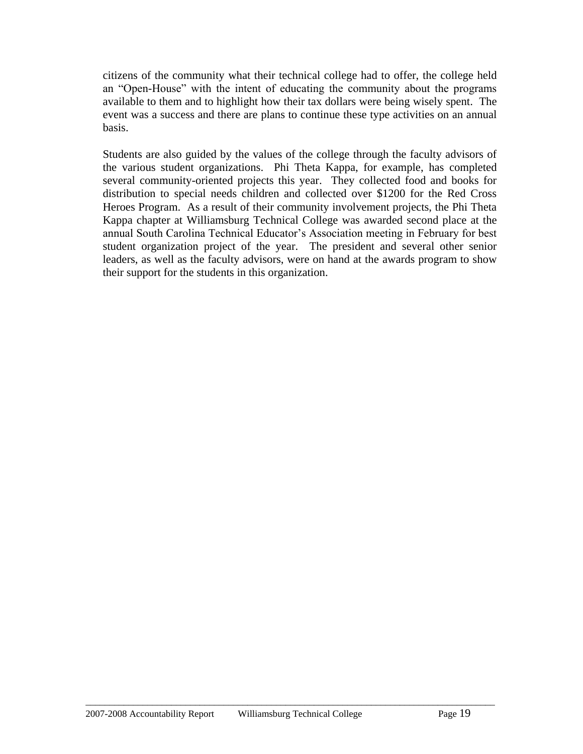citizens of the community what their technical college had to offer, the college held an "Open-House" with the intent of educating the community about the programs available to them and to highlight how their tax dollars were being wisely spent. The event was a success and there are plans to continue these type activities on an annual basis.

Students are also guided by the values of the college through the faculty advisors of the various student organizations. Phi Theta Kappa, for example, has completed several community-oriented projects this year. They collected food and books for distribution to special needs children and collected over $1200 for the Red Cross Heroes Program. As a result of their community involvement projects, the Phi Theta Kappa chapter at Williamsburg Technical College was awarded second place at the annual South Carolina Technical Educator's Association meeting in February for best student organization project of the year. The president and several other senior leaders, as well as the faculty advisors, were on hand at the awards program to show their support for the students in this organization.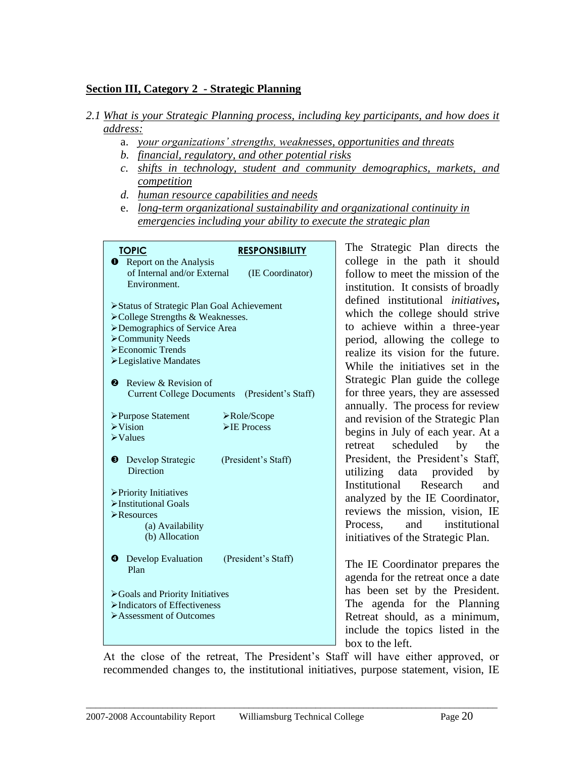**Section III, Category 2 - Strategic Planning**

2.1 *What is your Strategic Planning process, including key participants, and how does it address:*

a. *your organizations' strengths, weaknesses, opportunities and threats*
b. *financial, regulatory, and other potential risks*
c. *shifts in technology, student and community demographics, markets, and competition*
d. *human resource capabilities and needs*
e. *long-term organizational sustainability and organizational continuity in emergencies including your ability to execute the strategic plan*

| TOPIC | RESPONSIBILITY |
|---|---|
| ❶ Report on the Analysis of Internal and/or External Environment. | (IE Coordinator) |
| ➢Status of Strategic Plan Goal Achievement<br>➢College Strengths & Weaknesses.<br>➢Demographics of Service Area<br>➢Community Needs<br>➢Economic Trends<br>➢Legislative Mandates | |
| ❷ Review & Revision of Current College Documents | (President's Staff) |
| ➢Purpose Statement<br>➢Vision<br>➢Values | ➢Role/Scope<br>➢IE Process |
| ❸ Develop Strategic Direction | (President's Staff) |
| ➢Priority Initiatives<br>➢Institutional Goals<br>➢Resources<br>(a) Availability<br>(b) Allocation | |
| ❹ Develop Evaluation Plan | (President's Staff) |
| ➢Goals and Priority Initiatives<br>➢Indicators of Effectiveness<br>➢Assessment of Outcomes | |

The Strategic Plan directs the college in the path it should follow to meet the mission of the institution. It consists of broadly defined institutional *initiatives***,** which the college should strive to achieve within a three-year period, allowing the college to realize its vision for the future. While the initiatives set in the Strategic Plan guide the college for three years, they are assessed annually. The process for review and revision of the Strategic Plan begins in July of each year. At a retreat scheduled by the President, the President's Staff, utilizing data provided by Institutional Research and analyzed by the IE Coordinator, reviews the mission, vision, IE Process, and institutional initiatives of the Strategic Plan.

The IE Coordinator prepares the agenda for the retreat once a date has been set by the President. The agenda for the Planning Retreat should, as a minimum, include the topics listed in the box to the left.

At the close of the retreat, The President's Staff will have either approved, or recommended changes to, the institutional initiatives, purpose statement, vision, IE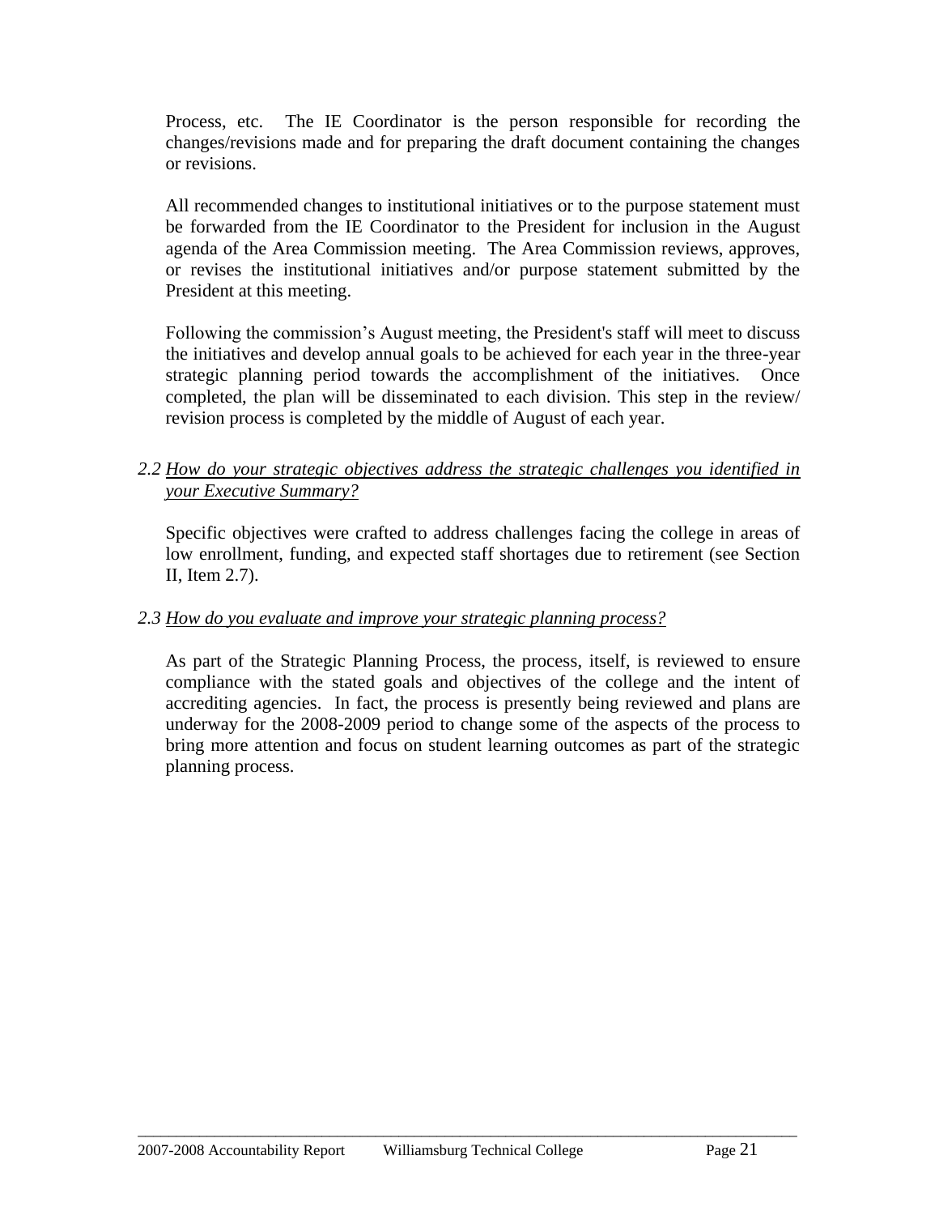Process, etc. The IE Coordinator is the person responsible for recording the changes/revisions made and for preparing the draft document containing the changes or revisions.

All recommended changes to institutional initiatives or to the purpose statement must be forwarded from the IE Coordinator to the President for inclusion in the August agenda of the Area Commission meeting. The Area Commission reviews, approves, or revises the institutional initiatives and/or purpose statement submitted by the President at this meeting.

Following the commission's August meeting, the President's staff will meet to discuss the initiatives and develop annual goals to be achieved for each year in the three-year strategic planning period towards the accomplishment of the initiatives. Once completed, the plan will be disseminated to each division. This step in the review/ revision process is completed by the middle of August of each year.

*2.2 <u>How do your strategic objectives address the strategic challenges you identified in your Executive Summary?</u>*

Specific objectives were crafted to address challenges facing the college in areas of low enrollment, funding, and expected staff shortages due to retirement (see Section II, Item 2.7).

*2.3 <u>How do you evaluate and improve your strategic planning process?</u>*

As part of the Strategic Planning Process, the process, itself, is reviewed to ensure compliance with the stated goals and objectives of the college and the intent of accrediting agencies. In fact, the process is presently being reviewed and plans are underway for the 2008-2009 period to change some of the aspects of the process to bring more attention and focus on student learning outcomes as part of the strategic planning process.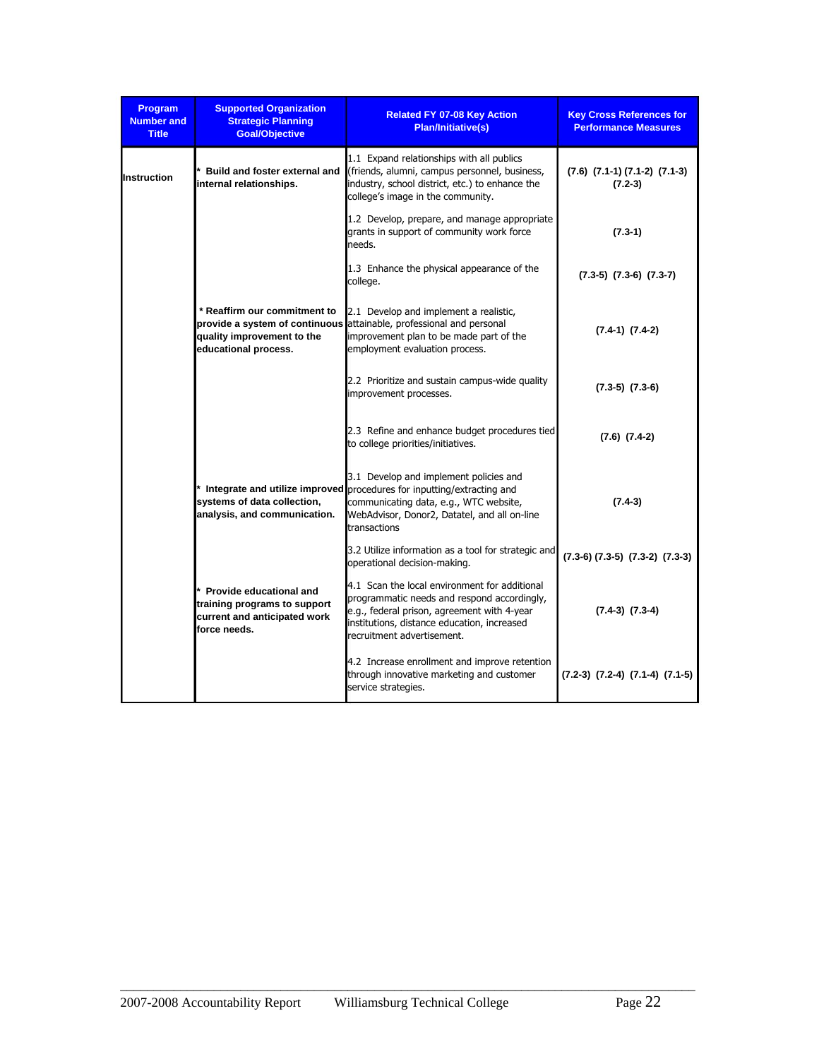| Program Number and Title | Supported Organization Strategic Planning Goal/Objective | Related FY 07-08 Key Action Plan/Initiative(s) | Key Cross References for Performance Measures |
|---|---|---|---|
| Instruction | * Build and foster external and internal relationships. | 1.1 Expand relationships with all publics (friends, alumni, campus personnel, business, industry, school district, etc.) to enhance the college's image in the community. | (7.6) (7.1-1) (7.1-2) (7.1-3) (7.2-3) |
| | | 1.2 Develop, prepare, and manage appropriate grants in support of community work force needs. | (7.3-1) |
| | | 1.3 Enhance the physical appearance of the college. | (7.3-5) (7.3-6) (7.3-7) |
| | * Reaffirm our commitment to provide a system of continuous quality improvement to the educational process. | 2.1 Develop and implement a realistic, attainable, professional and personal improvement plan to be made part of the employment evaluation process. | (7.4-1) (7.4-2) |
| | | 2.2 Prioritize and sustain campus-wide quality improvement processes. | (7.3-5) (7.3-6) |
| | | 2.3 Refine and enhance budget procedures tied to college priorities/initiatives. | (7.6) (7.4-2) |
| | * Integrate and utilize improved systems of data collection, analysis, and communication. | 3.1 Develop and implement policies and procedures for inputting/extracting and communicating data, e.g., WTC website, WebAdvisor, Donor2, Datatel, and all on-line transactions | (7.4-3) |
| | | 3.2 Utilize information as a tool for strategic and operational decision-making. | (7.3-6) (7.3-5) (7.3-2) (7.3-3) |
| | * Provide educational and training programs to support current and anticipated work force needs. | 4.1 Scan the local environment for additional programmatic needs and respond accordingly, e.g., federal prison, agreement with 4-year institutions, distance education, increased recruitment advertisement. | (7.4-3) (7.3-4) |
| | | 4.2 Increase enrollment and improve retention through innovative marketing and customer service strategies. | (7.2-3) (7.2-4) (7.1-4) (7.1-5) |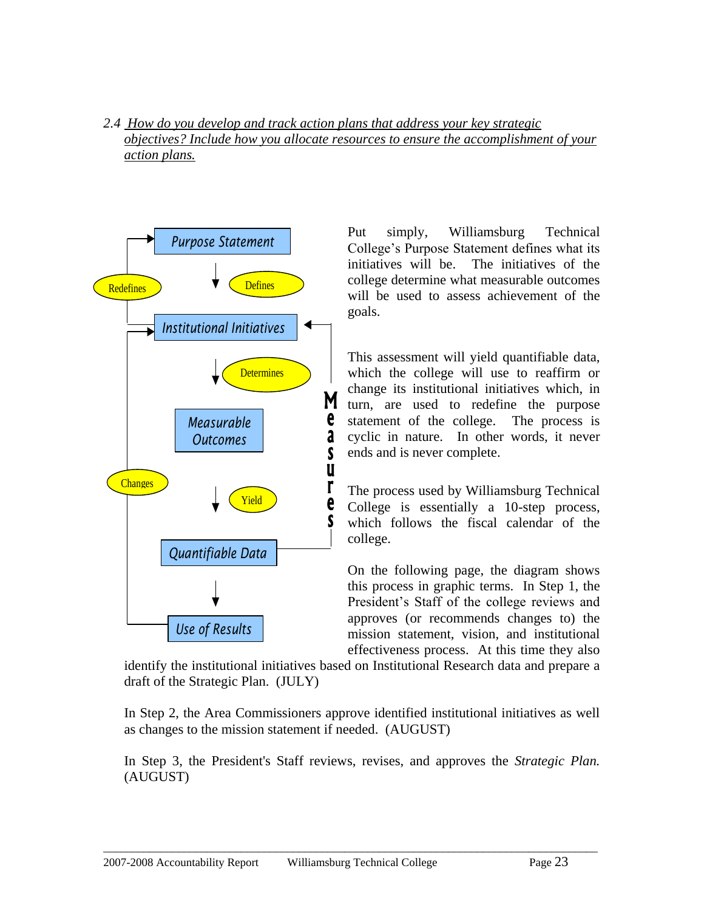*2.4 How do you develop and track action plans that address your key strategic objectives? Include how you allocate resources to ensure the accomplishment of your action plans.*

Purpose Statement

Defines

Redefines

Institutional Initiatives

Determines

Measurable Outcomes

Changes

Yield

Measures

Quantifiable Data

Use of Results

Put simply, Williamsburg Technical College's Purpose Statement defines what its initiatives will be. The initiatives of the college determine what measurable outcomes will be used to assess achievement of the goals.

This assessment will yield quantifiable data, which the college will use to reaffirm or change its institutional initiatives which, in turn, are used to redefine the purpose statement of the college. The process is cyclic in nature. In other words, it never ends and is never complete.

The process used by Williamsburg Technical College is essentially a 10-step process, which follows the fiscal calendar of the college.

On the following page, the diagram shows this process in graphic terms. In Step 1, the President's Staff of the college reviews and approves (or recommends changes to) the mission statement, vision, and institutional effectiveness process. At this time they also identify the institutional initiatives based on Institutional Research data and prepare a draft of the Strategic Plan. (JULY)

In Step 2, the Area Commissioners approve identified institutional initiatives as well as changes to the mission statement if needed. (AUGUST)

In Step 3, the President's Staff reviews, revises, and approves the *Strategic Plan.* (AUGUST)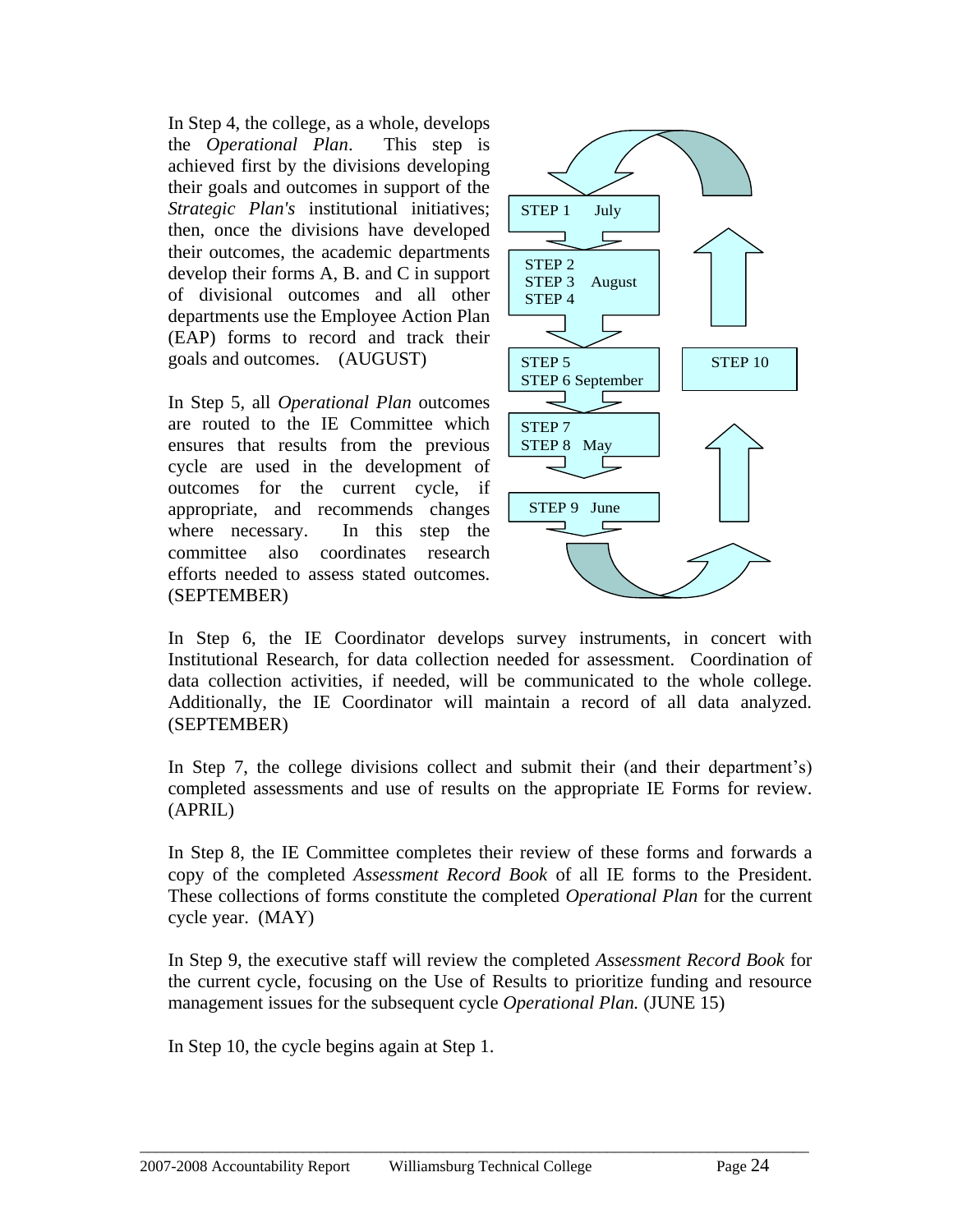In Step 4, the college, as a whole, develops the *Operational Plan*. This step is achieved first by the divisions developing their goals and outcomes in support of the *Strategic Plan's* institutional initiatives; then, once the divisions have developed their outcomes, the academic departments develop their forms A, B. and C in support of divisional outcomes and all other departments use the Employee Action Plan (EAP) forms to record and track their goals and outcomes. (AUGUST)

In Step 5, all *Operational Plan* outcomes are routed to the IE Committee which ensures that results from the previous cycle are used in the development of outcomes for the current cycle, if appropriate, and recommends changes where necessary. In this step the committee also coordinates research efforts needed to assess stated outcomes. (SEPTEMBER)

STEP 1 July

STEP 2
STEP 3 August
STEP 4

STEP 5
STEP 6 September

STEP 7
STEP 8 May

STEP 9 June

STEP 10

In Step 6, the IE Coordinator develops survey instruments, in concert with Institutional Research, for data collection needed for assessment. Coordination of data collection activities, if needed, will be communicated to the whole college. Additionally, the IE Coordinator will maintain a record of all data analyzed. (SEPTEMBER)

In Step 7, the college divisions collect and submit their (and their department's) completed assessments and use of results on the appropriate IE Forms for review. (APRIL)

In Step 8, the IE Committee completes their review of these forms and forwards a copy of the completed *Assessment Record Book* of all IE forms to the President. These collections of forms constitute the completed *Operational Plan* for the current cycle year. (MAY)

In Step 9, the executive staff will review the completed *Assessment Record Book* for the current cycle, focusing on the Use of Results to prioritize funding and resource management issues for the subsequent cycle *Operational Plan.* (JUNE 15)

In Step 10, the cycle begins again at Step 1.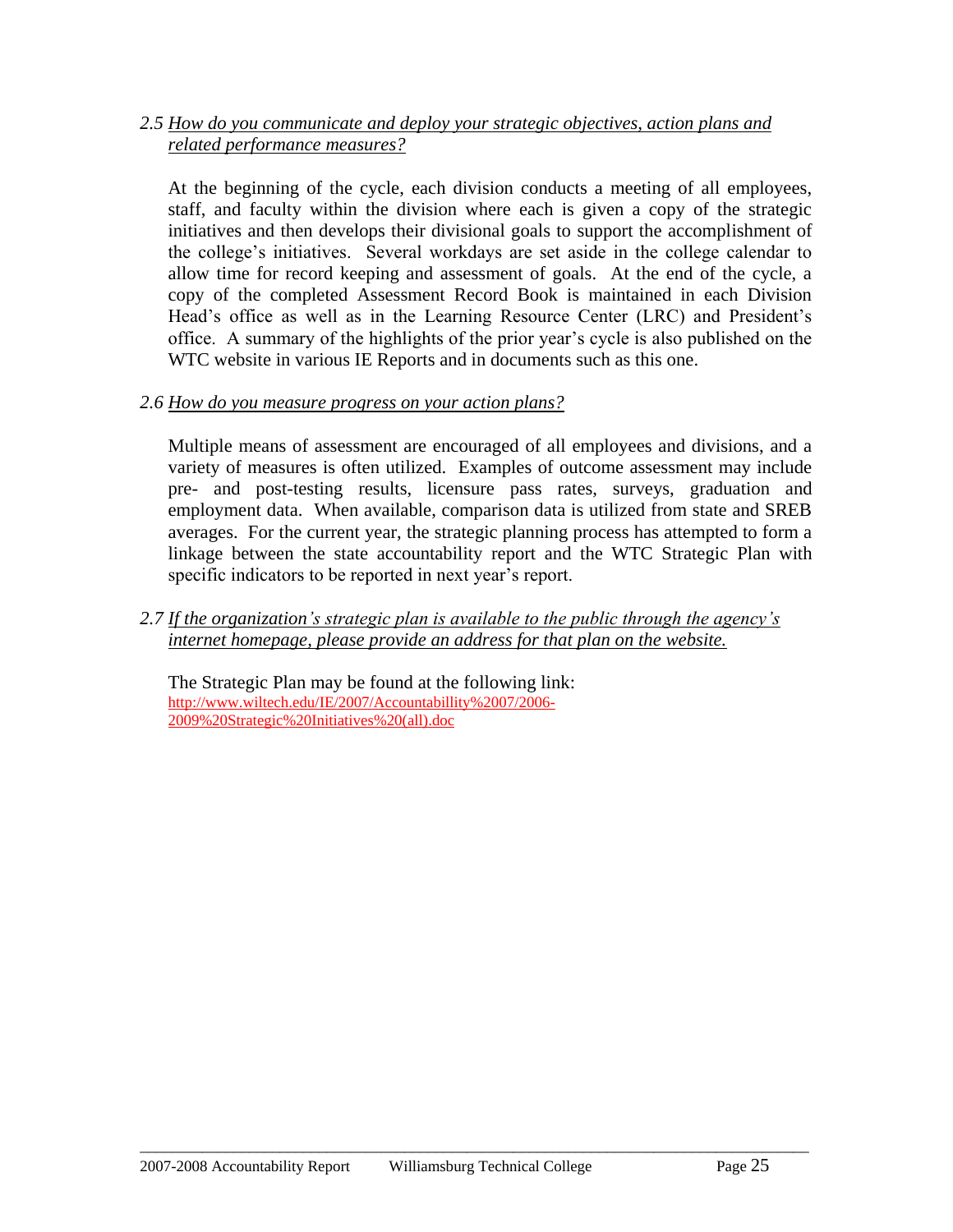*2.5 How do you communicate and deploy your strategic objectives, action plans and related performance measures?*

At the beginning of the cycle, each division conducts a meeting of all employees, staff, and faculty within the division where each is given a copy of the strategic initiatives and then develops their divisional goals to support the accomplishment of the college's initiatives. Several workdays are set aside in the college calendar to allow time for record keeping and assessment of goals. At the end of the cycle, a copy of the completed Assessment Record Book is maintained in each Division Head's office as well as in the Learning Resource Center (LRC) and President's office. A summary of the highlights of the prior year's cycle is also published on the WTC website in various IE Reports and in documents such as this one.

*2.6 How do you measure progress on your action plans?*

Multiple means of assessment are encouraged of all employees and divisions, and a variety of measures is often utilized. Examples of outcome assessment may include pre- and post-testing results, licensure pass rates, surveys, graduation and employment data. When available, comparison data is utilized from state and SREB averages. For the current year, the strategic planning process has attempted to form a linkage between the state accountability report and the WTC Strategic Plan with specific indicators to be reported in next year's report.

*2.7 If the organization's strategic plan is available to the public through the agency's internet homepage, please provide an address for that plan on the website.*

The Strategic Plan may be found at the following link:
http://www.wiltech.edu/IE/2007/Accountabillity%2007/2006-2009%20Strategic%20Initiatives%20(all).doc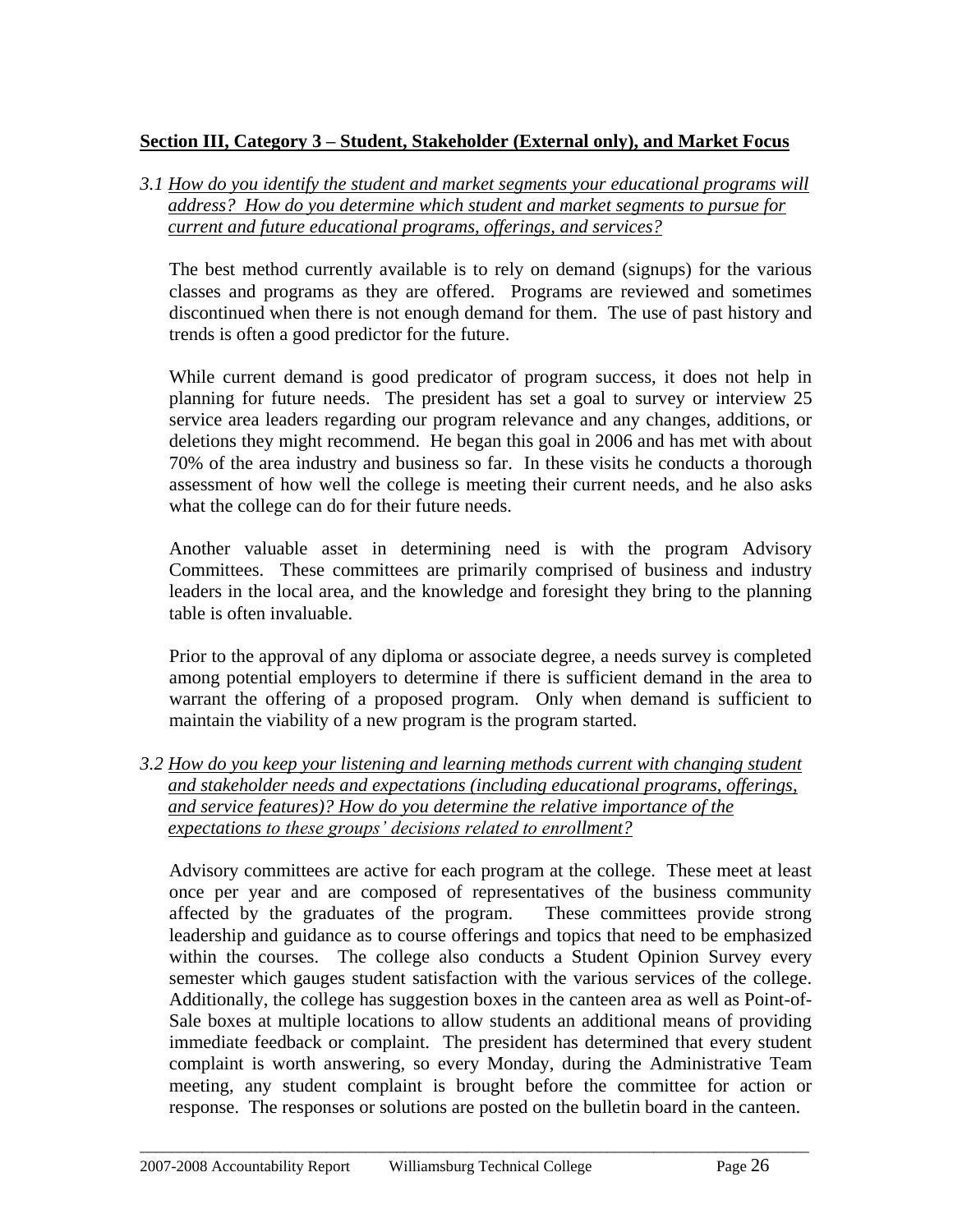**Section III, Category 3 – Student, Stakeholder (External only), and Market Focus**

3.1 *How do you identify the student and market segments your educational programs will address? How do you determine which student and market segments to pursue for current and future educational programs, offerings, and services?*

The best method currently available is to rely on demand (signups) for the various classes and programs as they are offered. Programs are reviewed and sometimes discontinued when there is not enough demand for them. The use of past history and trends is often a good predictor for the future.

While current demand is good predicator of program success, it does not help in planning for future needs. The president has set a goal to survey or interview 25 service area leaders regarding our program relevance and any changes, additions, or deletions they might recommend. He began this goal in 2006 and has met with about 70% of the area industry and business so far. In these visits he conducts a thorough assessment of how well the college is meeting their current needs, and he also asks what the college can do for their future needs.

Another valuable asset in determining need is with the program Advisory Committees. These committees are primarily comprised of business and industry leaders in the local area, and the knowledge and foresight they bring to the planning table is often invaluable.

Prior to the approval of any diploma or associate degree, a needs survey is completed among potential employers to determine if there is sufficient demand in the area to warrant the offering of a proposed program. Only when demand is sufficient to maintain the viability of a new program is the program started.

3.2 *How do you keep your listening and learning methods current with changing student and stakeholder needs and expectations (including educational programs, offerings, and service features)? How do you determine the relative importance of the expectations to these groups' decisions related to enrollment?*

Advisory committees are active for each program at the college. These meet at least once per year and are composed of representatives of the business community affected by the graduates of the program. These committees provide strong leadership and guidance as to course offerings and topics that need to be emphasized within the courses. The college also conducts a Student Opinion Survey every semester which gauges student satisfaction with the various services of the college. Additionally, the college has suggestion boxes in the canteen area as well as Point-of-Sale boxes at multiple locations to allow students an additional means of providing immediate feedback or complaint. The president has determined that every student complaint is worth answering, so every Monday, during the Administrative Team meeting, any student complaint is brought before the committee for action or response. The responses or solutions are posted on the bulletin board in the canteen.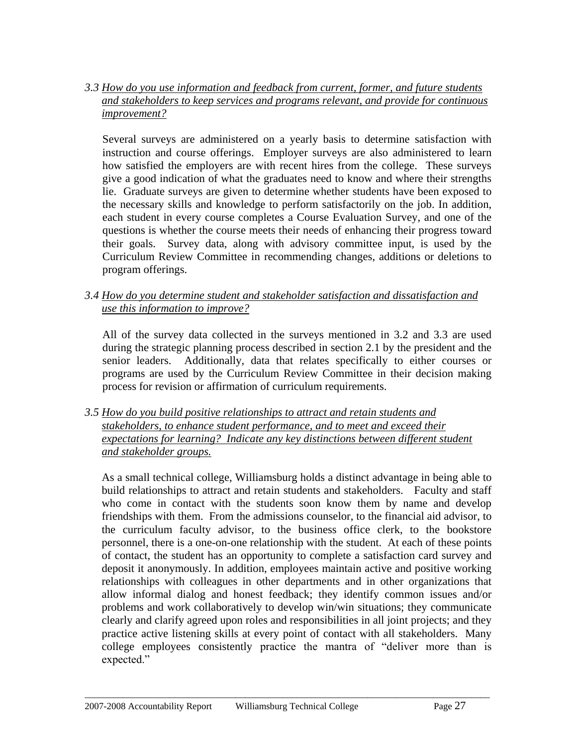*3.3 <u>How do you use information and feedback from current, former, and future students and stakeholders to keep services and programs relevant, and provide for continuous improvement?</u>*

Several surveys are administered on a yearly basis to determine satisfaction with instruction and course offerings. Employer surveys are also administered to learn how satisfied the employers are with recent hires from the college. These surveys give a good indication of what the graduates need to know and where their strengths lie. Graduate surveys are given to determine whether students have been exposed to the necessary skills and knowledge to perform satisfactorily on the job. In addition, each student in every course completes a Course Evaluation Survey, and one of the questions is whether the course meets their needs of enhancing their progress toward their goals. Survey data, along with advisory committee input, is used by the Curriculum Review Committee in recommending changes, additions or deletions to program offerings.

*3.4 <u>How do you determine student and stakeholder satisfaction and dissatisfaction and use this information to improve?</u>*

All of the survey data collected in the surveys mentioned in 3.2 and 3.3 are used during the strategic planning process described in section 2.1 by the president and the senior leaders. Additionally, data that relates specifically to either courses or programs are used by the Curriculum Review Committee in their decision making process for revision or affirmation of curriculum requirements.

*3.5 <u>How do you build positive relationships to attract and retain students and stakeholders, to enhance student performance, and to meet and exceed their expectations for learning? Indicate any key distinctions between different student and stakeholder groups.</u>*

As a small technical college, Williamsburg holds a distinct advantage in being able to build relationships to attract and retain students and stakeholders. Faculty and staff who come in contact with the students soon know them by name and develop friendships with them. From the admissions counselor, to the financial aid advisor, to the curriculum faculty advisor, to the business office clerk, to the bookstore personnel, there is a one-on-one relationship with the student. At each of these points of contact, the student has an opportunity to complete a satisfaction card survey and deposit it anonymously. In addition, employees maintain active and positive working relationships with colleagues in other departments and in other organizations that allow informal dialog and honest feedback; they identify common issues and/or problems and work collaboratively to develop win/win situations; they communicate clearly and clarify agreed upon roles and responsibilities in all joint projects; and they practice active listening skills at every point of contact with all stakeholders. Many college employees consistently practice the mantra of "deliver more than is expected."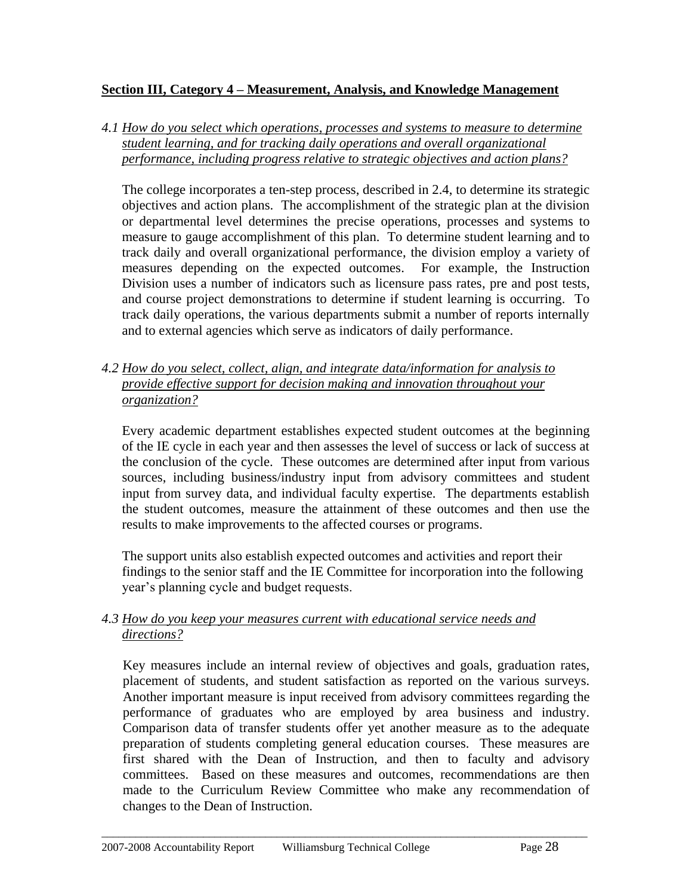## Section III, Category 4 – Measurement, Analysis, and Knowledge Management

4.1 *How do you select which operations, processes and systems to measure to determine student learning, and for tracking daily operations and overall organizational performance, including progress relative to strategic objectives and action plans?*

The college incorporates a ten-step process, described in 2.4, to determine its strategic objectives and action plans. The accomplishment of the strategic plan at the division or departmental level determines the precise operations, processes and systems to measure to gauge accomplishment of this plan. To determine student learning and to track daily and overall organizational performance, the division employ a variety of measures depending on the expected outcomes. For example, the Instruction Division uses a number of indicators such as licensure pass rates, pre and post tests, and course project demonstrations to determine if student learning is occurring. To track daily operations, the various departments submit a number of reports internally and to external agencies which serve as indicators of daily performance.

4.2 *How do you select, collect, align, and integrate data/information for analysis to provide effective support for decision making and innovation throughout your organization?*

Every academic department establishes expected student outcomes at the beginning of the IE cycle in each year and then assesses the level of success or lack of success at the conclusion of the cycle. These outcomes are determined after input from various sources, including business/industry input from advisory committees and student input from survey data, and individual faculty expertise. The departments establish the student outcomes, measure the attainment of these outcomes and then use the results to make improvements to the affected courses or programs.

The support units also establish expected outcomes and activities and report their findings to the senior staff and the IE Committee for incorporation into the following year's planning cycle and budget requests.

4.3 *How do you keep your measures current with educational service needs and directions?*

Key measures include an internal review of objectives and goals, graduation rates, placement of students, and student satisfaction as reported on the various surveys. Another important measure is input received from advisory committees regarding the performance of graduates who are employed by area business and industry. Comparison data of transfer students offer yet another measure as to the adequate preparation of students completing general education courses. These measures are first shared with the Dean of Instruction, and then to faculty and advisory committees. Based on these measures and outcomes, recommendations are then made to the Curriculum Review Committee who make any recommendation of changes to the Dean of Instruction.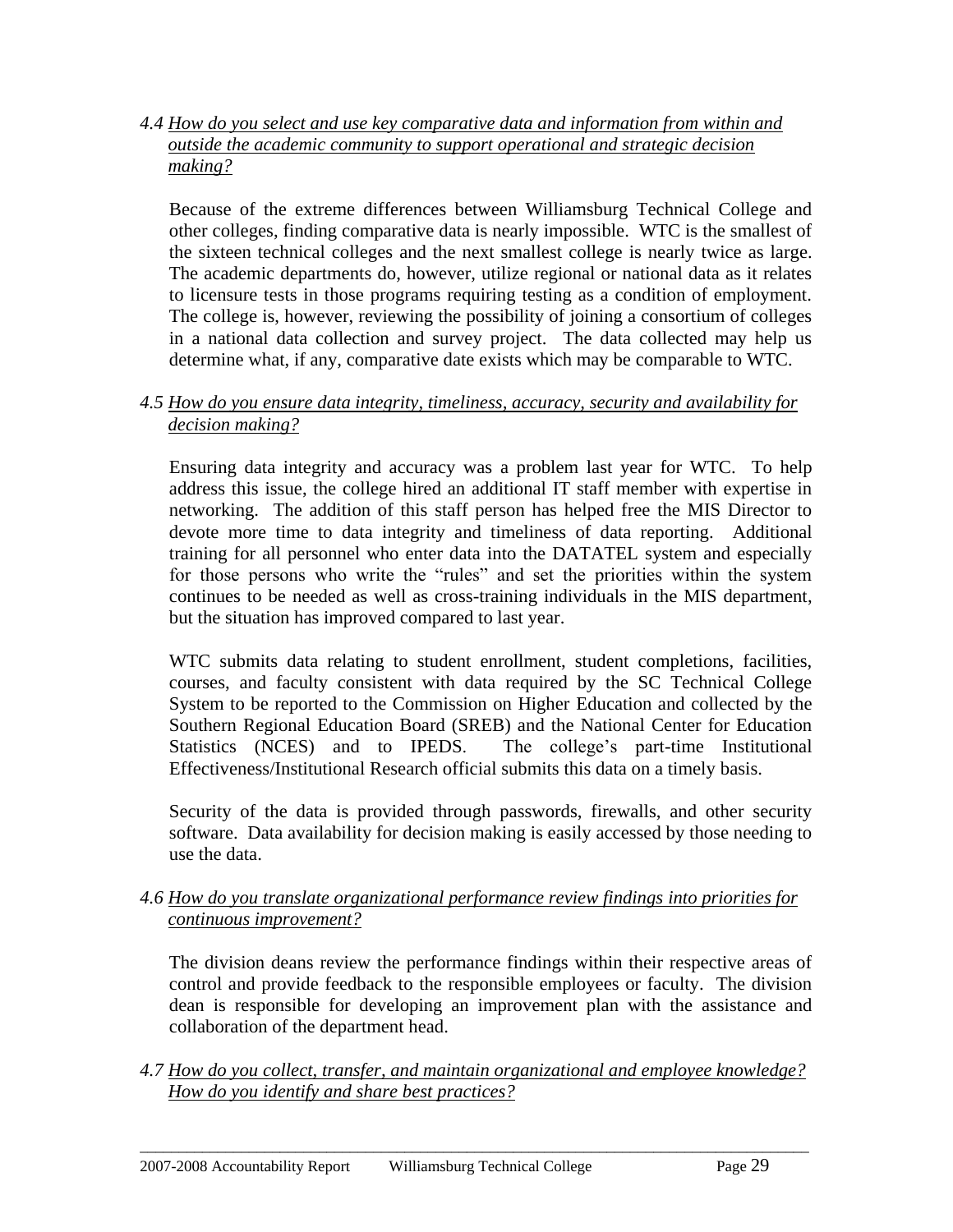*4.4 <u>How do you select and use key comparative data and information from within and outside the academic community to support operational and strategic decision making?</u>*

Because of the extreme differences between Williamsburg Technical College and other colleges, finding comparative data is nearly impossible. WTC is the smallest of the sixteen technical colleges and the next smallest college is nearly twice as large. The academic departments do, however, utilize regional or national data as it relates to licensure tests in those programs requiring testing as a condition of employment. The college is, however, reviewing the possibility of joining a consortium of colleges in a national data collection and survey project. The data collected may help us determine what, if any, comparative date exists which may be comparable to WTC.

*4.5 <u>How do you ensure data integrity, timeliness, accuracy, security and availability for decision making?</u>*

Ensuring data integrity and accuracy was a problem last year for WTC. To help address this issue, the college hired an additional IT staff member with expertise in networking. The addition of this staff person has helped free the MIS Director to devote more time to data integrity and timeliness of data reporting. Additional training for all personnel who enter data into the DATATEL system and especially for those persons who write the "rules" and set the priorities within the system continues to be needed as well as cross-training individuals in the MIS department, but the situation has improved compared to last year.

WTC submits data relating to student enrollment, student completions, facilities, courses, and faculty consistent with data required by the SC Technical College System to be reported to the Commission on Higher Education and collected by the Southern Regional Education Board (SREB) and the National Center for Education Statistics (NCES) and to IPEDS. The college's part-time Institutional Effectiveness/Institutional Research official submits this data on a timely basis.

Security of the data is provided through passwords, firewalls, and other security software. Data availability for decision making is easily accessed by those needing to use the data.

*4.6 <u>How do you translate organizational performance review findings into priorities for continuous improvement?</u>*

The division deans review the performance findings within their respective areas of control and provide feedback to the responsible employees or faculty. The division dean is responsible for developing an improvement plan with the assistance and collaboration of the department head.

*4.7 <u>How do you collect, transfer, and maintain organizational and employee knowledge? How do you identify and share best practices?</u>*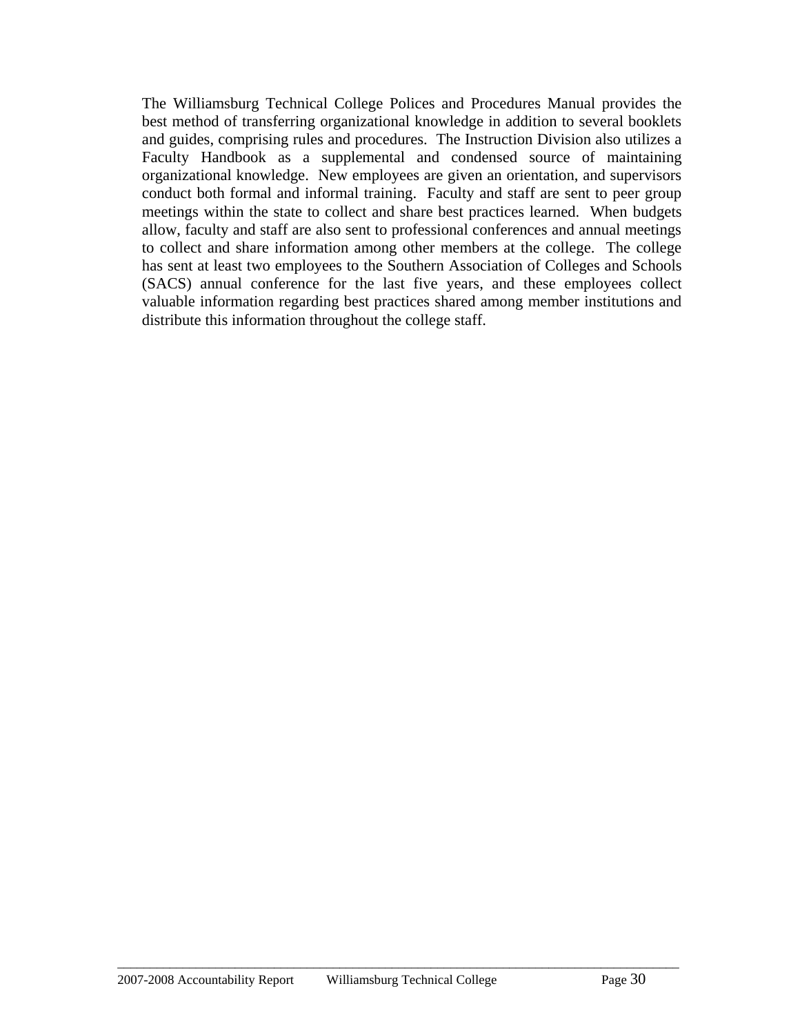The Williamsburg Technical College Polices and Procedures Manual provides the best method of transferring organizational knowledge in addition to several booklets and guides, comprising rules and procedures. The Instruction Division also utilizes a Faculty Handbook as a supplemental and condensed source of maintaining organizational knowledge. New employees are given an orientation, and supervisors conduct both formal and informal training. Faculty and staff are sent to peer group meetings within the state to collect and share best practices learned. When budgets allow, faculty and staff are also sent to professional conferences and annual meetings to collect and share information among other members at the college. The college has sent at least two employees to the Southern Association of Colleges and Schools (SACS) annual conference for the last five years, and these employees collect valuable information regarding best practices shared among member institutions and distribute this information throughout the college staff.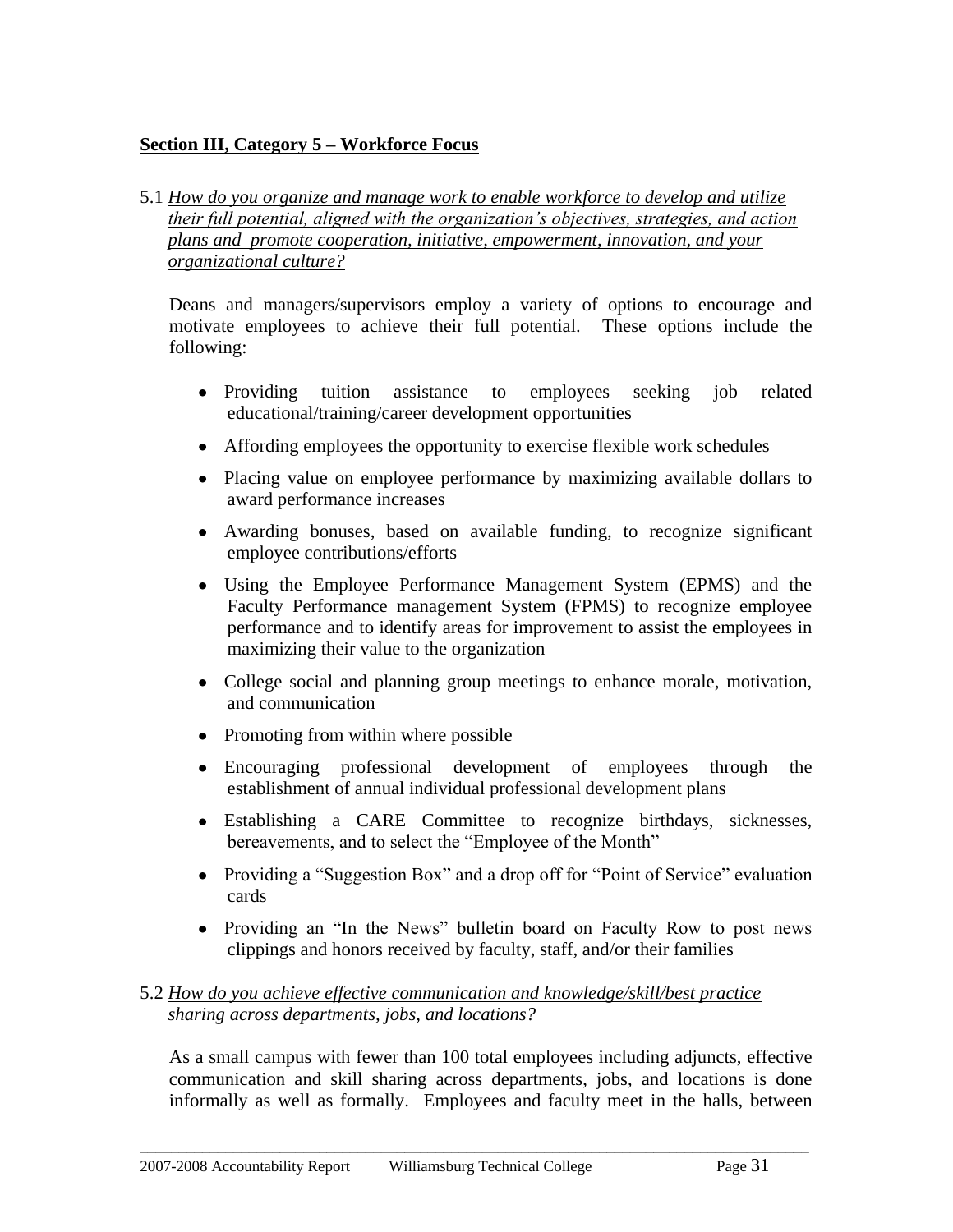**Section III, Category 5 – Workforce Focus**

5.1 *How do you organize and manage work to enable workforce to develop and utilize their full potential, aligned with the organization's objectives, strategies, and action plans and promote cooperation, initiative, empowerment, innovation, and your organizational culture?*

Deans and managers/supervisors employ a variety of options to encourage and motivate employees to achieve their full potential. These options include the following:

- Providing tuition assistance to employees seeking job related educational/training/career development opportunities
- Affording employees the opportunity to exercise flexible work schedules
- Placing value on employee performance by maximizing available dollars to award performance increases
- Awarding bonuses, based on available funding, to recognize significant employee contributions/efforts
- Using the Employee Performance Management System (EPMS) and the Faculty Performance management System (FPMS) to recognize employee performance and to identify areas for improvement to assist the employees in maximizing their value to the organization
- College social and planning group meetings to enhance morale, motivation, and communication
- Promoting from within where possible
- Encouraging professional development of employees through the establishment of annual individual professional development plans
- Establishing a CARE Committee to recognize birthdays, sicknesses, bereavements, and to select the "Employee of the Month"
- Providing a "Suggestion Box" and a drop off for "Point of Service" evaluation cards
- Providing an "In the News" bulletin board on Faculty Row to post news clippings and honors received by faculty, staff, and/or their families

5.2 *How do you achieve effective communication and knowledge/skill/best practice sharing across departments, jobs, and locations?*

As a small campus with fewer than 100 total employees including adjuncts, effective communication and skill sharing across departments, jobs, and locations is done informally as well as formally. Employees and faculty meet in the halls, between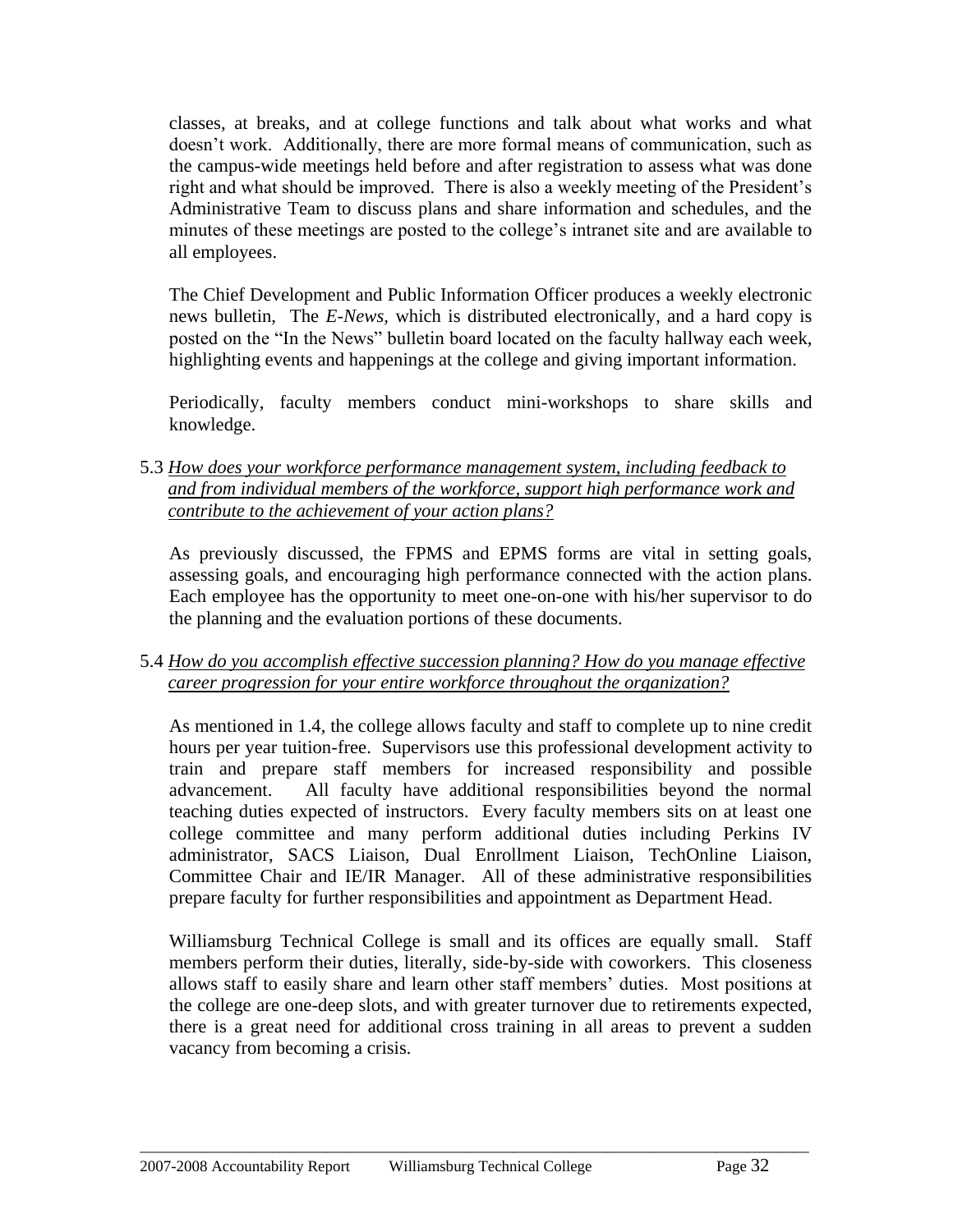classes, at breaks, and at college functions and talk about what works and what doesn't work. Additionally, there are more formal means of communication, such as the campus-wide meetings held before and after registration to assess what was done right and what should be improved. There is also a weekly meeting of the President's Administrative Team to discuss plans and share information and schedules, and the minutes of these meetings are posted to the college's intranet site and are available to all employees.

The Chief Development and Public Information Officer produces a weekly electronic news bulletin, The *E-News,* which is distributed electronically, and a hard copy is posted on the "In the News" bulletin board located on the faculty hallway each week, highlighting events and happenings at the college and giving important information.

Periodically, faculty members conduct mini-workshops to share skills and knowledge.

5.3 *How does your workforce performance management system, including feedback to and from individual members of the workforce, support high performance work and contribute to the achievement of your action plans?*

As previously discussed, the FPMS and EPMS forms are vital in setting goals, assessing goals, and encouraging high performance connected with the action plans. Each employee has the opportunity to meet one-on-one with his/her supervisor to do the planning and the evaluation portions of these documents.

5.4 *How do you accomplish effective succession planning? How do you manage effective career progression for your entire workforce throughout the organization?*

As mentioned in 1.4, the college allows faculty and staff to complete up to nine credit hours per year tuition-free. Supervisors use this professional development activity to train and prepare staff members for increased responsibility and possible advancement. All faculty have additional responsibilities beyond the normal teaching duties expected of instructors. Every faculty members sits on at least one college committee and many perform additional duties including Perkins IV administrator, SACS Liaison, Dual Enrollment Liaison, TechOnline Liaison, Committee Chair and IE/IR Manager. All of these administrative responsibilities prepare faculty for further responsibilities and appointment as Department Head.

Williamsburg Technical College is small and its offices are equally small. Staff members perform their duties, literally, side-by-side with coworkers. This closeness allows staff to easily share and learn other staff members' duties. Most positions at the college are one-deep slots, and with greater turnover due to retirements expected, there is a great need for additional cross training in all areas to prevent a sudden vacancy from becoming a crisis.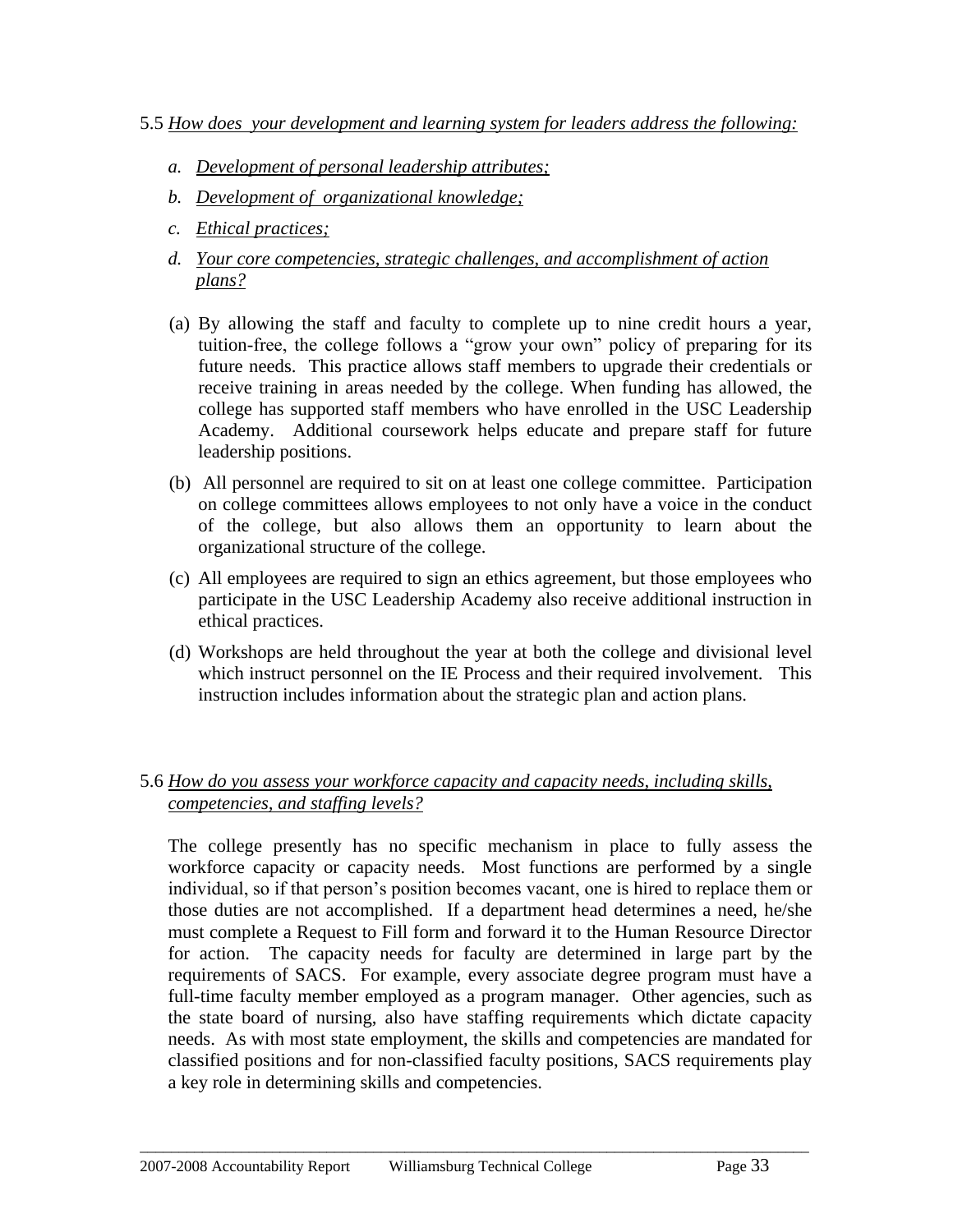5.5 *How does your development and learning system for leaders address the following:*

- *a. Development of personal leadership attributes;*
- *b. Development of organizational knowledge;*
- *c. Ethical practices;*
- *d. Your core competencies, strategic challenges, and accomplishment of action plans?*

(a) By allowing the staff and faculty to complete up to nine credit hours a year, tuition-free, the college follows a "grow your own" policy of preparing for its future needs. This practice allows staff members to upgrade their credentials or receive training in areas needed by the college. When funding has allowed, the college has supported staff members who have enrolled in the USC Leadership Academy. Additional coursework helps educate and prepare staff for future leadership positions.

(b) All personnel are required to sit on at least one college committee. Participation on college committees allows employees to not only have a voice in the conduct of the college, but also allows them an opportunity to learn about the organizational structure of the college.

(c) All employees are required to sign an ethics agreement, but those employees who participate in the USC Leadership Academy also receive additional instruction in ethical practices.

(d) Workshops are held throughout the year at both the college and divisional level which instruct personnel on the IE Process and their required involvement. This instruction includes information about the strategic plan and action plans.

5.6 *How do you assess your workforce capacity and capacity needs, including skills, competencies, and staffing levels?*

The college presently has no specific mechanism in place to fully assess the workforce capacity or capacity needs. Most functions are performed by a single individual, so if that person's position becomes vacant, one is hired to replace them or those duties are not accomplished. If a department head determines a need, he/she must complete a Request to Fill form and forward it to the Human Resource Director for action. The capacity needs for faculty are determined in large part by the requirements of SACS. For example, every associate degree program must have a full-time faculty member employed as a program manager. Other agencies, such as the state board of nursing, also have staffing requirements which dictate capacity needs. As with most state employment, the skills and competencies are mandated for classified positions and for non-classified faculty positions, SACS requirements play a key role in determining skills and competencies.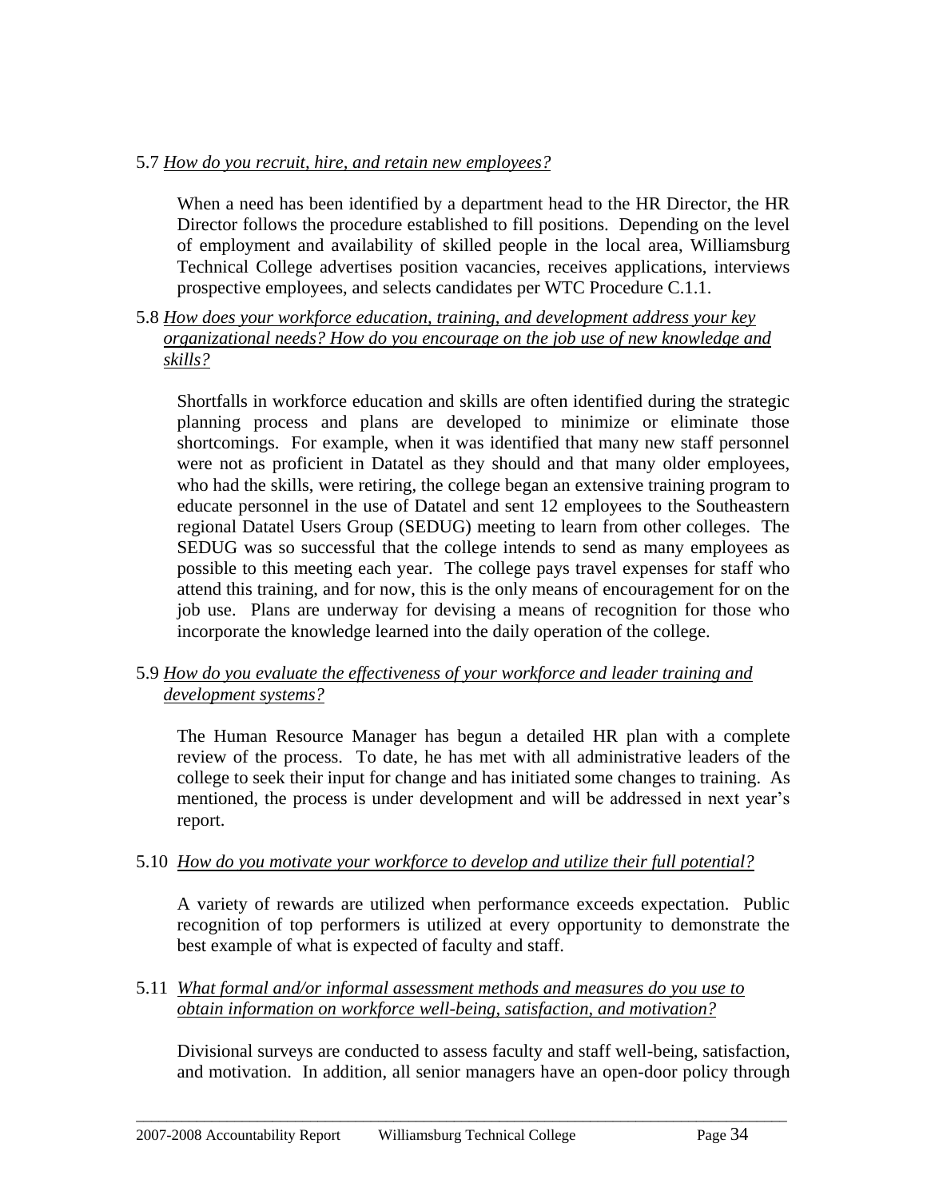5.7 *How do you recruit, hire, and retain new employees?*

When a need has been identified by a department head to the HR Director, the HR Director follows the procedure established to fill positions. Depending on the level of employment and availability of skilled people in the local area, Williamsburg Technical College advertises position vacancies, receives applications, interviews prospective employees, and selects candidates per WTC Procedure C.1.1.

5.8 *How does your workforce education, training, and development address your key organizational needs? How do you encourage on the job use of new knowledge and skills?*

Shortfalls in workforce education and skills are often identified during the strategic planning process and plans are developed to minimize or eliminate those shortcomings. For example, when it was identified that many new staff personnel were not as proficient in Datatel as they should and that many older employees, who had the skills, were retiring, the college began an extensive training program to educate personnel in the use of Datatel and sent 12 employees to the Southeastern regional Datatel Users Group (SEDUG) meeting to learn from other colleges. The SEDUG was so successful that the college intends to send as many employees as possible to this meeting each year. The college pays travel expenses for staff who attend this training, and for now, this is the only means of encouragement for on the job use. Plans are underway for devising a means of recognition for those who incorporate the knowledge learned into the daily operation of the college.

5.9 *How do you evaluate the effectiveness of your workforce and leader training and development systems?*

The Human Resource Manager has begun a detailed HR plan with a complete review of the process. To date, he has met with all administrative leaders of the college to seek their input for change and has initiated some changes to training. As mentioned, the process is under development and will be addressed in next year's report.

5.10 *How do you motivate your workforce to develop and utilize their full potential?*

A variety of rewards are utilized when performance exceeds expectation. Public recognition of top performers is utilized at every opportunity to demonstrate the best example of what is expected of faculty and staff.

5.11 *What formal and/or informal assessment methods and measures do you use to obtain information on workforce well-being, satisfaction, and motivation?*

Divisional surveys are conducted to assess faculty and staff well-being, satisfaction, and motivation. In addition, all senior managers have an open-door policy through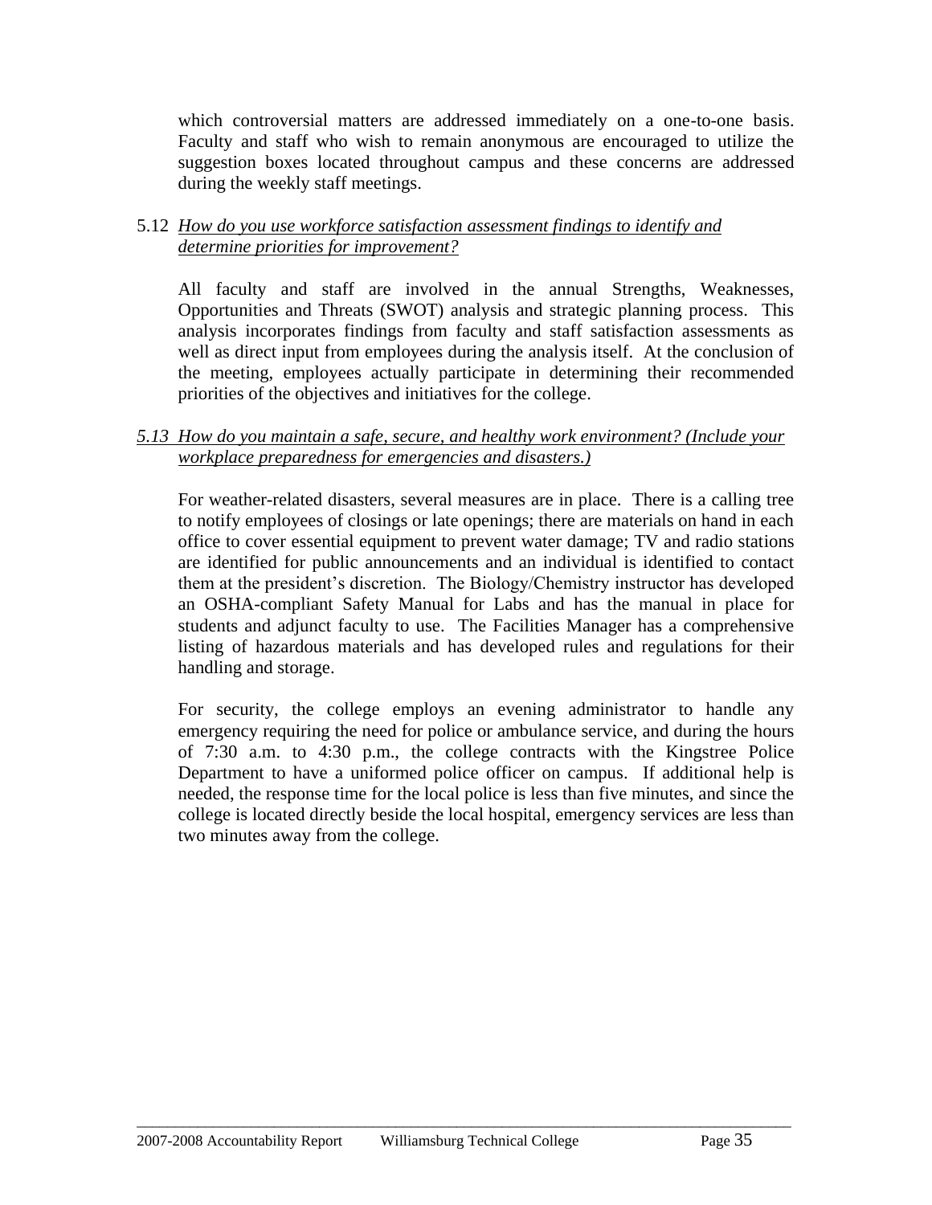which controversial matters are addressed immediately on a one-to-one basis. Faculty and staff who wish to remain anonymous are encouraged to utilize the suggestion boxes located throughout campus and these concerns are addressed during the weekly staff meetings.

5.12 <u>*How do you use workforce satisfaction assessment findings to identify and determine priorities for improvement?*</u>

All faculty and staff are involved in the annual Strengths, Weaknesses, Opportunities and Threats (SWOT) analysis and strategic planning process. This analysis incorporates findings from faculty and staff satisfaction assessments as well as direct input from employees during the analysis itself. At the conclusion of the meeting, employees actually participate in determining their recommended priorities of the objectives and initiatives for the college.

*<u>5.13 How do you maintain a safe, secure, and healthy work environment? (Include your workplace preparedness for emergencies and disasters.)</u>*

For weather-related disasters, several measures are in place. There is a calling tree to notify employees of closings or late openings; there are materials on hand in each office to cover essential equipment to prevent water damage; TV and radio stations are identified for public announcements and an individual is identified to contact them at the president's discretion. The Biology/Chemistry instructor has developed an OSHA-compliant Safety Manual for Labs and has the manual in place for students and adjunct faculty to use. The Facilities Manager has a comprehensive listing of hazardous materials and has developed rules and regulations for their handling and storage.

For security, the college employs an evening administrator to handle any emergency requiring the need for police or ambulance service, and during the hours of 7:30 a.m. to 4:30 p.m., the college contracts with the Kingstree Police Department to have a uniformed police officer on campus. If additional help is needed, the response time for the local police is less than five minutes, and since the college is located directly beside the local hospital, emergency services are less than two minutes away from the college.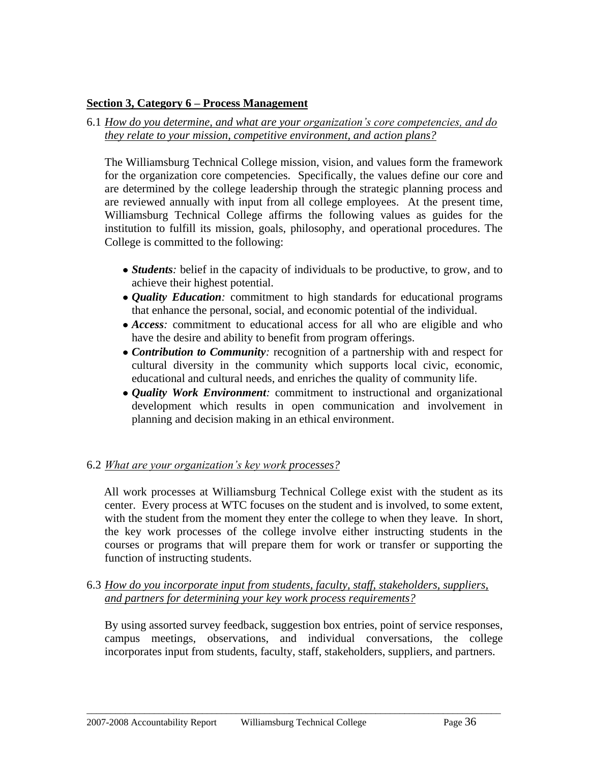**Section 3, Category 6 – Process Management**

6.1 *How do you determine, and what are your organization's core competencies, and do they relate to your mission, competitive environment, and action plans?*

The Williamsburg Technical College mission, vision, and values form the framework for the organization core competencies. Specifically, the values define our core and are determined by the college leadership through the strategic planning process and are reviewed annually with input from all college employees. At the present time, Williamsburg Technical College affirms the following values as guides for the institution to fulfill its mission, goals, philosophy, and operational procedures. The College is committed to the following:

- ***Students****:* belief in the capacity of individuals to be productive, to grow, and to achieve their highest potential.
- ***Quality Education****:* commitment to high standards for educational programs that enhance the personal, social, and economic potential of the individual.
- ***Access****:* commitment to educational access for all who are eligible and who have the desire and ability to benefit from program offerings.
- ***Contribution to Community****:* recognition of a partnership with and respect for cultural diversity in the community which supports local civic, economic, educational and cultural needs, and enriches the quality of community life.
- ***Quality Work Environment****:* commitment to instructional and organizational development which results in open communication and involvement in planning and decision making in an ethical environment.

6.2 *What are your organization's key work processes?*

All work processes at Williamsburg Technical College exist with the student as its center. Every process at WTC focuses on the student and is involved, to some extent, with the student from the moment they enter the college to when they leave. In short, the key work processes of the college involve either instructing students in the courses or programs that will prepare them for work or transfer or supporting the function of instructing students.

6.3 *How do you incorporate input from students, faculty, staff, stakeholders, suppliers, and partners for determining your key work process requirements?*

By using assorted survey feedback, suggestion box entries, point of service responses, campus meetings, observations, and individual conversations, the college incorporates input from students, faculty, staff, stakeholders, suppliers, and partners.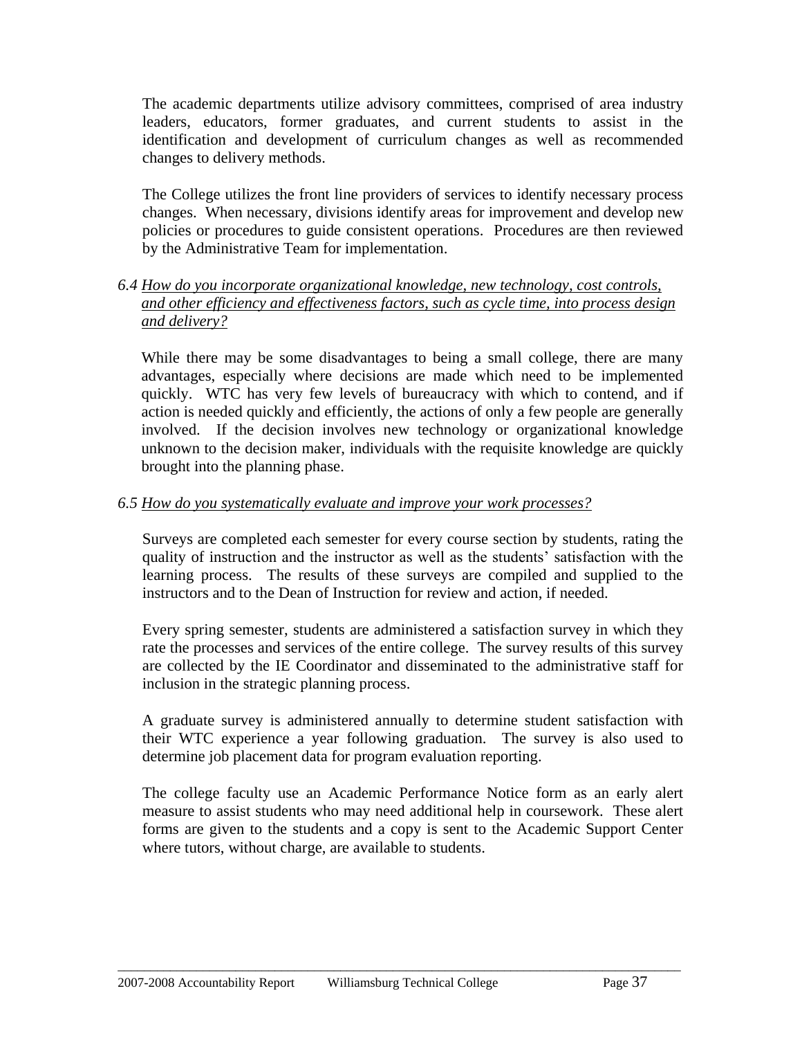The academic departments utilize advisory committees, comprised of area industry leaders, educators, former graduates, and current students to assist in the identification and development of curriculum changes as well as recommended changes to delivery methods.

The College utilizes the front line providers of services to identify necessary process changes. When necessary, divisions identify areas for improvement and develop new policies or procedures to guide consistent operations. Procedures are then reviewed by the Administrative Team for implementation.

*6.4 How do you incorporate organizational knowledge, new technology, cost controls, and other efficiency and effectiveness factors, such as cycle time, into process design and delivery?*

While there may be some disadvantages to being a small college, there are many advantages, especially where decisions are made which need to be implemented quickly. WTC has very few levels of bureaucracy with which to contend, and if action is needed quickly and efficiently, the actions of only a few people are generally involved. If the decision involves new technology or organizational knowledge unknown to the decision maker, individuals with the requisite knowledge are quickly brought into the planning phase.

*6.5 How do you systematically evaluate and improve your work processes?*

Surveys are completed each semester for every course section by students, rating the quality of instruction and the instructor as well as the students' satisfaction with the learning process. The results of these surveys are compiled and supplied to the instructors and to the Dean of Instruction for review and action, if needed.

Every spring semester, students are administered a satisfaction survey in which they rate the processes and services of the entire college. The survey results of this survey are collected by the IE Coordinator and disseminated to the administrative staff for inclusion in the strategic planning process.

A graduate survey is administered annually to determine student satisfaction with their WTC experience a year following graduation. The survey is also used to determine job placement data for program evaluation reporting.

The college faculty use an Academic Performance Notice form as an early alert measure to assist students who may need additional help in coursework. These alert forms are given to the students and a copy is sent to the Academic Support Center where tutors, without charge, are available to students.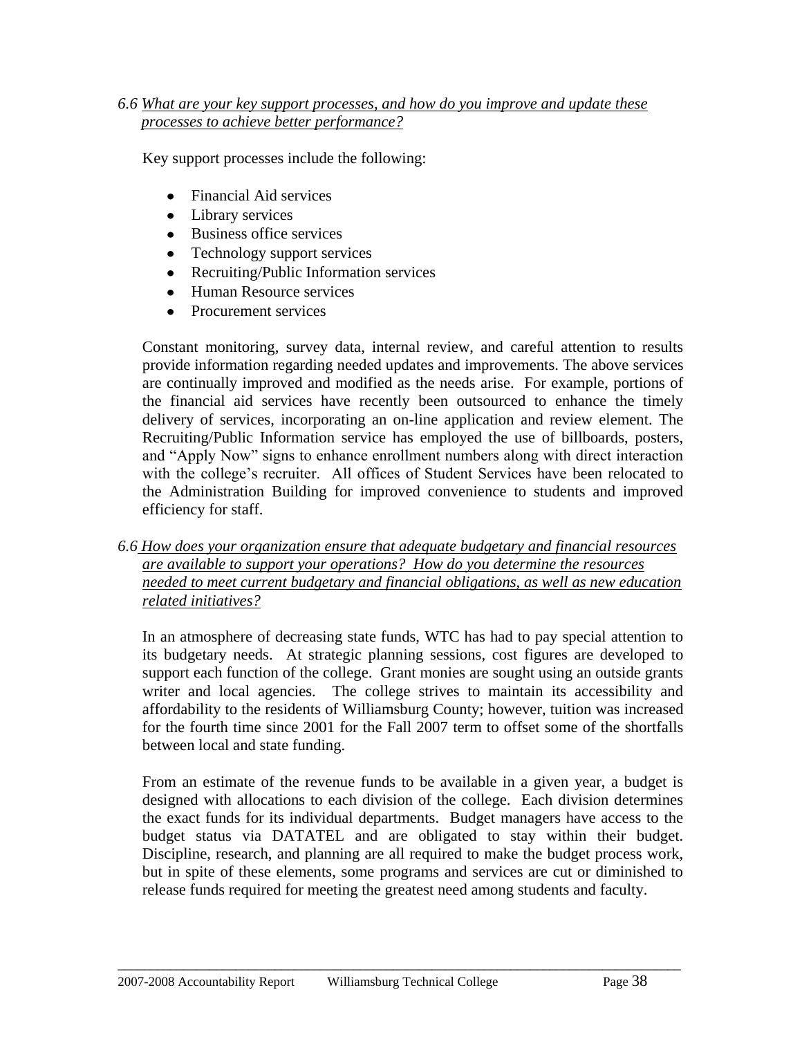*6.6 <u>What are your key support processes, and how do you improve and update these processes to achieve better performance?</u>*

Key support processes include the following:

- Financial Aid services
- Library services
- Business office services
- Technology support services
- Recruiting/Public Information services
- Human Resource services
- Procurement services

Constant monitoring, survey data, internal review, and careful attention to results provide information regarding needed updates and improvements. The above services are continually improved and modified as the needs arise. For example, portions of the financial aid services have recently been outsourced to enhance the timely delivery of services, incorporating an on-line application and review element. The Recruiting/Public Information service has employed the use of billboards, posters, and "Apply Now" signs to enhance enrollment numbers along with direct interaction with the college's recruiter. All offices of Student Services have been relocated to the Administration Building for improved convenience to students and improved efficiency for staff.

*6.6 <u>How does your organization ensure that adequate budgetary and financial resources are available to support your operations? How do you determine the resources needed to meet current budgetary and financial obligations, as well as new education related initiatives?</u>*

In an atmosphere of decreasing state funds, WTC has had to pay special attention to its budgetary needs. At strategic planning sessions, cost figures are developed to support each function of the college. Grant monies are sought using an outside grants writer and local agencies. The college strives to maintain its accessibility and affordability to the residents of Williamsburg County; however, tuition was increased for the fourth time since 2001 for the Fall 2007 term to offset some of the shortfalls between local and state funding.

From an estimate of the revenue funds to be available in a given year, a budget is designed with allocations to each division of the college. Each division determines the exact funds for its individual departments. Budget managers have access to the budget status via DATATEL and are obligated to stay within their budget. Discipline, research, and planning are all required to make the budget process work, but in spite of these elements, some programs and services are cut or diminished to release funds required for meeting the greatest need among students and faculty.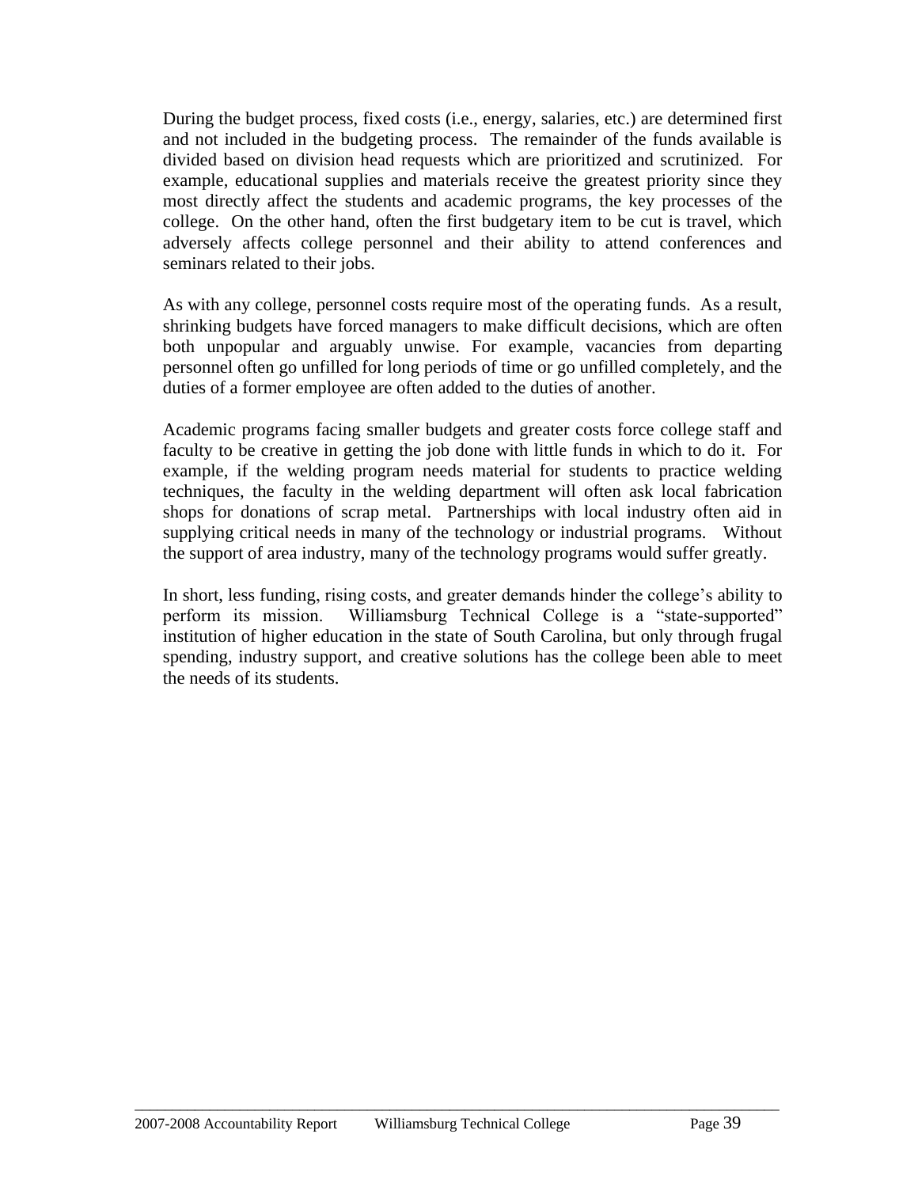During the budget process, fixed costs (i.e., energy, salaries, etc.) are determined first and not included in the budgeting process. The remainder of the funds available is divided based on division head requests which are prioritized and scrutinized. For example, educational supplies and materials receive the greatest priority since they most directly affect the students and academic programs, the key processes of the college. On the other hand, often the first budgetary item to be cut is travel, which adversely affects college personnel and their ability to attend conferences and seminars related to their jobs.

As with any college, personnel costs require most of the operating funds. As a result, shrinking budgets have forced managers to make difficult decisions, which are often both unpopular and arguably unwise. For example, vacancies from departing personnel often go unfilled for long periods of time or go unfilled completely, and the duties of a former employee are often added to the duties of another.

Academic programs facing smaller budgets and greater costs force college staff and faculty to be creative in getting the job done with little funds in which to do it. For example, if the welding program needs material for students to practice welding techniques, the faculty in the welding department will often ask local fabrication shops for donations of scrap metal. Partnerships with local industry often aid in supplying critical needs in many of the technology or industrial programs. Without the support of area industry, many of the technology programs would suffer greatly.

In short, less funding, rising costs, and greater demands hinder the college's ability to perform its mission. Williamsburg Technical College is a "state-supported" institution of higher education in the state of South Carolina, but only through frugal spending, industry support, and creative solutions has the college been able to meet the needs of its students.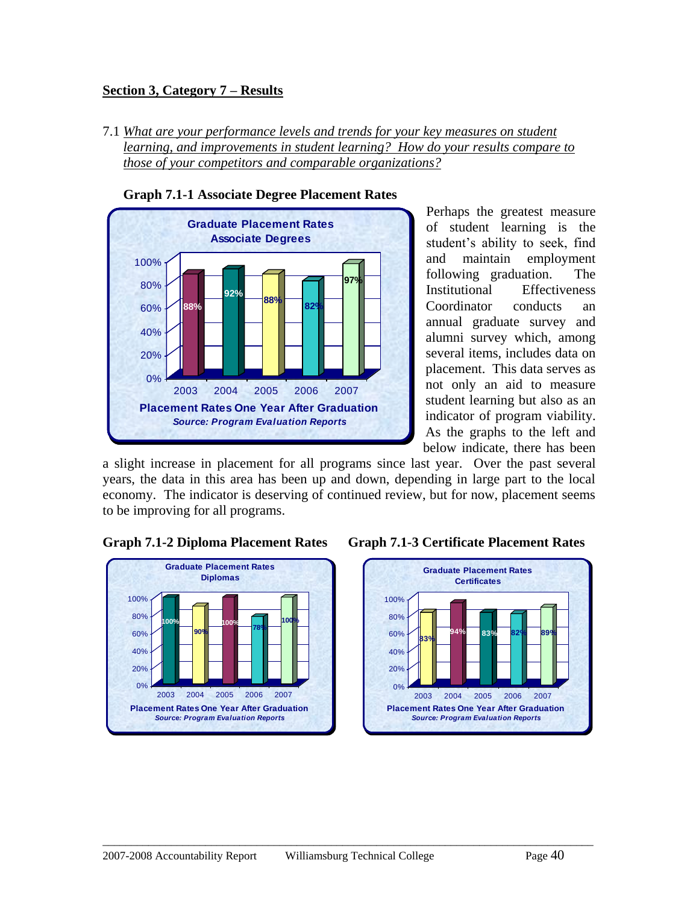**Section 3, Category 7 – Results**

7.1 *What are your performance levels and trends for your key measures on student learning, and improvements in student learning? How do your results compare to those of your competitors and comparable organizations?*

**Graph 7.1-1 Associate Degree Placement Rates**

Graduate Placement Rates
Associate Degrees

| Year | Placement Rate |
|---|---|
| 2003 | 88% |
| 2004 | 92% |
| 2005 | 88% |
| 2006 | 82% |
| 2007 | 97% |

Placement Rates One Year After Graduation
*Source: Program Evaluation Reports*

Perhaps the greatest measure of student learning is the student's ability to seek, find and maintain employment following graduation. The Institutional Effectiveness Coordinator conducts an annual graduate survey and alumni survey which, among several items, includes data on placement. This data serves as not only an aid to measure student learning but also as an indicator of program viability. As the graphs to the left and below indicate, there has been a slight increase in placement for all programs since last year. Over the past several years, the data in this area has been up and down, depending in large part to the local economy. The indicator is deserving of continued review, but for now, placement seems to be improving for all programs.

**Graph 7.1-2 Diploma Placement Rates**

Graduate Placement Rates
Diplomas

| Year | Placement Rate |
|---|---|
| 2003 | 100% |
| 2004 | 90% |
| 2005 | 100% |
| 2006 | 78% |
| 2007 | 100% |

Placement Rates One Year After Graduation
*Source: Program Evaluation Reports*

**Graph 7.1-3 Certificate Placement Rates**

Graduate Placement Rates
Certificates

| Year | Placement Rate |
|---|---|
| 2003 | 83% |
| 2004 | 94% |
| 2005 | 83% |
| 2006 | 82% |
| 2007 | 89% |

Placement Rates One Year After Graduation
*Source: Program Evaluation Reports*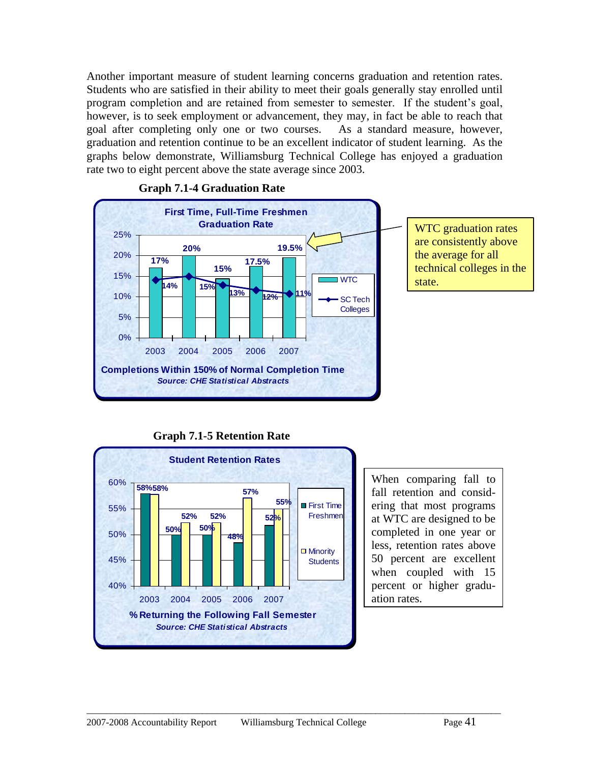Another important measure of student learning concerns graduation and retention rates. Students who are satisfied in their ability to meet their goals generally stay enrolled until program completion and are retained from semester to semester. If the student's goal, however, is to seek employment or advancement, they may, in fact be able to reach that goal after completing only one or two courses. As a standard measure, however, graduation and retention continue to be an excellent indicator of student learning. As the graphs below demonstrate, Williamsburg Technical College has enjoyed a graduation rate two to eight percent above the state average since 2003.

**Graph 7.1-4 Graduation Rate**

**First Time, Full-Time Freshmen Graduation Rate**

| Year | WTC | SC Tech Colleges |
|---|---|---|
| 2003 | 17% | 14% |
| 2004 | 20% | 15% |
| 2005 | 15% | 13% |
| 2006 | 17.5% | 12% |
| 2007 | 19.5% | 11% |

**Completions Within 150% of Normal Completion Time**
***Source: CHE Statistical Abstracts***

WTC graduation rates are consistently above the average for all technical colleges in the state.

**Graph 7.1-5 Retention Rate**

**Student Retention Rates**

| Year | First Time Freshmen | Minority Students |
|---|---|---|
| 2003 | 58% | 58% |
| 2004 | 50% | 52% |
| 2005 | 50% | 52% |
| 2006 | 48% | 57% |
| 2007 | 52% | 55% |

**% Returning the Following Fall Semester**
***Source: CHE Statistical Abstracts***

When comparing fall to fall retention and considering that most programs at WTC are designed to be completed in one year or less, retention rates above 50 percent are excellent when coupled with 15 percent or higher graduation rates.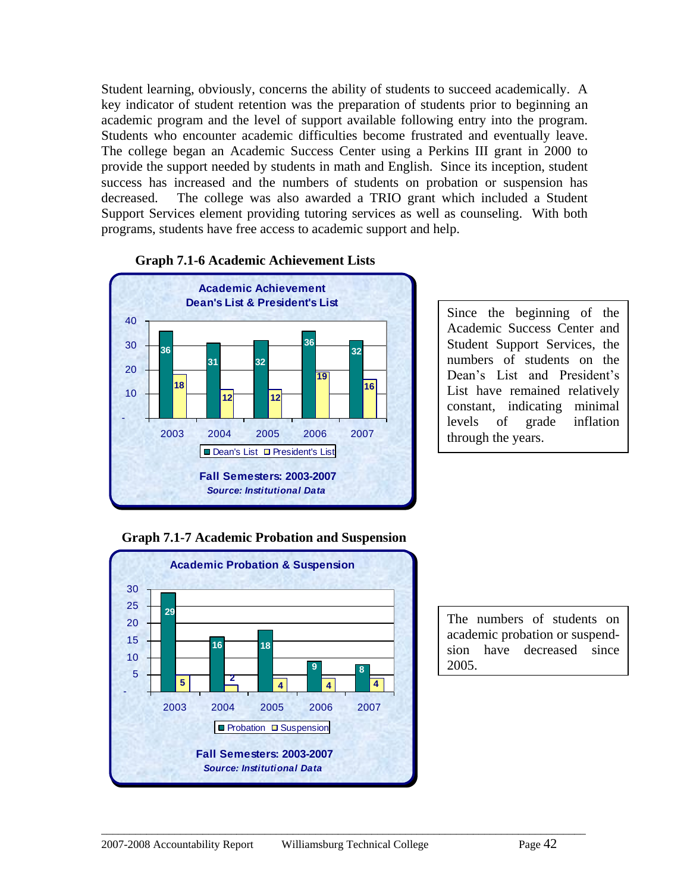Student learning, obviously, concerns the ability of students to succeed academically. A key indicator of student retention was the preparation of students prior to beginning an academic program and the level of support available following entry into the program. Students who encounter academic difficulties become frustrated and eventually leave. The college began an Academic Success Center using a Perkins III grant in 2000 to provide the support needed by students in math and English. Since its inception, student success has increased and the numbers of students on probation or suspension has decreased. The college was also awarded a TRIO grant which included a Student Support Services element providing tutoring services as well as counseling. With both programs, students have free access to academic support and help.

**Graph 7.1-6 Academic Achievement Lists**

**Academic Achievement Dean's List & President's List**

| | 2003 | 2004 | 2005 | 2006 | 2007 |
|---|---|---|---|---|---|
| Dean's List | 36 | 31 | 32 | 36 | 32 |
| President's List | 18 | 12 | 12 | 19 | 16 |

**Fall Semesters: 2003-2007**
*Source: Institutional Data*

Since the beginning of the Academic Success Center and Student Support Services, the numbers of students on the Dean's List and President's List have remained relatively constant, indicating minimal levels of grade inflation through the years.

**Graph 7.1-7 Academic Probation and Suspension**

**Academic Probation & Suspension**

| | 2003 | 2004 | 2005 | 2006 | 2007 |
|---|---|---|---|---|---|
| Probation | 29 | 16 | 18 | 9 | 8 |
| Suspension | 5 | 2 | 4 | 4 | 4 |

**Fall Semesters: 2003-2007**
*Source: Institutional Data*

The numbers of students on academic probation or suspendsion have decreased since 2005.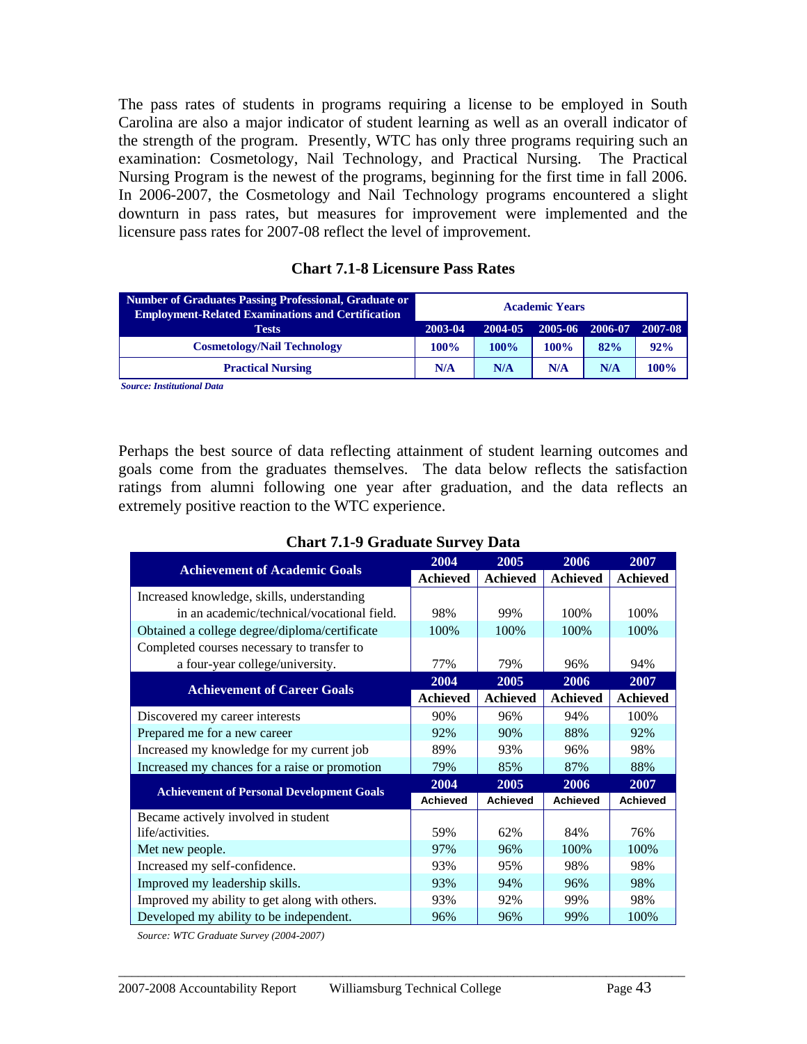The pass rates of students in programs requiring a license to be employed in South Carolina are also a major indicator of student learning as well as an overall indicator of the strength of the program. Presently, WTC has only three programs requiring such an examination: Cosmetology, Nail Technology, and Practical Nursing. The Practical Nursing Program is the newest of the programs, beginning for the first time in fall 2006. In 2006-2007, the Cosmetology and Nail Technology programs encountered a slight downturn in pass rates, but measures for improvement were implemented and the licensure pass rates for 2007-08 reflect the level of improvement.

**Chart 7.1-8 Licensure Pass Rates**

| Number of Graduates Passing Professional, Graduate or Employment-Related Examinations and Certification Tests | Academic Years | | | | |
|---|---|---|---|---|---|
| | 2003-04 | 2004-05 | 2005-06 | 2006-07 | 2007-08 |
| Cosmetology/Nail Technology | 100% | 100% | 100% | 82% | 92% |
| Practical Nursing | N/A | N/A | N/A | N/A | 100% |

*Source: Institutional Data*

Perhaps the best source of data reflecting attainment of student learning outcomes and goals come from the graduates themselves. The data below reflects the satisfaction ratings from alumni following one year after graduation, and the data reflects an extremely positive reaction to the WTC experience.

**Chart 7.1-9 Graduate Survey Data**

| Achievement of Academic Goals | 2004 Achieved | 2005 Achieved | 2006 Achieved | 2007 Achieved |
|---|---|---|---|---|
| Increased knowledge, skills, understanding in an academic/technical/vocational field. | 98% | 99% | 100% | 100% |
| Obtained a college degree/diploma/certificate | 100% | 100% | 100% | 100% |
| Completed courses necessary to transfer to a four-year college/university. | 77% | 79% | 96% | 94% |
| **Achievement of Career Goals** | **2004 Achieved** | **2005 Achieved** | **2006 Achieved** | **2007 Achieved** |
| Discovered my career interests | 90% | 96% | 94% | 100% |
| Prepared me for a new career | 92% | 90% | 88% | 92% |
| Increased my knowledge for my current job | 89% | 93% | 96% | 98% |
| Increased my chances for a raise or promotion | 79% | 85% | 87% | 88% |
| **Achievement of Personal Development Goals** | **2004 Achieved** | **2005 Achieved** | **2006 Achieved** | **2007 Achieved** |
| Became actively involved in student life/activities. | 59% | 62% | 84% | 76% |
| Met new people. | 97% | 96% | 100% | 100% |
| Increased my self-confidence. | 93% | 95% | 98% | 98% |
| Improved my leadership skills. | 93% | 94% | 96% | 98% |
| Improved my ability to get along with others. | 93% | 92% | 99% | 98% |
| Developed my ability to be independent. | 96% | 96% | 99% | 100% |

*Source: WTC Graduate Survey (2004-2007)*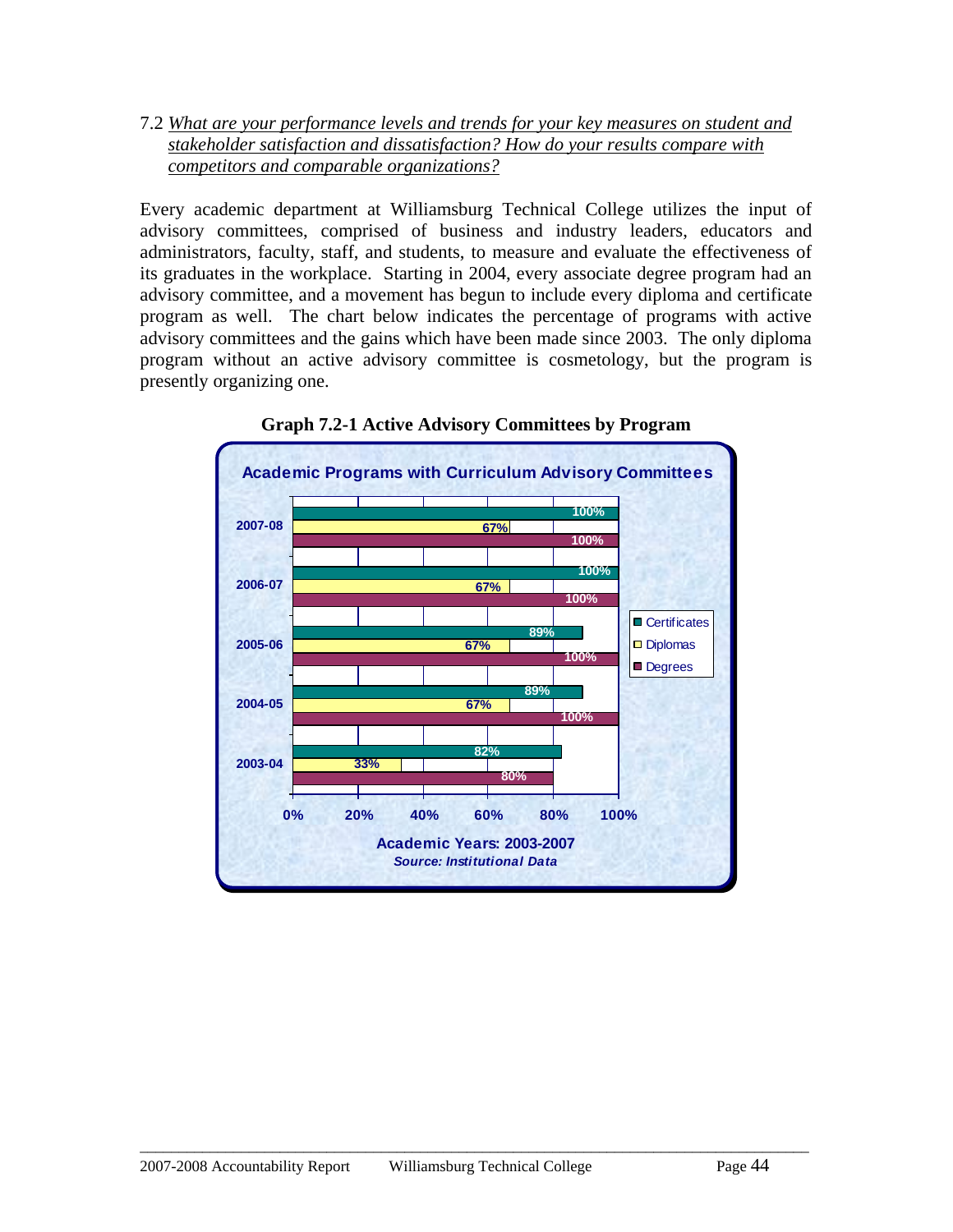7.2 *What are your performance levels and trends for your key measures on student and stakeholder satisfaction and dissatisfaction? How do your results compare with competitors and comparable organizations?*

Every academic department at Williamsburg Technical College utilizes the input of advisory committees, comprised of business and industry leaders, educators and administrators, faculty, staff, and students, to measure and evaluate the effectiveness of its graduates in the workplace. Starting in 2004, every associate degree program had an advisory committee, and a movement has begun to include every diploma and certificate program as well. The chart below indicates the percentage of programs with active advisory committees and the gains which have been made since 2003. The only diploma program without an active advisory committee is cosmetology, but the program is presently organizing one.

**Graph 7.2-1 Active Advisory Committees by Program**

Academic Programs with Curriculum Advisory Committees

| Year | Certificates | Diplomas | Degrees |
|---|---|---|---|
| 2007-08 | 100% | 67% | 100% |
| 2006-07 | 100% | 67% | 100% |
| 2005-06 | 89% | 67% | 100% |
| 2004-05 | 89% | 67% | 100% |
| 2003-04 | 82% | 33% | 80% |

Academic Years: 2003-2007
*Source: Institutional Data*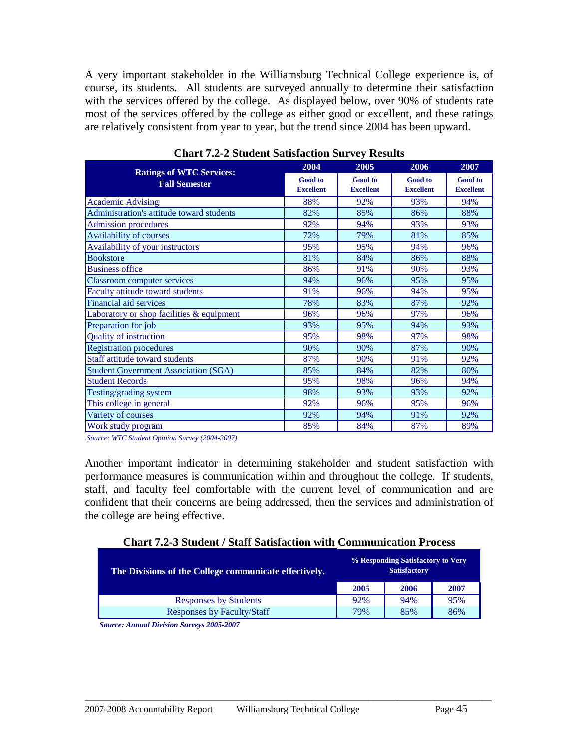A very important stakeholder in the Williamsburg Technical College experience is, of course, its students. All students are surveyed annually to determine their satisfaction with the services offered by the college. As displayed below, over 90% of students rate most of the services offered by the college as either good or excellent, and these ratings are relatively consistent from year to year, but the trend since 2004 has been upward.

**Chart 7.2-2 Student Satisfaction Survey Results**

| Ratings of WTC Services: Fall Semester | 2004 | 2005 | 2006 | 2007 |
|---|---|---|---|---|
| | Good to Excellent | Good to Excellent | Good to Excellent | Good to Excellent |
| Academic Advising | 88% | 92% | 93% | 94% |
| Administration's attitude toward students | 82% | 85% | 86% | 88% |
| Admission procedures | 92% | 94% | 93% | 93% |
| Availability of courses | 72% | 79% | 81% | 85% |
| Availability of your instructors | 95% | 95% | 94% | 96% |
| Bookstore | 81% | 84% | 86% | 88% |
| Business office | 86% | 91% | 90% | 93% |
| Classroom computer services | 94% | 96% | 95% | 95% |
| Faculty attitude toward students | 91% | 96% | 94% | 95% |
| Financial aid services | 78% | 83% | 87% | 92% |
| Laboratory or shop facilities & equipment | 96% | 96% | 97% | 96% |
| Preparation for job | 93% | 95% | 94% | 93% |
| Quality of instruction | 95% | 98% | 97% | 98% |
| Registration procedures | 90% | 90% | 87% | 90% |
| Staff attitude toward students | 87% | 90% | 91% | 92% |
| Student Government Association (SGA) | 85% | 84% | 82% | 80% |
| Student Records | 95% | 98% | 96% | 94% |
| Testing/grading system | 98% | 93% | 93% | 92% |
| This college in general | 92% | 96% | 95% | 96% |
| Variety of courses | 92% | 94% | 91% | 92% |
| Work study program | 85% | 84% | 87% | 89% |

*Source: WTC Student Opinion Survey (2004-2007)*

Another important indicator in determining stakeholder and student satisfaction with performance measures is communication within and throughout the college. If students, staff, and faculty feel comfortable with the current level of communication and are confident that their concerns are being addressed, then the services and administration of the college are being effective.

**Chart 7.2-3 Student / Staff Satisfaction with Communication Process**

| The Divisions of the College communicate effectively. | % Responding Satisfactory to Very Satisfactory | | |
|---|---|---|---|
| | 2005 | 2006 | 2007 |
| Responses by Students | 92% | 94% | 95% |
| Responses by Faculty/Staff | 79% | 85% | 86% |

***Source: Annual Division Surveys 2005-2007***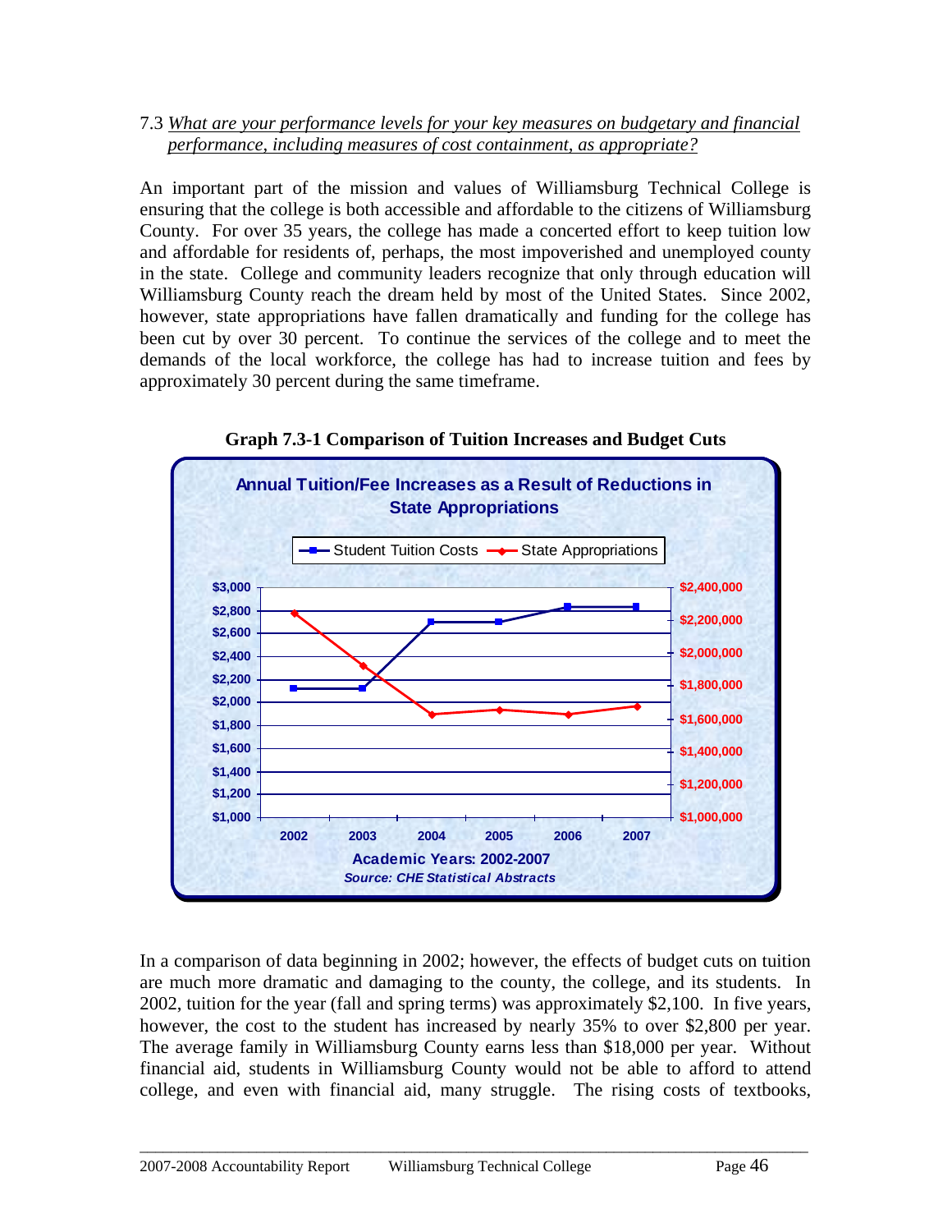7.3 *What are your performance levels for your key measures on budgetary and financial performance, including measures of cost containment, as appropriate?*

An important part of the mission and values of Williamsburg Technical College is ensuring that the college is both accessible and affordable to the citizens of Williamsburg County. For over 35 years, the college has made a concerted effort to keep tuition low and affordable for residents of, perhaps, the most impoverished and unemployed county in the state. College and community leaders recognize that only through education will Williamsburg County reach the dream held by most of the United States. Since 2002, however, state appropriations have fallen dramatically and funding for the college has been cut by over 30 percent. To continue the services of the college and to meet the demands of the local workforce, the college has had to increase tuition and fees by approximately 30 percent during the same timeframe.

**Graph 7.3-1 Comparison of Tuition Increases and Budget Cuts**

**Annual Tuition/Fee Increases as a Result of Reductions in State Appropriations**

Legend: Student Tuition Costs; State Appropriations

Left axis: $1,000 – $3,000 (Student Tuition Costs); Right axis: $1,000,000 – $2,400,000 (State Appropriations)

Academic Years: 2002-2007

*Source: CHE Statistical Abstracts*

In a comparison of data beginning in 2002; however, the effects of budget cuts on tuition are much more dramatic and damaging to the county, the college, and its students. In 2002, tuition for the year (fall and spring terms) was approximately $2,100. In five years, however, the cost to the student has increased by nearly 35% to over $2,800 per year. The average family in Williamsburg County earns less than $18,000 per year. Without financial aid, students in Williamsburg County would not be able to afford to attend college, and even with financial aid, many struggle. The rising costs of textbooks,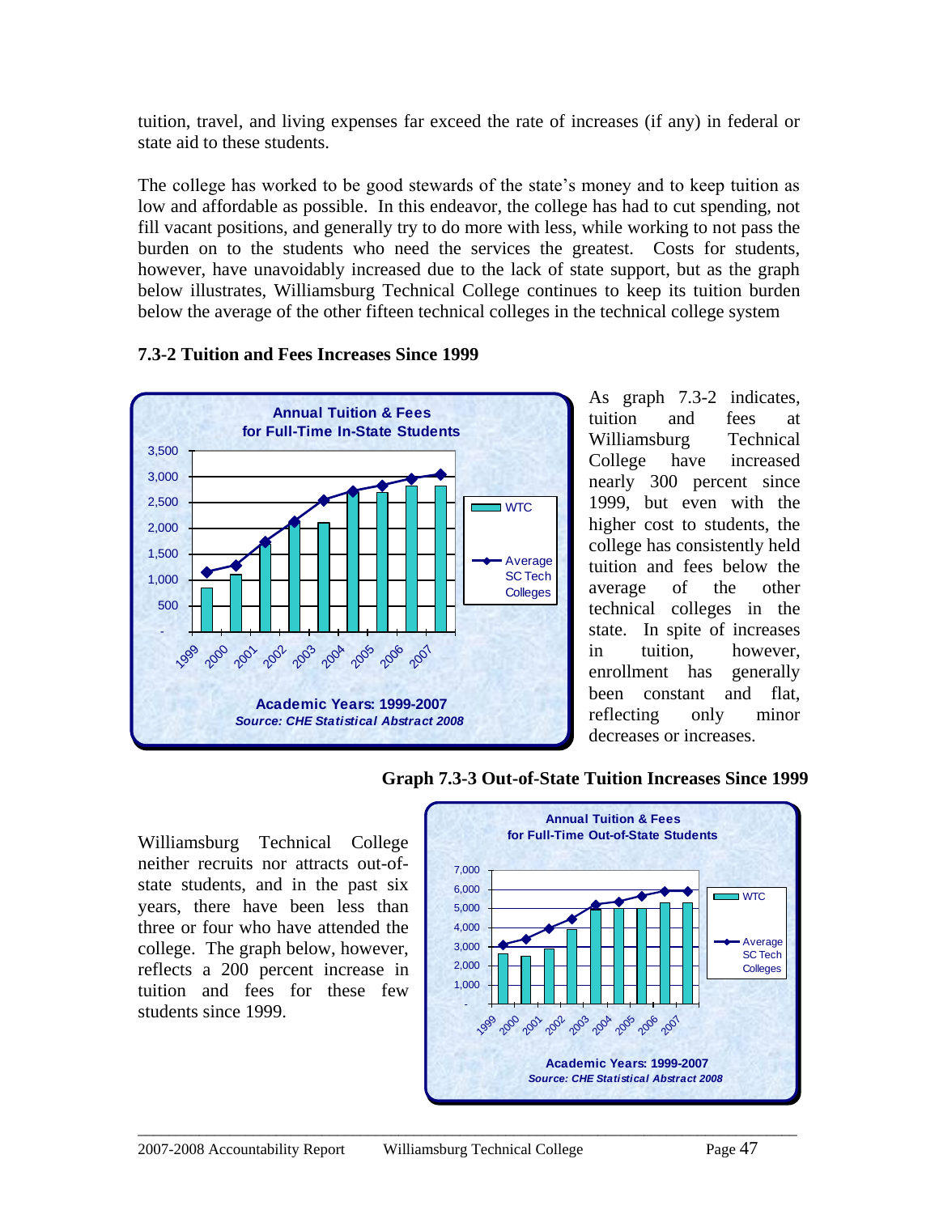tuition, travel, and living expenses far exceed the rate of increases (if any) in federal or state aid to these students.

The college has worked to be good stewards of the state's money and to keep tuition as low and affordable as possible. In this endeavor, the college has had to cut spending, not fill vacant positions, and generally try to do more with less, while working to not pass the burden on to the students who need the services the greatest. Costs for students, however, have unavoidably increased due to the lack of state support, but as the graph below illustrates, Williamsburg Technical College continues to keep its tuition burden below the average of the other fifteen technical colleges in the technical college system

**7.3-2 Tuition and Fees Increases Since 1999**

Annual Tuition & Fees for Full-Time In-State Students

Academic Years: 1999-2007

*Source: CHE Statistical Abstract 2008*

As graph 7.3-2 indicates, tuition and fees at Williamsburg Technical College have increased nearly 300 percent since 1999, but even with the higher cost to students, the college has consistently held tuition and fees below the average of the other technical colleges in the state. In spite of increases in tuition, however, enrollment has generally been constant and flat, reflecting only minor decreases or increases.

**Graph 7.3-3 Out-of-State Tuition Increases Since 1999**

Williamsburg Technical College neither recruits nor attracts out-of-state students, and in the past six years, there have been less than three or four who have attended the college. The graph below, however, reflects a 200 percent increase in tuition and fees for these few students since 1999.

Annual Tuition & Fees for Full-Time Out-of-State Students

Academic Years: 1999-2007

*Source: CHE Statistical Abstract 2008*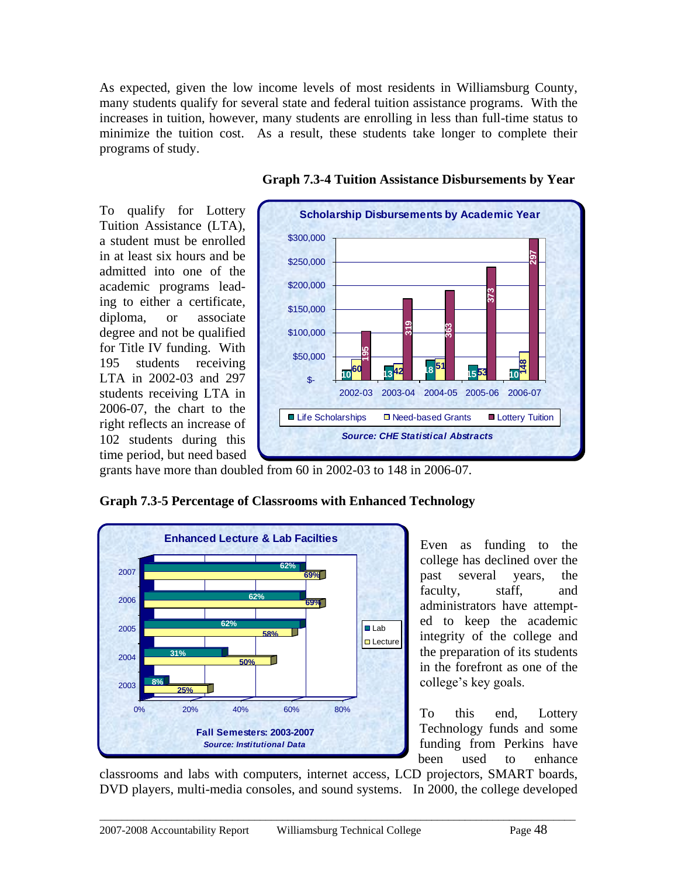As expected, given the low income levels of most residents in Williamsburg County, many students qualify for several state and federal tuition assistance programs. With the increases in tuition, however, many students are enrolling in less than full-time status to minimize the tuition cost. As a result, these students take longer to complete their programs of study.

**Graph 7.3-4 Tuition Assistance Disbursements by Year**

To qualify for Lottery Tuition Assistance (LTA), a student must be enrolled in at least six hours and be admitted into one of the academic programs leading to either a certificate, diploma, or associate degree and not be qualified for Title IV funding. With 195 students receiving LTA in 2002-03 and 297 students receiving LTA in 2006-07, the chart to the right reflects an increase of 102 students during this time period, but need based grants have more than doubled from 60 in 2002-03 to 148 in 2006-07.

**Graph 7.3-5 Percentage of Classrooms with Enhanced Technology**

Even as funding to the college has declined over the past several years, the faculty, staff, and administrators have attempted to keep the academic integrity of the college and the preparation of its students in the forefront as one of the college's key goals.

To this end, Lottery Technology funds and some funding from Perkins have been used to enhance classrooms and labs with computers, internet access, LCD projectors, SMART boards, DVD players, multi-media consoles, and sound systems. In 2000, the college developed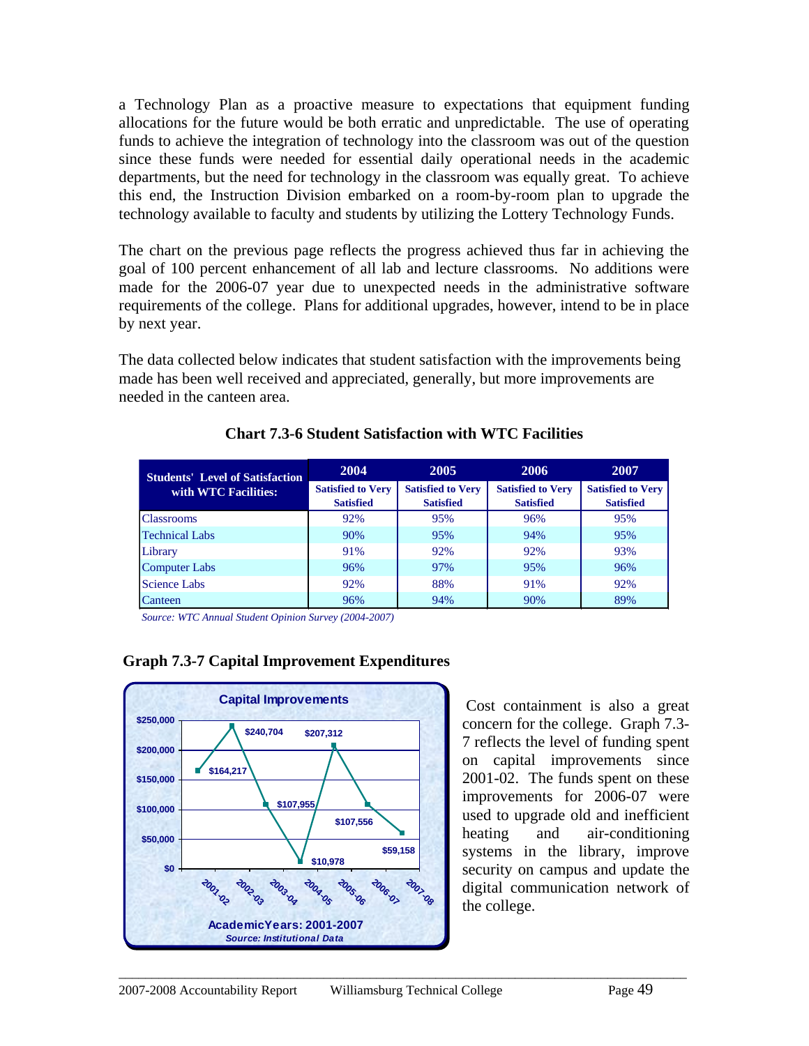a Technology Plan as a proactive measure to expectations that equipment funding allocations for the future would be both erratic and unpredictable. The use of operating funds to achieve the integration of technology into the classroom was out of the question since these funds were needed for essential daily operational needs in the academic departments, but the need for technology in the classroom was equally great. To achieve this end, the Instruction Division embarked on a room-by-room plan to upgrade the technology available to faculty and students by utilizing the Lottery Technology Funds.

The chart on the previous page reflects the progress achieved thus far in achieving the goal of 100 percent enhancement of all lab and lecture classrooms. No additions were made for the 2006-07 year due to unexpected needs in the administrative software requirements of the college. Plans for additional upgrades, however, intend to be in place by next year.

The data collected below indicates that student satisfaction with the improvements being made has been well received and appreciated, generally, but more improvements are needed in the canteen area.

**Chart 7.3-6 Student Satisfaction with WTC Facilities**

| Students' Level of Satisfaction with WTC Facilities: | 2004 | 2005 | 2006 | 2007 |
|---|---|---|---|---|
| | Satisfied to Very Satisfied | Satisfied to Very Satisfied | Satisfied to Very Satisfied | Satisfied to Very Satisfied |
| Classrooms | 92% | 95% | 96% | 95% |
| Technical Labs | 90% | 95% | 94% | 95% |
| Library | 91% | 92% | 92% | 93% |
| Computer Labs | 96% | 97% | 95% | 96% |
| Science Labs | 92% | 88% | 91% | 92% |
| Canteen | 96% | 94% | 90% | 89% |

*Source: WTC Annual Student Opinion Survey (2004-2007)*

**Graph 7.3-7 Capital Improvement Expenditures**

**Capital Improvements**

| Academic Year | Expenditures |
|---|---|
| 2001-02 | $164,217 |
| 2002-03 | $240,704 |
| 2003-04 | $107,955 |
| 2004-05 | $10,978 |
| 2005-06 | $207,312 |
| 2006-07 | $107,556 |
| 2007-08 | $59,158 |

**AcademicYears: 2001-2007**
*Source: Institutional Data*

Cost containment is also a great concern for the college. Graph 7.3-7 reflects the level of funding spent on capital improvements since 2001-02. The funds spent on these improvements for 2006-07 were used to upgrade old and inefficient heating and air-conditioning systems in the library, improve security on campus and update the digital communication network of the college.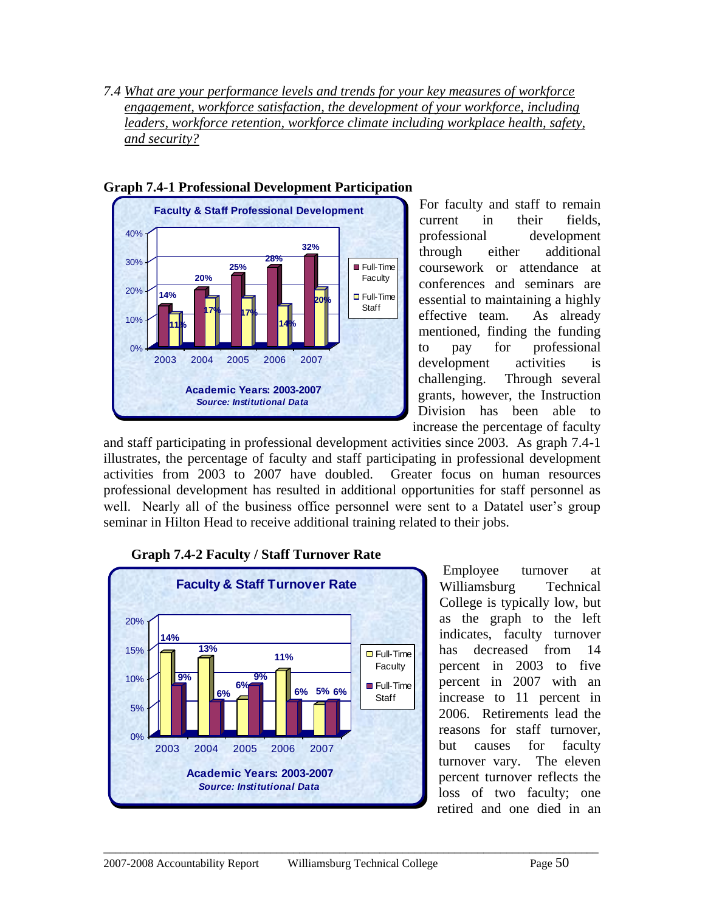*7.4 <u>What are your performance levels and trends for your key measures of workforce engagement, workforce satisfaction, the development of your workforce, including leaders, workforce retention, workforce climate including workplace health, safety, and security?</u>*

**Graph 7.4-1 Professional Development Participation**

**Faculty & Staff Professional Development**

| Year | Full-Time Faculty | Full-Time Staff |
|---|---|---|
| 2003 | 14% | 11% |
| 2004 | 20% | 17% |
| 2005 | 25% | 17% |
| 2006 | 28% | 14% |
| 2007 | 32% | 20% |

**Academic Years: 2003-2007**
***Source: Institutional Data***

For faculty and staff to remain current in their fields, professional development through either additional coursework or attendance at conferences and seminars are essential to maintaining a highly effective team. As already mentioned, finding the funding to pay for professional development activities is challenging. Through several grants, however, the Instruction Division has been able to increase the percentage of faculty and staff participating in professional development activities since 2003. As graph 7.4-1 illustrates, the percentage of faculty and staff participating in professional development activities from 2003 to 2007 have doubled. Greater focus on human resources professional development has resulted in additional opportunities for staff personnel as well. Nearly all of the business office personnel were sent to a Datatel user's group seminar in Hilton Head to receive additional training related to their jobs.

**Graph 7.4-2 Faculty / Staff Turnover Rate**

**Faculty & Staff Turnover Rate**

| Year | Full-Time Faculty | Full-Time Staff |
|---|---|---|
| 2003 | 14% | 9% |
| 2004 | 13% | 6% |
| 2005 | 6% | 9% |
| 2006 | 11% | 6% |
| 2007 | 5% | 6% |

**Academic Years: 2003-2007**
***Source: Institutional Data***

Employee turnover at Williamsburg Technical College is typically low, but as the graph to the left indicates, faculty turnover has decreased from 14 percent in 2003 to five percent in 2007 with an increase to 11 percent in 2006. Retirements lead the reasons for staff turnover, but causes for faculty turnover vary. The eleven percent turnover reflects the loss of two faculty; one retired and one died in an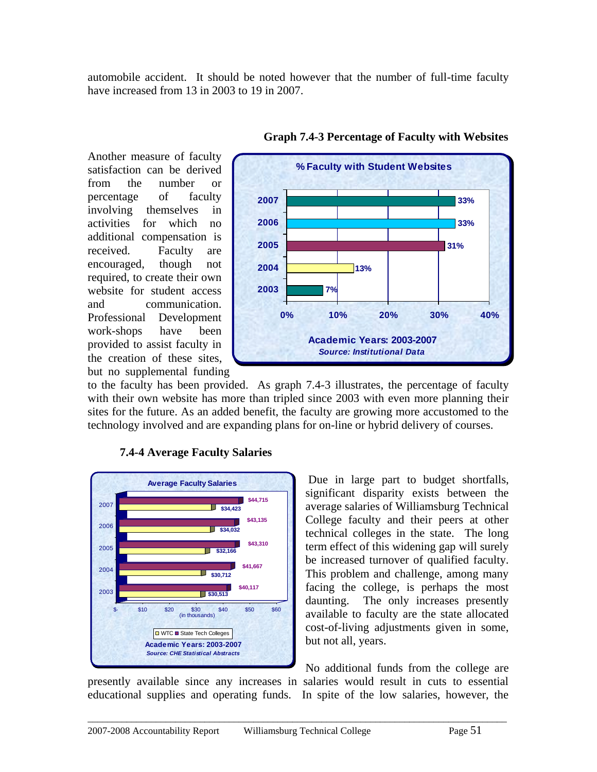automobile accident. It should be noted however that the number of full-time faculty have increased from 13 in 2003 to 19 in 2007.

**Graph 7.4-3 Percentage of Faculty with Websites**

**% Faculty with Student Websites**

| Year | % |
|---|---|
| 2007 | 33% |
| 2006 | 33% |
| 2005 | 31% |
| 2004 | 13% |
| 2003 | 7% |

Academic Years: 2003-2007
*Source: Institutional Data*

Another measure of faculty satisfaction can be derived from the number or percentage of faculty involving themselves in activities for which no additional compensation is received. Faculty are encouraged, though not required, to create their own website for student access and communication. Professional Development work-shops have been provided to assist faculty in the creation of these sites, but no supplemental funding to the faculty has been provided. As graph 7.4-3 illustrates, the percentage of faculty with their own website has more than tripled since 2003 with even more planning their sites for the future. As an added benefit, the faculty are growing more accustomed to the technology involved and are expanding plans for on-line or hybrid delivery of courses.

**7.4-4 Average Faculty Salaries**

**Average Faculty Salaries**

| Year | WTC | State Tech Colleges |
|---|---|---|
| 2007 | $34,423 | $44,715 |
| 2006 | $34,032 | $43,135 |
| 2005 | $32,166 | $43,310 |
| 2004 | $30,712 | $41,667 |
| 2003 | $30,513 | $40,117 |

(in thousands)

Academic Years: 2003-2007
*Source: CHE Statistical Abstracts*

Due in large part to budget shortfalls, significant disparity exists between the average salaries of Williamsburg Technical College faculty and their peers at other technical colleges in the state. The long term effect of this widening gap will surely be increased turnover of qualified faculty. This problem and challenge, among many facing the college, is perhaps the most daunting. The only increases presently available to faculty are the state allocated cost-of-living adjustments given in some, but not all, years.

No additional funds from the college are presently available since any increases in salaries would result in cuts to essential educational supplies and operating funds. In spite of the low salaries, however, the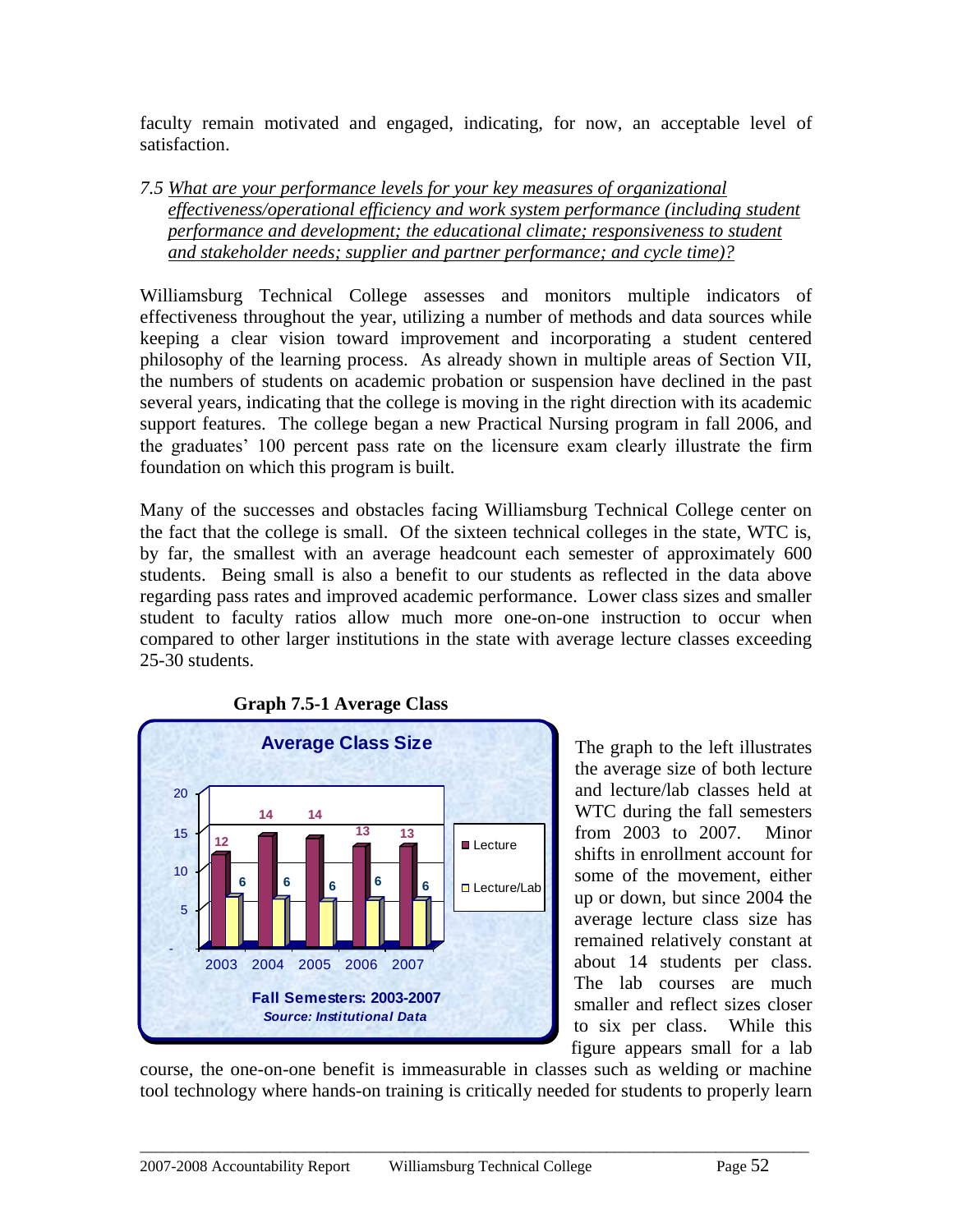faculty remain motivated and engaged, indicating, for now, an acceptable level of satisfaction.

*7.5 <u>What are your performance levels for your key measures of organizational effectiveness/operational efficiency and work system performance (including student performance and development; the educational climate; responsiveness to student and stakeholder needs; supplier and partner performance; and cycle time)?</u>*

Williamsburg Technical College assesses and monitors multiple indicators of effectiveness throughout the year, utilizing a number of methods and data sources while keeping a clear vision toward improvement and incorporating a student centered philosophy of the learning process. As already shown in multiple areas of Section VII, the numbers of students on academic probation or suspension have declined in the past several years, indicating that the college is moving in the right direction with its academic support features. The college began a new Practical Nursing program in fall 2006, and the graduates' 100 percent pass rate on the licensure exam clearly illustrate the firm foundation on which this program is built.

Many of the successes and obstacles facing Williamsburg Technical College center on the fact that the college is small. Of the sixteen technical colleges in the state, WTC is, by far, the smallest with an average headcount each semester of approximately 600 students. Being small is also a benefit to our students as reflected in the data above regarding pass rates and improved academic performance. Lower class sizes and smaller student to faculty ratios allow much more one-on-one instruction to occur when compared to other larger institutions in the state with average lecture classes exceeding 25-30 students.

**Graph 7.5-1 Average Class**

**Average Class Size**

| | 2003 | 2004 | 2005 | 2006 | 2007 |
|---|---|---|---|---|---|
| Lecture | 12 | 14 | 14 | 13 | 13 |
| Lecture/Lab | 6 | 6 | 6 | 6 | 6 |

**Fall Semesters: 2003-2007**
***Source: Institutional Data***

The graph to the left illustrates the average size of both lecture and lecture/lab classes held at WTC during the fall semesters from 2003 to 2007. Minor shifts in enrollment account for some of the movement, either up or down, but since 2004 the average lecture class size has remained relatively constant at about 14 students per class. The lab courses are much smaller and reflect sizes closer to six per class. While this figure appears small for a lab course, the one-on-one benefit is immeasurable in classes such as welding or machine tool technology where hands-on training is critically needed for students to properly learn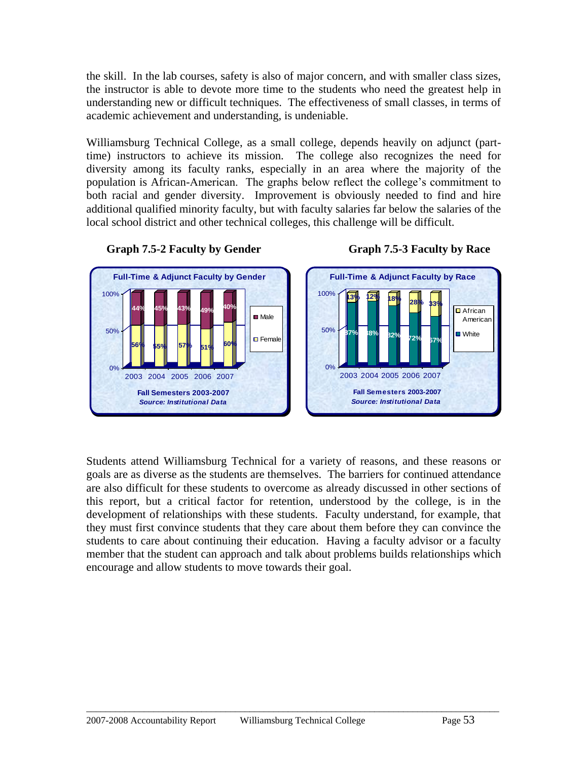the skill. In the lab courses, safety is also of major concern, and with smaller class sizes, the instructor is able to devote more time to the students who need the greatest help in understanding new or difficult techniques. The effectiveness of small classes, in terms of academic achievement and understanding, is undeniable.

Williamsburg Technical College, as a small college, depends heavily on adjunct (part-time) instructors to achieve its mission. The college also recognizes the need for diversity among its faculty ranks, especially in an area where the majority of the population is African-American. The graphs below reflect the college's commitment to both racial and gender diversity. Improvement is obviously needed to find and hire additional qualified minority faculty, but with faculty salaries far below the salaries of the local school district and other technical colleges, this challenge will be difficult.

**Graph 7.5-2 Faculty by Gender**

**Full-Time & Adjunct Faculty by Gender**

| | 2003 | 2004 | 2005 | 2006 | 2007 |
|---|---|---|---|---|---|
| Male | 44% | 45% | 43% | 49% | 40% |
| Female | 56% | 55% | 57% | 51% | 60% |

Fall Semesters 2003-2007
*Source: Institutional Data*

**Graph 7.5-3 Faculty by Race**

**Full-Time & Adjunct Faculty by Race**

| | 2003 | 2004 | 2005 | 2006 | 2007 |
|---|---|---|---|---|---|
| African American | 13% | 12% | 18% | 28% | 33% |
| White | 87% | 88% | 82% | 72% | 67% |

Fall Semesters 2003-2007
*Source: Institutional Data*

Students attend Williamsburg Technical for a variety of reasons, and these reasons or goals are as diverse as the students are themselves. The barriers for continued attendance are also difficult for these students to overcome as already discussed in other sections of this report, but a critical factor for retention, understood by the college, is in the development of relationships with these students. Faculty understand, for example, that they must first convince students that they care about them before they can convince the students to care about continuing their education. Having a faculty advisor or a faculty member that the student can approach and talk about problems builds relationships which encourage and allow students to move towards their goal.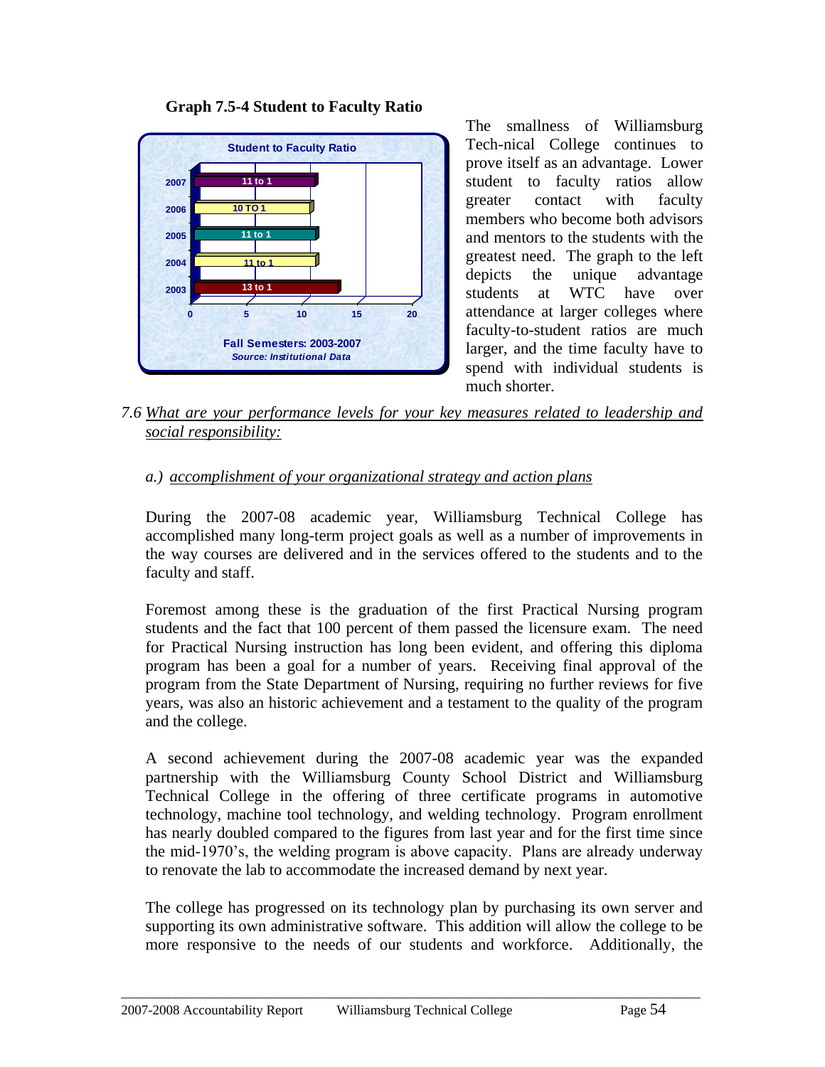**Graph 7.5-4 Student to Faculty Ratio**

Student to Faculty Ratio

| Fall Semester | Ratio |
|---|---|
| 2007 | 11 to 1 |
| 2006 | 10 TO 1 |
| 2005 | 11 to 1 |
| 2004 | 11 to 1 |
| 2003 | 13 to 1 |

Fall Semesters: 2003-2007
*Source: Institutional Data*

The smallness of Williamsburg Tech-nical College continues to prove itself as an advantage. Lower student to faculty ratios allow greater contact with faculty members who become both advisors and mentors to the students with the greatest need. The graph to the left depicts the unique advantage students at WTC have over attendance at larger colleges where faculty-to-student ratios are much larger, and the time faculty have to spend with individual students is much shorter.

7.6 <u>What are your performance levels for your key measures related to leadership and social responsibility:</u>

a.) <u>accomplishment of your organizational strategy and action plans</u>

During the 2007-08 academic year, Williamsburg Technical College has accomplished many long-term project goals as well as a number of improvements in the way courses are delivered and in the services offered to the students and to the faculty and staff.

Foremost among these is the graduation of the first Practical Nursing program students and the fact that 100 percent of them passed the licensure exam. The need for Practical Nursing instruction has long been evident, and offering this diploma program has been a goal for a number of years. Receiving final approval of the program from the State Department of Nursing, requiring no further reviews for five years, was also an historic achievement and a testament to the quality of the program and the college.

A second achievement during the 2007-08 academic year was the expanded partnership with the Williamsburg County School District and Williamsburg Technical College in the offering of three certificate programs in automotive technology, machine tool technology, and welding technology. Program enrollment has nearly doubled compared to the figures from last year and for the first time since the mid-1970's, the welding program is above capacity. Plans are already underway to renovate the lab to accommodate the increased demand by next year.

The college has progressed on its technology plan by purchasing its own server and supporting its own administrative software. This addition will allow the college to be more responsive to the needs of our students and workforce. Additionally, the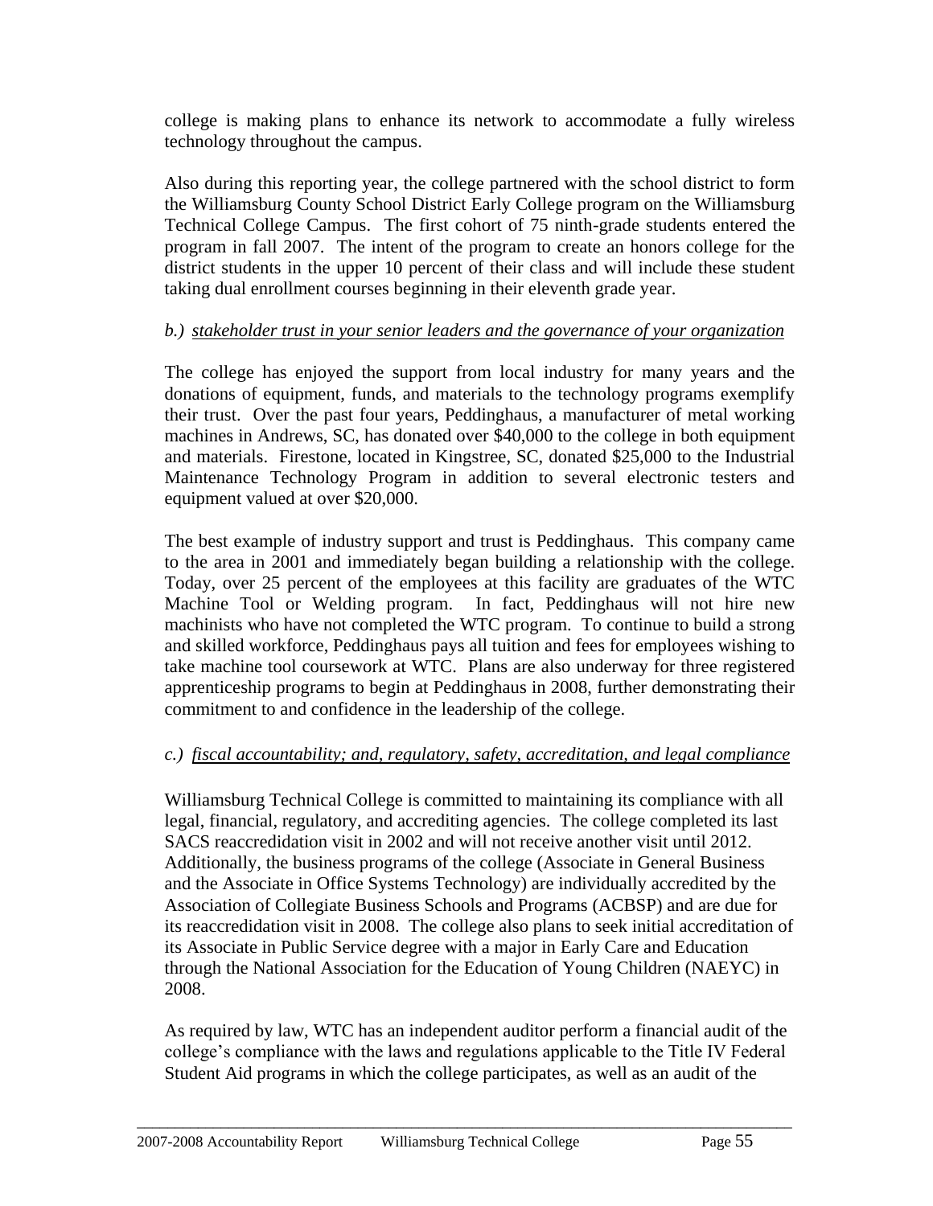college is making plans to enhance its network to accommodate a fully wireless technology throughout the campus.

Also during this reporting year, the college partnered with the school district to form the Williamsburg County School District Early College program on the Williamsburg Technical College Campus. The first cohort of 75 ninth-grade students entered the program in fall 2007. The intent of the program to create an honors college for the district students in the upper 10 percent of their class and will include these student taking dual enrollment courses beginning in their eleventh grade year.

*b.) stakeholder trust in your senior leaders and the governance of your organization*

The college has enjoyed the support from local industry for many years and the donations of equipment, funds, and materials to the technology programs exemplify their trust. Over the past four years, Peddinghaus, a manufacturer of metal working machines in Andrews, SC, has donated over $40,000 to the college in both equipment and materials. Firestone, located in Kingstree, SC, donated $25,000 to the Industrial Maintenance Technology Program in addition to several electronic testers and equipment valued at over $20,000.

The best example of industry support and trust is Peddinghaus. This company came to the area in 2001 and immediately began building a relationship with the college. Today, over 25 percent of the employees at this facility are graduates of the WTC Machine Tool or Welding program. In fact, Peddinghaus will not hire new machinists who have not completed the WTC program. To continue to build a strong and skilled workforce, Peddinghaus pays all tuition and fees for employees wishing to take machine tool coursework at WTC. Plans are also underway for three registered apprenticeship programs to begin at Peddinghaus in 2008, further demonstrating their commitment to and confidence in the leadership of the college.

*c.) fiscal accountability; and, regulatory, safety, accreditation, and legal compliance*

Williamsburg Technical College is committed to maintaining its compliance with all legal, financial, regulatory, and accrediting agencies. The college completed its last SACS reaccredidation visit in 2002 and will not receive another visit until 2012. Additionally, the business programs of the college (Associate in General Business and the Associate in Office Systems Technology) are individually accredited by the Association of Collegiate Business Schools and Programs (ACBSP) and are due for its reaccredidation visit in 2008. The college also plans to seek initial accreditation of its Associate in Public Service degree with a major in Early Care and Education through the National Association for the Education of Young Children (NAEYC) in 2008.

As required by law, WTC has an independent auditor perform a financial audit of the college's compliance with the laws and regulations applicable to the Title IV Federal Student Aid programs in which the college participates, as well as an audit of the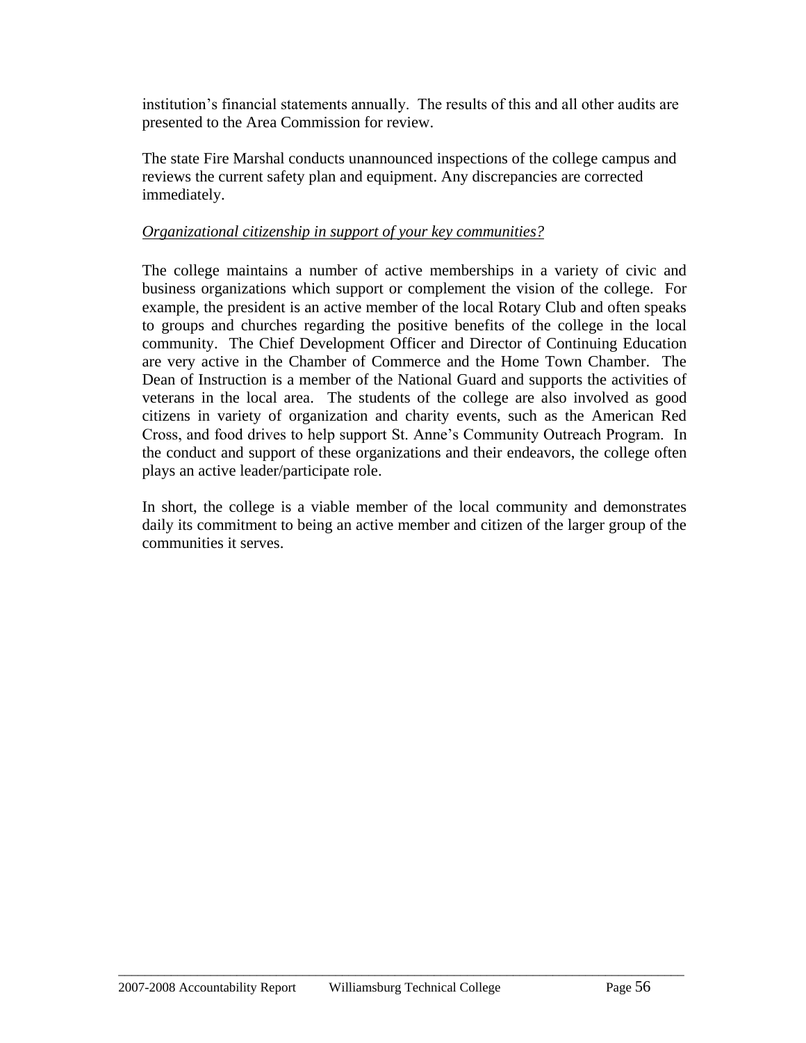institution's financial statements annually. The results of this and all other audits are presented to the Area Commission for review.

The state Fire Marshal conducts unannounced inspections of the college campus and reviews the current safety plan and equipment. Any discrepancies are corrected immediately.

*Organizational citizenship in support of your key communities?*

The college maintains a number of active memberships in a variety of civic and business organizations which support or complement the vision of the college. For example, the president is an active member of the local Rotary Club and often speaks to groups and churches regarding the positive benefits of the college in the local community. The Chief Development Officer and Director of Continuing Education are very active in the Chamber of Commerce and the Home Town Chamber. The Dean of Instruction is a member of the National Guard and supports the activities of veterans in the local area. The students of the college are also involved as good citizens in variety of organization and charity events, such as the American Red Cross, and food drives to help support St. Anne's Community Outreach Program. In the conduct and support of these organizations and their endeavors, the college often plays an active leader/participate role.

In short, the college is a viable member of the local community and demonstrates daily its commitment to being an active member and citizen of the larger group of the communities it serves.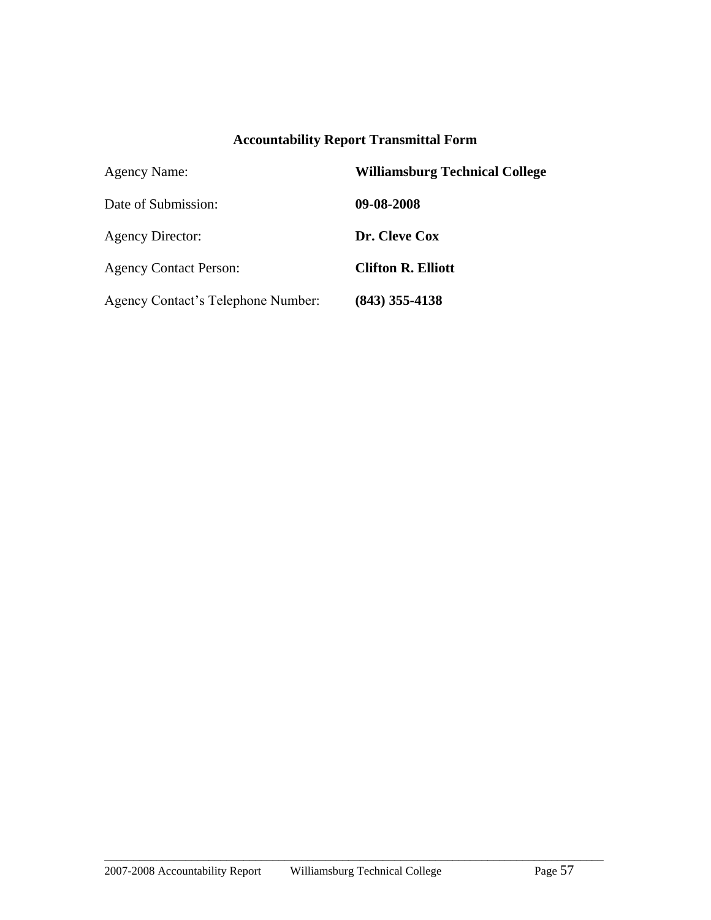## Accountability Report Transmittal Form

| | |
|---|---|
| Agency Name: | **Williamsburg Technical College** |
| Date of Submission: | **09-08-2008** |
| Agency Director: | **Dr. Cleve Cox** |
| Agency Contact Person: | **Clifton R. Elliott** |
| Agency Contact's Telephone Number: | **(843) 355-4138** |